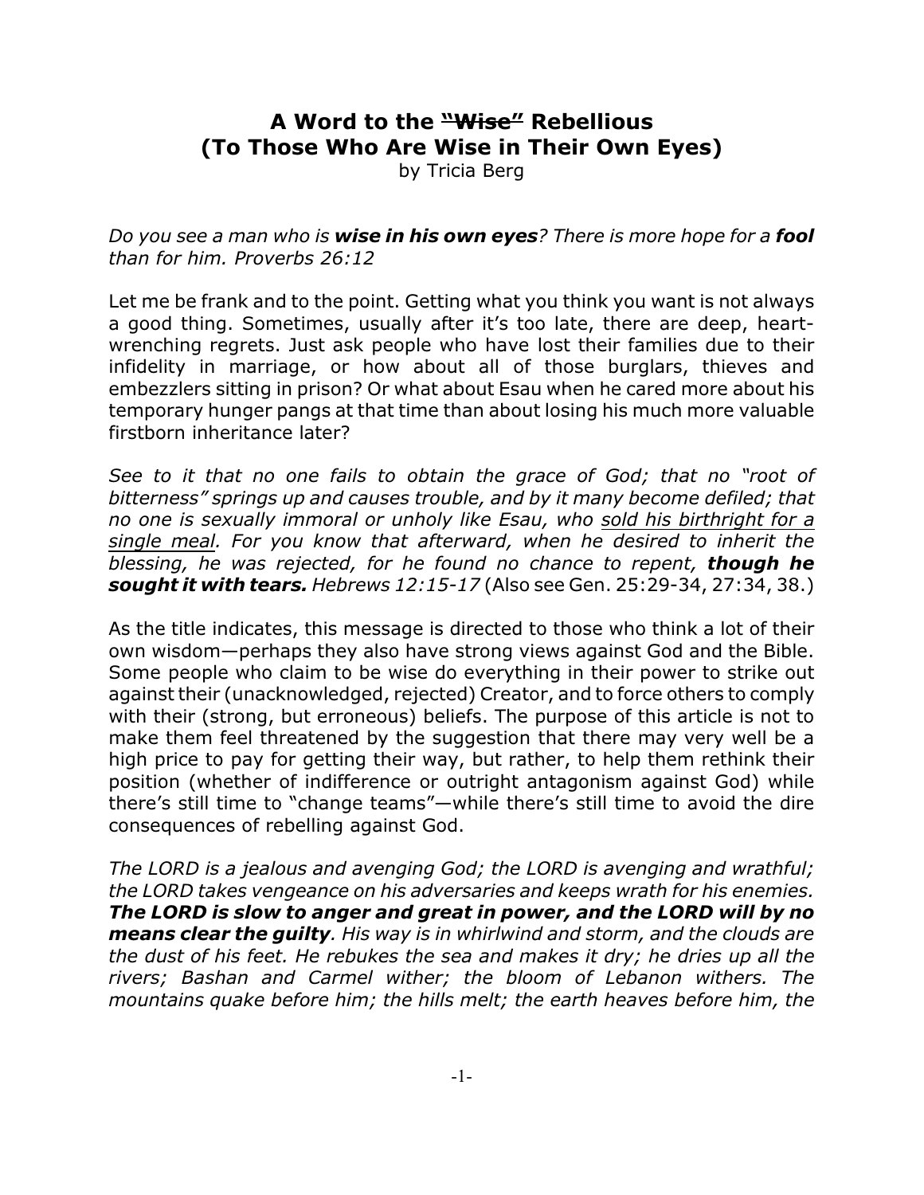# A Word to the ~~"Wise"~~ Rebellious
# (To Those Who Are Wise in Their Own Eyes)

by Tricia Berg

*Do you see a man who is* ***wise in his own eyes****? There is more hope for a* ***fool*** *than for him. Proverbs 26:12*

Let me be frank and to the point. Getting what you think you want is not always a good thing. Sometimes, usually after it's too late, there are deep, heart-wrenching regrets. Just ask people who have lost their families due to their infidelity in marriage, or how about all of those burglars, thieves and embezzlers sitting in prison? Or what about Esau when he cared more about his temporary hunger pangs at that time than about losing his much more valuable firstborn inheritance later?

*See to it that no one fails to obtain the grace of God; that no "root of bitterness" springs up and causes trouble, and by it many become defiled; that no one is sexually immoral or unholy like Esau, who <u>sold his birthright for a single meal</u>. For you know that afterward, when he desired to inherit the blessing, he was rejected, for he found no chance to repent,* ***though he sought it with tears.*** *Hebrews 12:15-17* (Also see Gen. 25:29-34, 27:34, 38.)

As the title indicates, this message is directed to those who think a lot of their own wisdom—perhaps they also have strong views against God and the Bible. Some people who claim to be wise do everything in their power to strike out against their (unacknowledged, rejected) Creator, and to force others to comply with their (strong, but erroneous) beliefs. The purpose of this article is not to make them feel threatened by the suggestion that there may very well be a high price to pay for getting their way, but rather, to help them rethink their position (whether of indifference or outright antagonism against God) while there's still time to "change teams"—while there's still time to avoid the dire consequences of rebelling against God.

*The LORD is a jealous and avenging God; the LORD is avenging and wrathful; the LORD takes vengeance on his adversaries and keeps wrath for his enemies.* ***The LORD is slow to anger and great in power, and the LORD will by no means clear the guilty****. His way is in whirlwind and storm, and the clouds are the dust of his feet. He rebukes the sea and makes it dry; he dries up all the rivers; Bashan and Carmel wither; the bloom of Lebanon withers. The mountains quake before him; the hills melt; the earth heaves before him, the*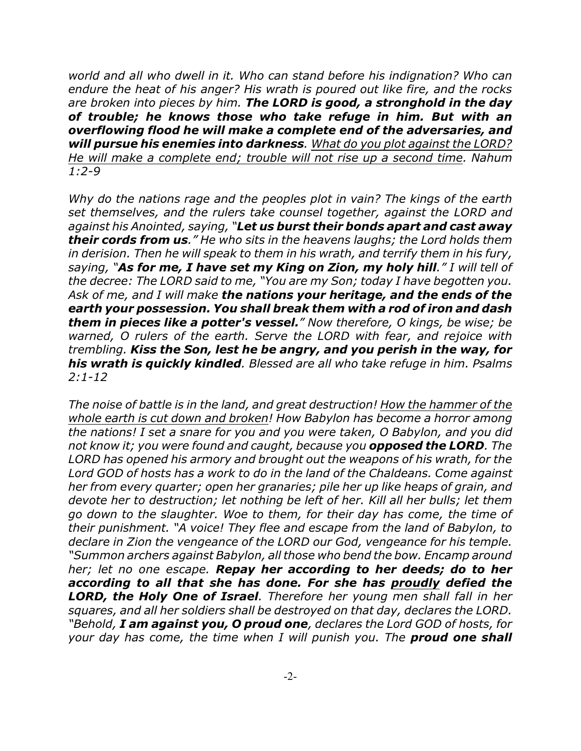*world and all who dwell in it. Who can stand before his indignation? Who can endure the heat of his anger? His wrath is poured out like fire, and the rocks are broken into pieces by him.* ***The LORD is good, a stronghold in the day of trouble; he knows those who take refuge in him. But with an overflowing flood he will make a complete end of the adversaries, and will pursue his enemies into darkness****.* *<u>What do you plot against the LORD? He will make a complete end; trouble will not rise up a second time</u>. Nahum 1:2-9*

*Why do the nations rage and the peoples plot in vain? The kings of the earth set themselves, and the rulers take counsel together, against the LORD and against his Anointed, saying, "****Let us burst their bonds apart and cast away their cords from us****." He who sits in the heavens laughs; the Lord holds them in derision. Then he will speak to them in his wrath, and terrify them in his fury, saying, "****As for me, I have set my King on Zion, my holy hill****." I will tell of the decree: The LORD said to me, "You are my Son; today I have begotten you. Ask of me, and I will make* ***the nations your heritage, and the ends of the earth your possession. You shall break them with a rod of iron and dash them in pieces like a potter's vessel.****" Now therefore, O kings, be wise; be warned, O rulers of the earth. Serve the LORD with fear, and rejoice with trembling.* ***Kiss the Son, lest he be angry, and you perish in the way, for his wrath is quickly kindled****. Blessed are all who take refuge in him. Psalms 2:1-12*

*The noise of battle is in the land, and great destruction! <u>How the hammer of the whole earth is cut down and broken</u>! How Babylon has become a horror among the nations! I set a snare for you and you were taken, O Babylon, and you did not know it; you were found and caught, because you* ***opposed the LORD****. The LORD has opened his armory and brought out the weapons of his wrath, for the Lord GOD of hosts has a work to do in the land of the Chaldeans. Come against her from every quarter; open her granaries; pile her up like heaps of grain, and devote her to destruction; let nothing be left of her. Kill all her bulls; let them go down to the slaughter. Woe to them, for their day has come, the time of their punishment. "A voice! They flee and escape from the land of Babylon, to declare in Zion the vengeance of the LORD our God, vengeance for his temple. "Summon archers against Babylon, all those who bend the bow. Encamp around her; let no one escape.* ***Repay her according to her deeds; do to her according to all that she has done. For she has <u>proudly</u> defied the LORD, the Holy One of Israel****. Therefore her young men shall fall in her squares, and all her soldiers shall be destroyed on that day, declares the LORD. "Behold,* ***I am against you, O proud one****, declares the Lord GOD of hosts, for your day has come, the time when I will punish you. The* ***proud one shall***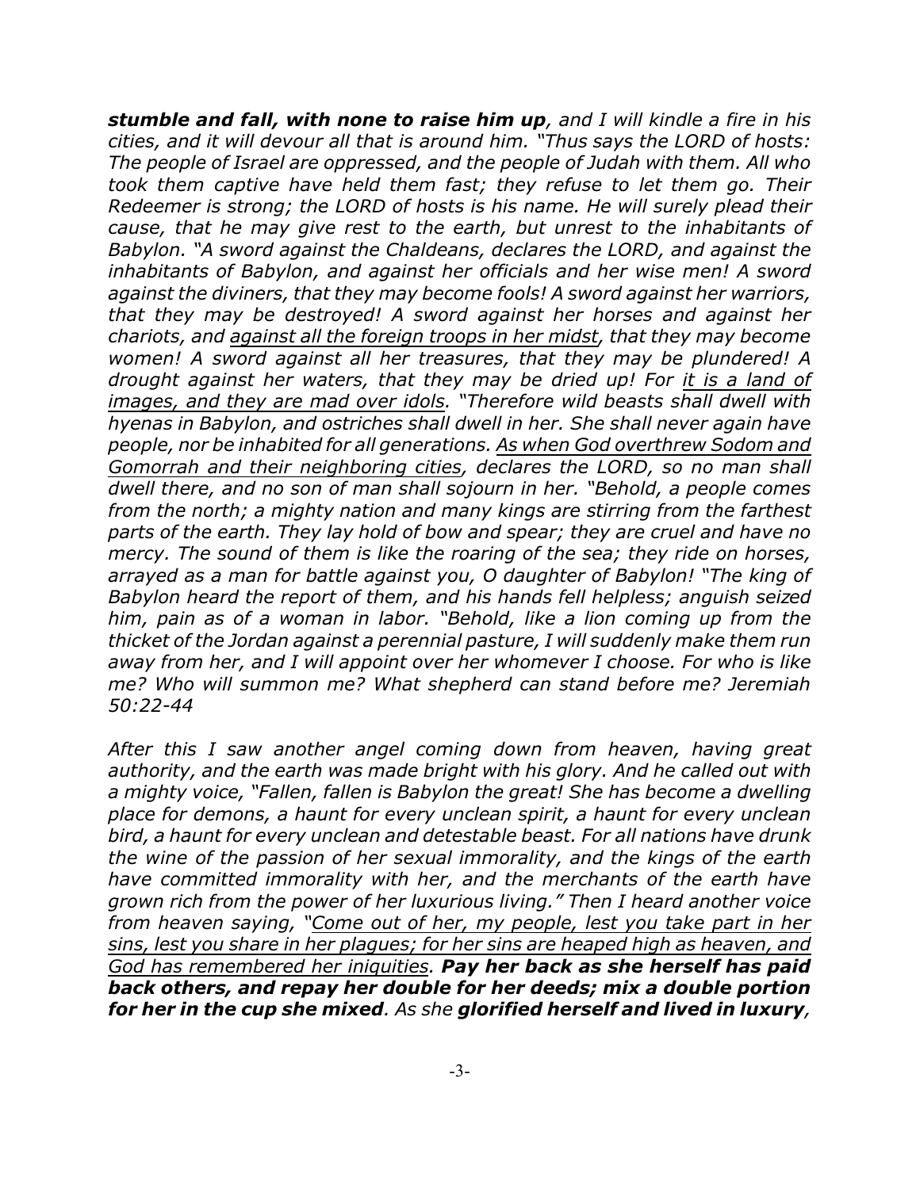*__stumble and fall, with none to raise him up__, and I will kindle a fire in his cities, and it will devour all that is around him. "Thus says the LORD of hosts: The people of Israel are oppressed, and the people of Judah with them. All who took them captive have held them fast; they refuse to let them go. Their Redeemer is strong; the LORD of hosts is his name. He will surely plead their cause, that he may give rest to the earth, but unrest to the inhabitants of Babylon. "A sword against the Chaldeans, declares the LORD, and against the inhabitants of Babylon, and against her officials and her wise men! A sword against the diviners, that they may become fools! A sword against her warriors, that they may be destroyed! A sword against her horses and against her chariots, and <u>against all the foreign troops in her midst</u>, that they may become women! A sword against all her treasures, that they may be plundered! A drought against her waters, that they may be dried up! For <u>it is a land of images, and they are mad over idols</u>. "Therefore wild beasts shall dwell with hyenas in Babylon, and ostriches shall dwell in her. She shall never again have people, nor be inhabited for all generations. <u>As when God overthrew Sodom and Gomorrah and their neighboring cities</u>, declares the LORD, so no man shall dwell there, and no son of man shall sojourn in her. "Behold, a people comes from the north; a mighty nation and many kings are stirring from the farthest parts of the earth. They lay hold of bow and spear; they are cruel and have no mercy. The sound of them is like the roaring of the sea; they ride on horses, arrayed as a man for battle against you, O daughter of Babylon! "The king of Babylon heard the report of them, and his hands fell helpless; anguish seized him, pain as of a woman in labor. "Behold, like a lion coming up from the thicket of the Jordan against a perennial pasture, I will suddenly make them run away from her, and I will appoint over her whomever I choose. For who is like me? Who will summon me? What shepherd can stand before me? Jeremiah 50:22-44*

*After this I saw another angel coming down from heaven, having great authority, and the earth was made bright with his glory. And he called out with a mighty voice, "Fallen, fallen is Babylon the great! She has become a dwelling place for demons, a haunt for every unclean spirit, a haunt for every unclean bird, a haunt for every unclean and detestable beast. For all nations have drunk the wine of the passion of her sexual immorality, and the kings of the earth have committed immorality with her, and the merchants of the earth have grown rich from the power of her luxurious living." Then I heard another voice from heaven saying, "<u>Come out of her, my people, lest you take part in her sins, lest you share in her plagues; for her sins are heaped high as heaven, and God has remembered her iniquities</u>. __Pay her back as she herself has paid back others, and repay her double for her deeds; mix a double portion for her in the cup she mixed__. As she __glorified herself and lived in luxury__,*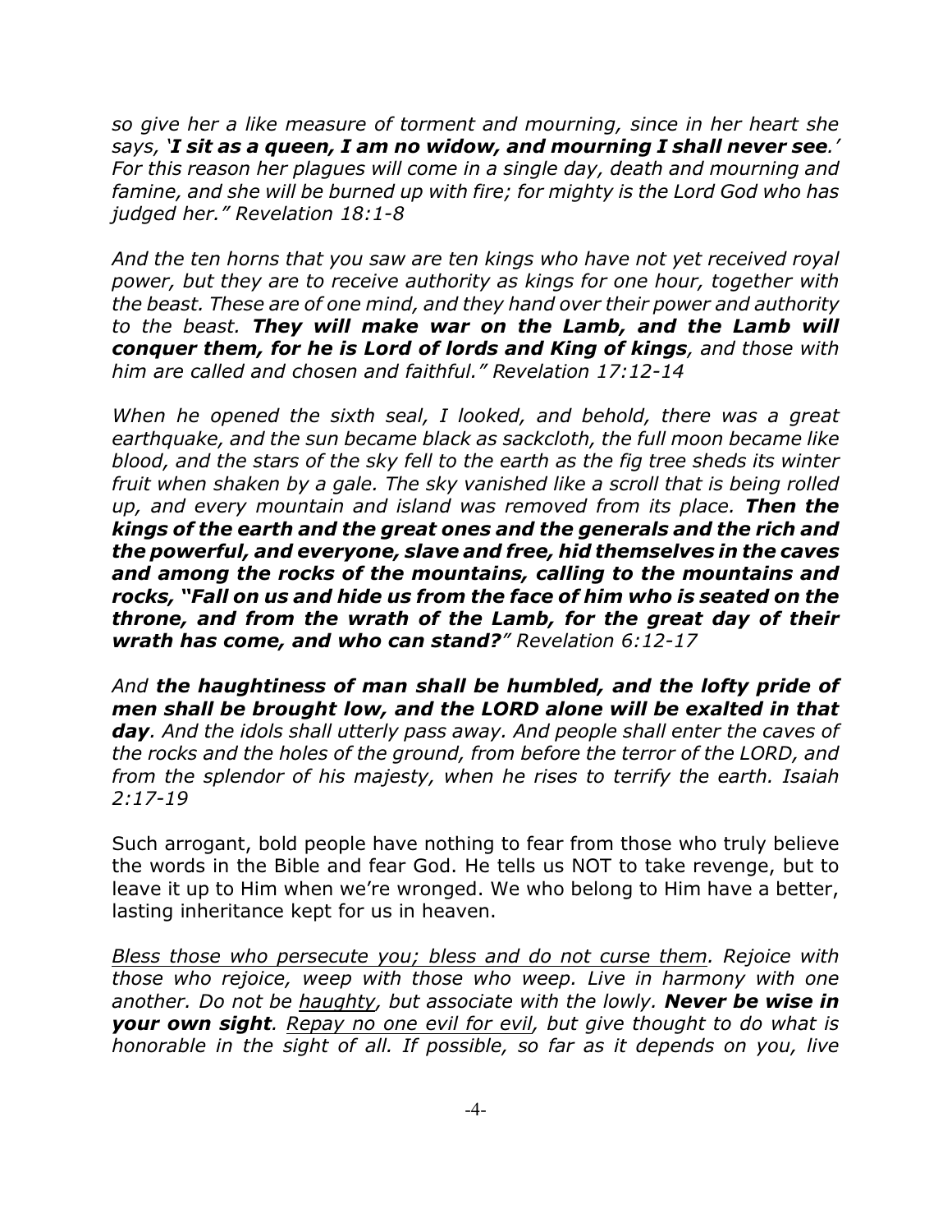*so give her a like measure of torment and mourning, since in her heart she says, '**I sit as a queen, I am no widow, and mourning I shall never see**.' For this reason her plagues will come in a single day, death and mourning and famine, and she will be burned up with fire; for mighty is the Lord God who has judged her." Revelation 18:1-8*

*And the ten horns that you saw are ten kings who have not yet received royal power, but they are to receive authority as kings for one hour, together with the beast. These are of one mind, and they hand over their power and authority to the beast. **They will make war on the Lamb, and the Lamb will conquer them, for he is Lord of lords and King of kings**, and those with him are called and chosen and faithful." Revelation 17:12-14*

*When he opened the sixth seal, I looked, and behold, there was a great earthquake, and the sun became black as sackcloth, the full moon became like blood, and the stars of the sky fell to the earth as the fig tree sheds its winter fruit when shaken by a gale. The sky vanished like a scroll that is being rolled up, and every mountain and island was removed from its place. **Then the kings of the earth and the great ones and the generals and the rich and the powerful, and everyone, slave and free, hid themselves in the caves and among the rocks of the mountains, calling to the mountains and rocks, "Fall on us and hide us from the face of him who is seated on the throne, and from the wrath of the Lamb, for the great day of their wrath has come, and who can stand?**" Revelation 6:12-17*

*And **the haughtiness of man shall be humbled, and the lofty pride of men shall be brought low, and the LORD alone will be exalted in that day**. And the idols shall utterly pass away. And people shall enter the caves of the rocks and the holes of the ground, from before the terror of the LORD, and from the splendor of his majesty, when he rises to terrify the earth. Isaiah 2:17-19*

Such arrogant, bold people have nothing to fear from those who truly believe the words in the Bible and fear God. He tells us NOT to take revenge, but to leave it up to Him when we're wronged. We who belong to Him have a better, lasting inheritance kept for us in heaven.

*<u>Bless those who persecute you; bless and do not curse them</u>. Rejoice with those who rejoice, weep with those who weep. Live in harmony with one another. Do not be <u>haughty</u>, but associate with the lowly. **Never be wise in your own sight**. <u>Repay no one evil for evil</u>, but give thought to do what is honorable in the sight of all. If possible, so far as it depends on you, live*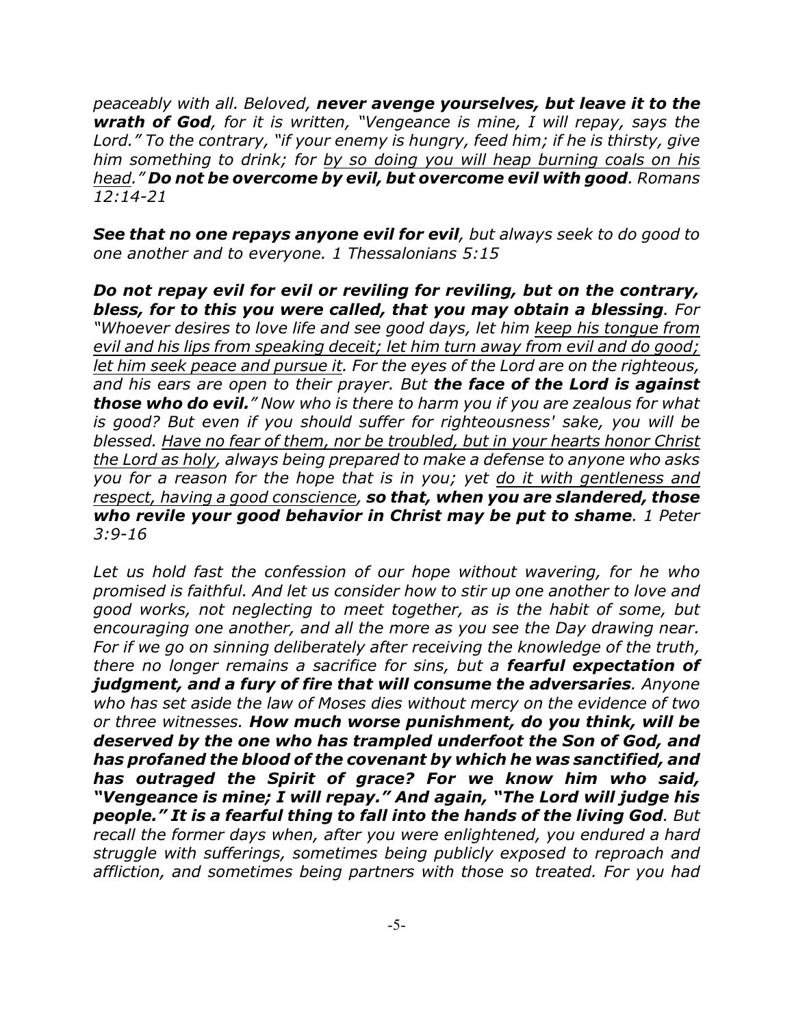*peaceably with all. Beloved,* ***never avenge yourselves, but leave it to the wrath of God****, for it is written, "Vengeance is mine, I will repay, says the Lord." To the contrary, "if your enemy is hungry, feed him; if he is thirsty, give him something to drink; for* <u>*by so doing you will heap burning coals on his head*</u>*."* ***Do not be overcome by evil, but overcome evil with good****. Romans 12:14-21*

***See that no one repays anyone evil for evil****, but always seek to do good to one another and to everyone. 1 Thessalonians 5:15*

***Do not repay evil for evil or reviling for reviling, but on the contrary, bless, for to this you were called, that you may obtain a blessing****. For "Whoever desires to love life and see good days, let him* <u>*keep his tongue from evil and his lips from speaking deceit; let him turn away from evil and do good; let him seek peace and pursue it*</u>*. For the eyes of the Lord are on the righteous, and his ears are open to their prayer. But* ***the face of the Lord is against those who do evil.****" Now who is there to harm you if you are zealous for what is good? But even if you should suffer for righteousness' sake, you will be blessed.* <u>*Have no fear of them, nor be troubled, but in your hearts honor Christ the Lord as holy*</u>*, always being prepared to make a defense to anyone who asks you for a reason for the hope that is in you; yet* <u>*do it with gentleness and respect, having a good conscience*</u>*,* ***so that, when you are slandered, those who revile your good behavior in Christ may be put to shame****. 1 Peter 3:9-16*

*Let us hold fast the confession of our hope without wavering, for he who promised is faithful. And let us consider how to stir up one another to love and good works, not neglecting to meet together, as is the habit of some, but encouraging one another, and all the more as you see the Day drawing near. For if we go on sinning deliberately after receiving the knowledge of the truth, there no longer remains a sacrifice for sins, but a* ***fearful expectation of judgment, and a fury of fire that will consume the adversaries****. Anyone who has set aside the law of Moses dies without mercy on the evidence of two or three witnesses.* ***How much worse punishment, do you think, will be deserved by the one who has trampled underfoot the Son of God, and has profaned the blood of the covenant by which he was sanctified, and has outraged the Spirit of grace? For we know him who said, "Vengeance is mine; I will repay." And again, "The Lord will judge his people." It is a fearful thing to fall into the hands of the living God****. But recall the former days when, after you were enlightened, you endured a hard struggle with sufferings, sometimes being publicly exposed to reproach and affliction, and sometimes being partners with those so treated. For you had*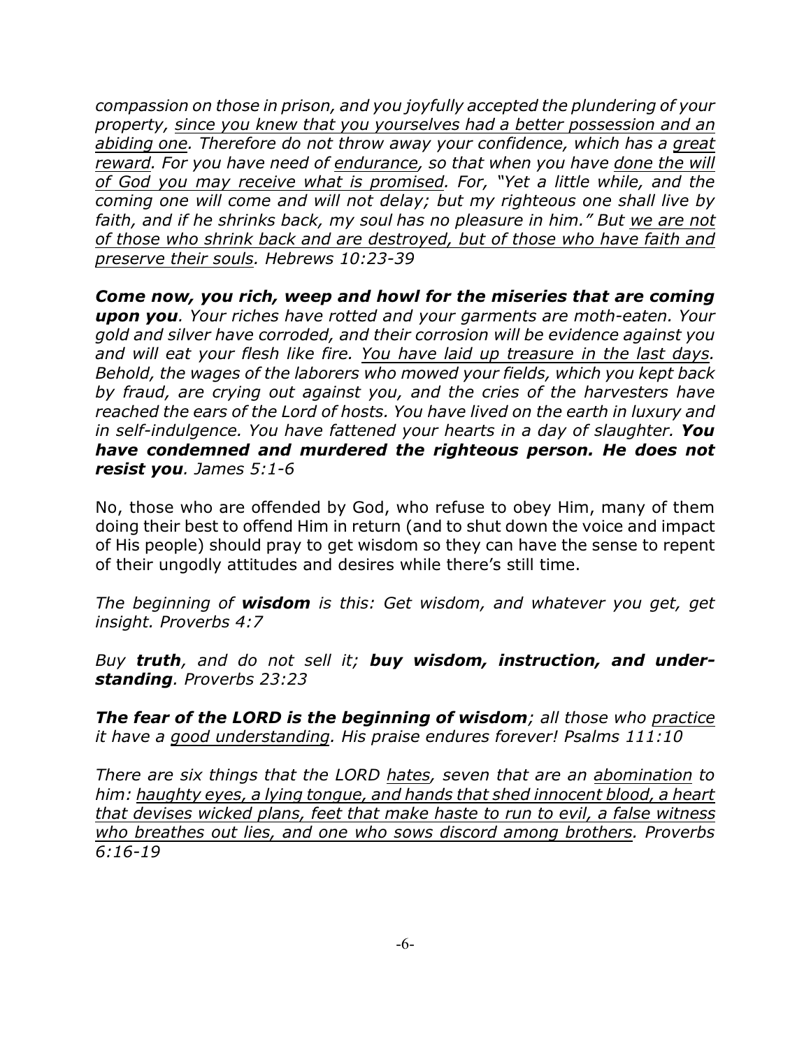*compassion on those in prison, and you joyfully accepted the plundering of your property, <u>since you knew that you yourselves had a better possession and an abiding one</u>. Therefore do not throw away your confidence, which has a <u>great reward</u>. For you have need of <u>endurance</u>, so that when you have <u>done the will of God you may receive what is promised</u>. For, "Yet a little while, and the coming one will come and will not delay; but my righteous one shall live by faith, and if he shrinks back, my soul has no pleasure in him." But <u>we are not of those who shrink back and are destroyed, but of those who have faith and preserve their souls</u>. Hebrews 10:23-39*

***Come now, you rich, weep and howl for the miseries that are coming upon you**. Your riches have rotted and your garments are moth-eaten. Your gold and silver have corroded, and their corrosion will be evidence against you and will eat your flesh like fire. <u>You have laid up treasure in the last days</u>. Behold, the wages of the laborers who mowed your fields, which you kept back by fraud, are crying out against you, and the cries of the harvesters have reached the ears of the Lord of hosts. You have lived on the earth in luxury and in self-indulgence. You have fattened your hearts in a day of slaughter. **You have condemned and murdered the righteous person. He does not resist you**. James 5:1-6*

No, those who are offended by God, who refuse to obey Him, many of them doing their best to offend Him in return (and to shut down the voice and impact of His people) should pray to get wisdom so they can have the sense to repent of their ungodly attitudes and desires while there's still time.

*The beginning of **wisdom** is this: Get wisdom, and whatever you get, get insight. Proverbs 4:7*

*Buy **truth**, and do not sell it; **buy wisdom, instruction, and understanding**. Proverbs 23:23*

***The fear of the LORD is the beginning of wisdom**; all those who <u>practice</u> it have a <u>good understanding</u>. His praise endures forever! Psalms 111:10*

*There are six things that the LORD <u>hates</u>, seven that are an <u>abomination</u> to him: <u>haughty eyes, a lying tongue, and hands that shed innocent blood, a heart that devises wicked plans, feet that make haste to run to evil, a false witness who breathes out lies, and one who sows discord among brothers</u>. Proverbs 6:16-19*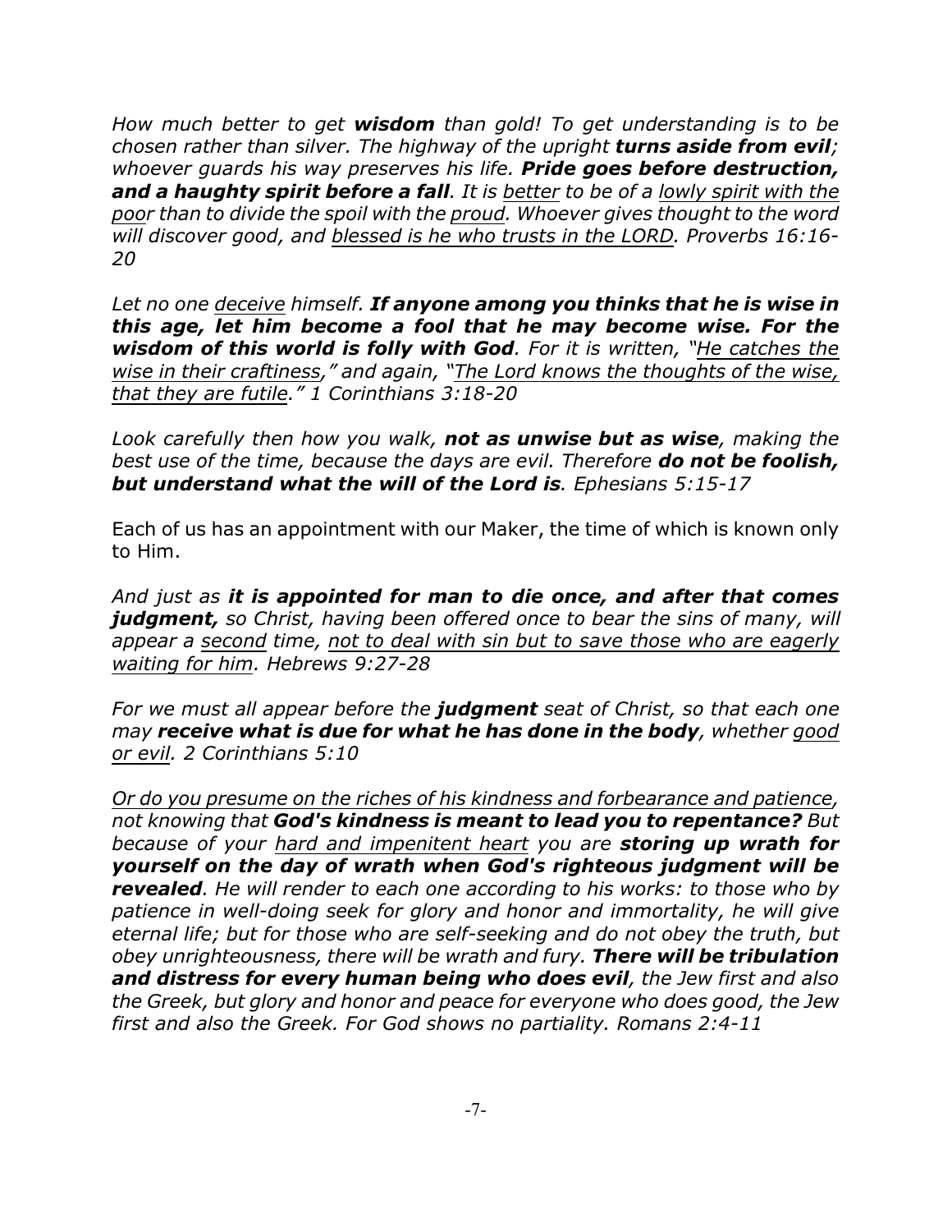*How much better to get **wisdom** than gold! To get understanding is to be chosen rather than silver. The highway of the upright **turns aside from evil**; whoever guards his way preserves his life. **Pride goes before destruction, and a haughty spirit before a fall**. It is <u>better</u> to be of a <u>lowly spirit with the poor</u> than to divide the spoil with the <u>proud</u>. Whoever gives thought to the word will discover good, and <u>blessed is he who trusts in the LORD</u>. Proverbs 16:16-20*

*Let no one <u>deceive</u> himself. **If anyone among you thinks that he is wise in this age, let him become a fool that he may become wise. For the wisdom of this world is folly with God**. For it is written, "<u>He catches the wise in their craftiness</u>," and again, "<u>The Lord knows the thoughts of the wise, that they are futile</u>." 1 Corinthians 3:18-20*

*Look carefully then how you walk, **not as unwise but as wise**, making the best use of the time, because the days are evil. Therefore **do not be foolish, but understand what the will of the Lord is**. Ephesians 5:15-17*

Each of us has an appointment with our Maker, the time of which is known only to Him.

*And just as **it is appointed for man to die once, and after that comes judgment,** so Christ, having been offered once to bear the sins of many, will appear a <u>second</u> time, <u>not to deal with sin but to save those who are eagerly waiting for him</u>. Hebrews 9:27-28*

*For we must all appear before the **judgment** seat of Christ, so that each one may **receive what is due for what he has done in the body**, whether <u>good or evil</u>. 2 Corinthians 5:10*

*<u>Or do you presume on the riches of his kindness and forbearance and patience</u>, not knowing that **God's kindness is meant to lead you to repentance?** But because of your <u>hard and impenitent heart</u> you are **storing up wrath for yourself on the day of wrath when God's righteous judgment will be revealed**. He will render to each one according to his works: to those who by patience in well-doing seek for glory and honor and immortality, he will give eternal life; but for those who are self-seeking and do not obey the truth, but obey unrighteousness, there will be wrath and fury. **There will be tribulation and distress for every human being who does evil**, the Jew first and also the Greek, but glory and honor and peace for everyone who does good, the Jew first and also the Greek. For God shows no partiality. Romans 2:4-11*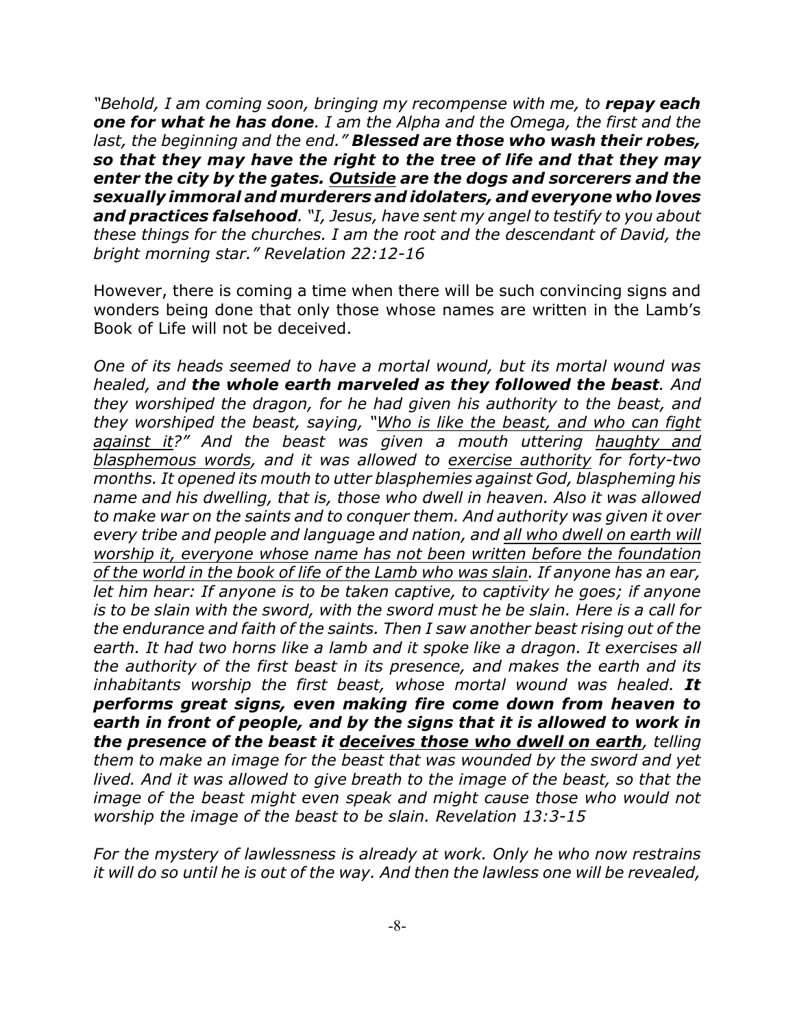*"Behold, I am coming soon, bringing my recompense with me, to* ***repay each one for what he has done****. I am the Alpha and the Omega, the first and the last, the beginning and the end."* ***Blessed are those who wash their robes, so that they may have the right to the tree of life and that they may enter the city by the gates. <u>Outside</u> are the dogs and sorcerers and the sexually immoral and murderers and idolaters, and everyone who loves and practices falsehood****. "I, Jesus, have sent my angel to testify to you about these things for the churches. I am the root and the descendant of David, the bright morning star." Revelation 22:12-16*

However, there is coming a time when there will be such convincing signs and wonders being done that only those whose names are written in the Lamb's Book of Life will not be deceived.

*One of its heads seemed to have a mortal wound, but its mortal wound was healed, and* ***the whole earth marveled as they followed the beast****. And they worshiped the dragon, for he had given his authority to the beast, and they worshiped the beast, saying, "<u>Who is like the beast, and who can fight against it</u>?" And the beast was given a mouth uttering <u>haughty and blasphemous words</u>, and it was allowed to <u>exercise authority</u> for forty-two months. It opened its mouth to utter blasphemies against God, blaspheming his name and his dwelling, that is, those who dwell in heaven. Also it was allowed to make war on the saints and to conquer them. And authority was given it over every tribe and people and language and nation, and <u>all who dwell on earth will worship it, everyone whose name has not been written before the foundation of the world in the book of life of the Lamb who was slain</u>. If anyone has an ear, let him hear: If anyone is to be taken captive, to captivity he goes; if anyone is to be slain with the sword, with the sword must he be slain. Here is a call for the endurance and faith of the saints. Then I saw another beast rising out of the earth. It had two horns like a lamb and it spoke like a dragon. It exercises all the authority of the first beast in its presence, and makes the earth and its inhabitants worship the first beast, whose mortal wound was healed.* ***It performs great signs, even making fire come down from heaven to earth in front of people, and by the signs that it is allowed to work in the presence of the beast it <u>deceives those who dwell on earth</u>****, telling them to make an image for the beast that was wounded by the sword and yet lived. And it was allowed to give breath to the image of the beast, so that the image of the beast might even speak and might cause those who would not worship the image of the beast to be slain. Revelation 13:3-15*

*For the mystery of lawlessness is already at work. Only he who now restrains it will do so until he is out of the way. And then the lawless one will be revealed,*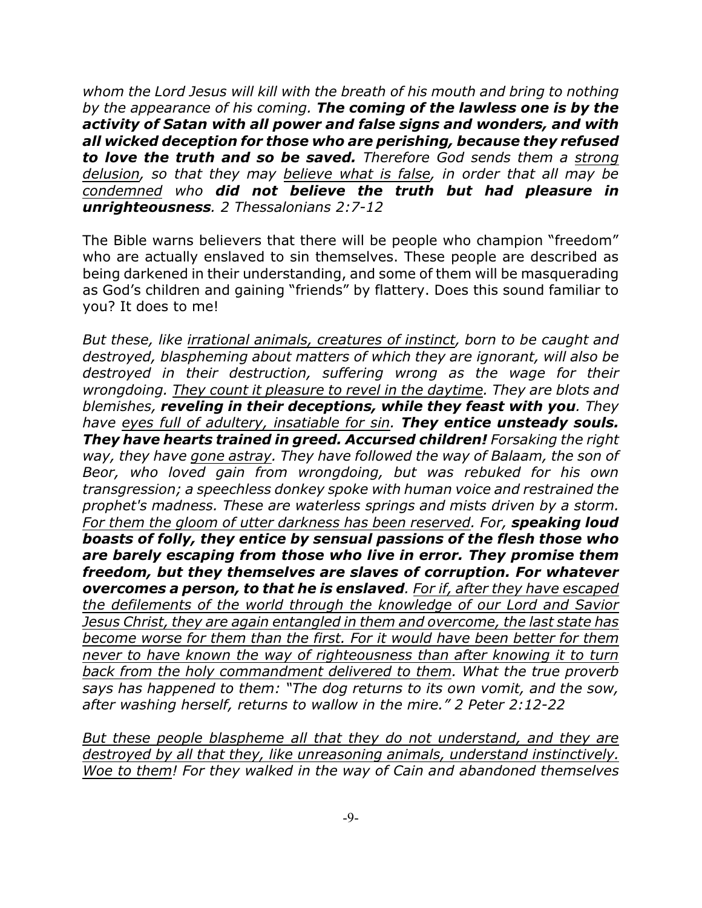*whom the Lord Jesus will kill with the breath of his mouth and bring to nothing by the appearance of his coming.* ***The coming of the lawless one is by the activity of Satan with all power and false signs and wonders, and with all wicked deception for those who are perishing, because they refused to love the truth and so be saved.*** *Therefore God sends them a <u>strong delusion</u>, so that they may <u>believe what is false</u>, in order that all may be <u>condemned</u> who* ***did not believe the truth but had pleasure in unrighteousness****. 2 Thessalonians 2:7-12*

The Bible warns believers that there will be people who champion "freedom" who are actually enslaved to sin themselves. These people are described as being darkened in their understanding, and some of them will be masquerading as God's children and gaining "friends" by flattery. Does this sound familiar to you? It does to me!

*But these, like <u>irrational animals, creatures of instinct</u>, born to be caught and destroyed, blaspheming about matters of which they are ignorant, will also be destroyed in their destruction, suffering wrong as the wage for their wrongdoing. <u>They count it pleasure to revel in the daytime</u>. They are blots and blemishes,* ***reveling in their deceptions, while they feast with you****. They have <u>eyes full of adultery, insatiable for sin</u>.* ***They entice unsteady souls. They have hearts trained in greed. Accursed children!*** *Forsaking the right way, they have <u>gone astray</u>. They have followed the way of Balaam, the son of Beor, who loved gain from wrongdoing, but was rebuked for his own transgression; a speechless donkey spoke with human voice and restrained the prophet's madness. These are waterless springs and mists driven by a storm. <u>For them the gloom of utter darkness has been reserved</u>. For,* ***speaking loud boasts of folly, they entice by sensual passions of the flesh those who are barely escaping from those who live in error. They promise them freedom, but they themselves are slaves of corruption. For whatever overcomes a person, to that he is enslaved****. <u>For if, after they have escaped the defilements of the world through the knowledge of our Lord and Savior Jesus Christ, they are again entangled in them and overcome, the last state has become worse for them than the first. For it would have been better for them never to have known the way of righteousness than after knowing it to turn back from the holy commandment delivered to them</u>. What the true proverb says has happened to them: "The dog returns to its own vomit, and the sow, after washing herself, returns to wallow in the mire." 2 Peter 2:12-22*

*<u>But these people blaspheme all that they do not understand, and they are destroyed by all that they, like unreasoning animals, understand instinctively. Woe to them</u>! For they walked in the way of Cain and abandoned themselves*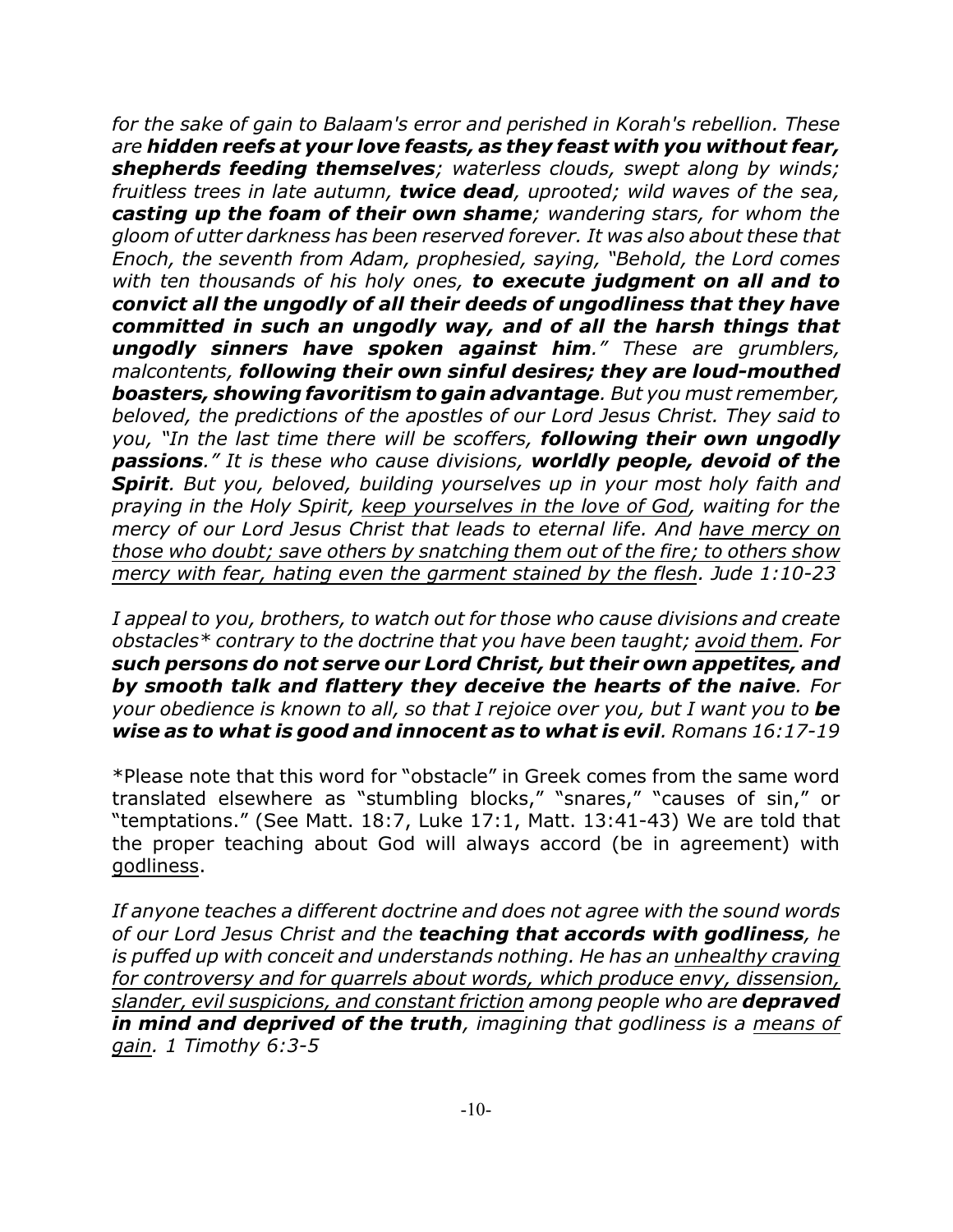*for the sake of gain to Balaam's error and perished in Korah's rebellion. These are **hidden reefs at your love feasts, as they feast with you without fear, shepherds feeding themselves**; waterless clouds, swept along by winds; fruitless trees in late autumn, **twice dead**, uprooted; wild waves of the sea, **casting up the foam of their own shame**; wandering stars, for whom the gloom of utter darkness has been reserved forever. It was also about these that Enoch, the seventh from Adam, prophesied, saying, "Behold, the Lord comes with ten thousands of his holy ones, **to execute judgment on all and to convict all the ungodly of all their deeds of ungodliness that they have committed in such an ungodly way, and of all the harsh things that ungodly sinners have spoken against him**." These are grumblers, malcontents, **following their own sinful desires; they are loud-mouthed boasters, showing favoritism to gain advantage**. But you must remember, beloved, the predictions of the apostles of our Lord Jesus Christ. They said to you, "In the last time there will be scoffers, **following their own ungodly passions**." It is these who cause divisions, **worldly people, devoid of the Spirit**. But you, beloved, building yourselves up in your most holy faith and praying in the Holy Spirit, <u>keep yourselves in the love of God</u>, waiting for the mercy of our Lord Jesus Christ that leads to eternal life. And <u>have mercy on those who doubt; save others by snatching them out of the fire; to others show mercy with fear, hating even the garment stained by the flesh</u>. Jude 1:10-23*

*I appeal to you, brothers, to watch out for those who cause divisions and create obstacles* contrary to the doctrine that you have been taught; <u>avoid them</u>. For **such persons do not serve our Lord Christ, but their own appetites, and by smooth talk and flattery they deceive the hearts of the naive**. For your obedience is known to all, so that I rejoice over you, but I want you to **be wise as to what is good and innocent as to what is evil**. Romans 16:17-19*

*Please note that this word for "obstacle" in Greek comes from the same word translated elsewhere as "stumbling blocks," "snares," "causes of sin," or "temptations." (See Matt. 18:7, Luke 17:1, Matt. 13:41-43) We are told that the proper teaching about God will always accord (be in agreement) with <u>godliness</u>.

*If anyone teaches a different doctrine and does not agree with the sound words of our Lord Jesus Christ and the **teaching that accords with godliness**, he is puffed up with conceit and understands nothing. He has an <u>unhealthy craving for controversy and for quarrels about words, which produce envy, dissension, slander, evil suspicions, and constant friction</u> among people who are **depraved in mind and deprived of the truth**, imagining that godliness is a <u>means of gain</u>. 1 Timothy 6:3-5*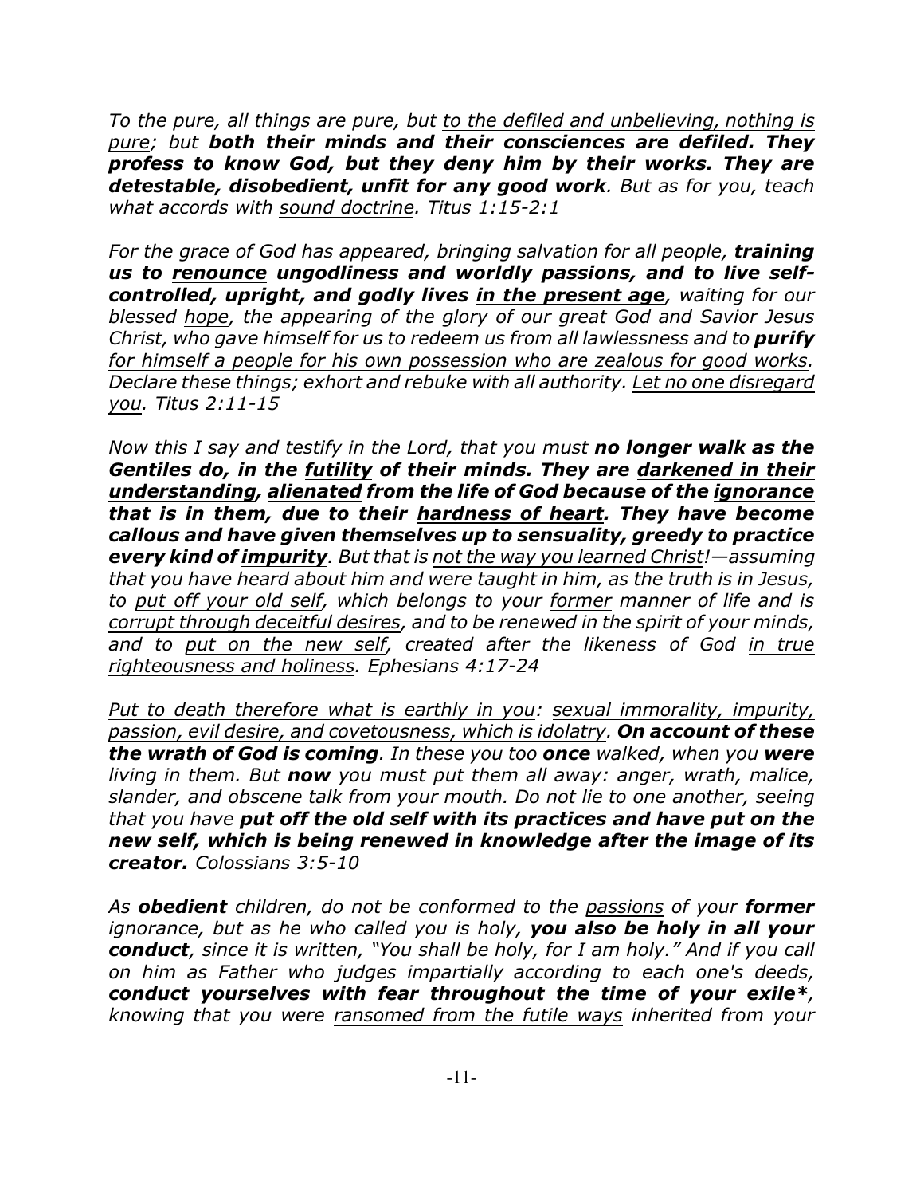*To the pure, all things are pure, but <u>to the defiled and unbelieving, nothing is pure</u>; but **both their minds and their consciences are defiled. They profess to know God, but they deny him by their works. They are detestable, disobedient, unfit for any good work**. But as for you, teach what accords with <u>sound doctrine</u>. Titus 1:15-2:1*

*For the grace of God has appeared, bringing salvation for all people, **training us to <u>renounce</u> ungodliness and worldly passions, and to live self-controlled, upright, and godly lives <u>in the present age</u>**, waiting for our blessed <u>hope</u>, the appearing of the glory of our great God and Savior Jesus Christ, who gave himself for us to <u>redeem us from all lawlessness and to **purify** for himself a people for his own possession who are zealous for good works</u>. Declare these things; exhort and rebuke with all authority. <u>Let no one disregard you</u>. Titus 2:11-15*

*Now this I say and testify in the Lord, that you must **no longer walk as the Gentiles do, in the <u>futility</u> of their minds. They are <u>darkened in their understanding</u>, <u>alienated</u> from the life of God because of the <u>ignorance</u> that is in them, due to their <u>hardness of heart</u>. They have become <u>callous</u> and have given themselves up to <u>sensuality</u>, <u>greedy</u> to practice every kind of <u>impurity</u>**. But that is <u>not the way you learned Christ</u>!—assuming that you have heard about him and were taught in him, as the truth is in Jesus, to <u>put off your old self</u>, which belongs to your <u>former</u> manner of life and is <u>corrupt through deceitful desires</u>, and to be renewed in the spirit of your minds, and to <u>put on the new self</u>, created after the likeness of God <u>in true righteousness and holiness</u>. Ephesians 4:17-24*

*<u>Put to death therefore what is earthly in you</u>: <u>sexual immorality, impurity, passion, evil desire, and covetousness, which is idolatry</u>. **On account of these the wrath of God is coming**. In these you too **once** walked, when you **were** living in them. But **now** you must put them all away: anger, wrath, malice, slander, and obscene talk from your mouth. Do not lie to one another, seeing that you have **put off the old self with its practices and have put on the new self, which is being renewed in knowledge after the image of its creator.** Colossians 3:5-10*

*As **obedient** children, do not be conformed to the <u>passions</u> of your **former** ignorance, but as he who called you is holy, **you also be holy in all your conduct**, since it is written, "You shall be holy, for I am holy." And if you call on him as Father who judges impartially according to each one's deeds, **conduct yourselves with fear throughout the time of your exile***, knowing that you were <u>ransomed from the futile ways</u> inherited from your*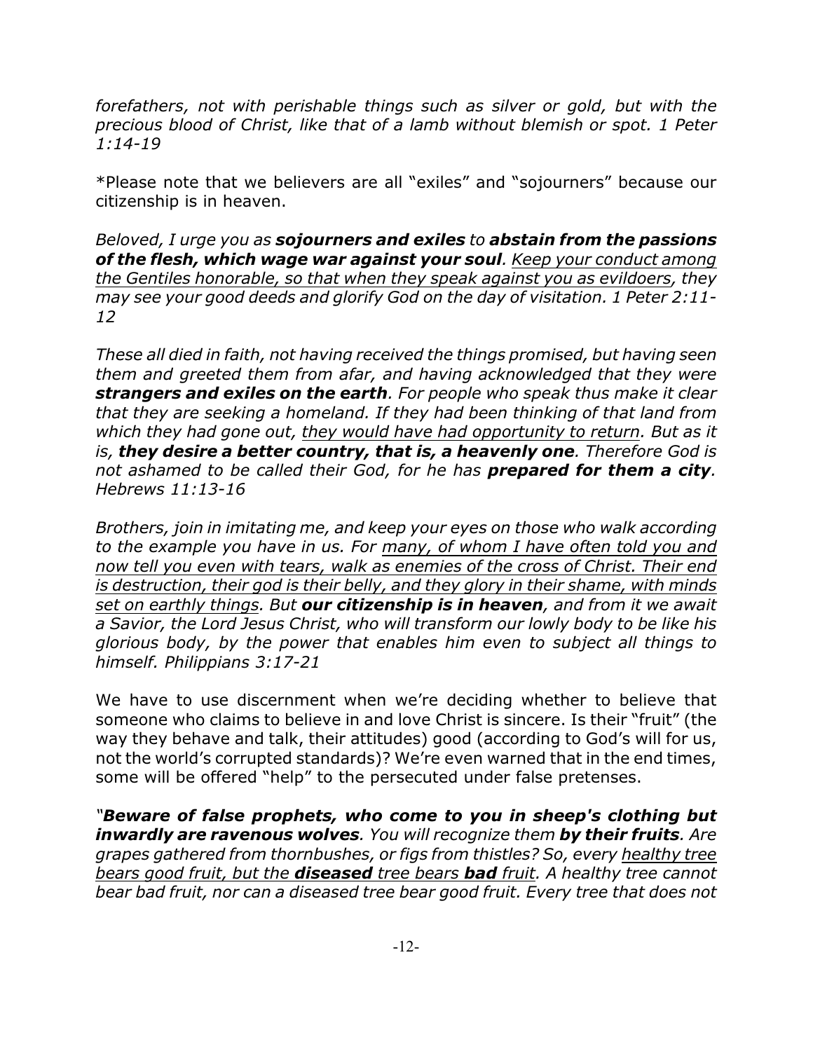*forefathers, not with perishable things such as silver or gold, but with the precious blood of Christ, like that of a lamb without blemish or spot. 1 Peter 1:14-19*

*Please note that we believers are all "exiles" and "sojourners" because our citizenship is in heaven.

*Beloved, I urge you as **sojourners and exiles** to **abstain from the passions of the flesh, which wage war against your soul**. <u>Keep your conduct among the Gentiles honorable, so that when they speak against you as evildoers</u>, they may see your good deeds and glorify God on the day of visitation. 1 Peter 2:11-12*

*These all died in faith, not having received the things promised, but having seen them and greeted them from afar, and having acknowledged that they were **strangers and exiles on the earth**. For people who speak thus make it clear that they are seeking a homeland. If they had been thinking of that land from which they had gone out, <u>they would have had opportunity to return</u>. But as it is, **they desire a better country, that is, a heavenly one**. Therefore God is not ashamed to be called their God, for he has **prepared for them a city**. Hebrews 11:13-16*

*Brothers, join in imitating me, and keep your eyes on those who walk according to the example you have in us. For <u>many, of whom I have often told you and now tell you even with tears, walk as enemies of the cross of Christ. Their end is destruction, their god is their belly, and they glory in their shame, with minds set on earthly things</u>. But **our citizenship is in heaven**, and from it we await a Savior, the Lord Jesus Christ, who will transform our lowly body to be like his glorious body, by the power that enables him even to subject all things to himself. Philippians 3:17-21*

We have to use discernment when we're deciding whether to believe that someone who claims to believe in and love Christ is sincere. Is their "fruit" (the way they behave and talk, their attitudes) good (according to God's will for us, not the world's corrupted standards)? We're even warned that in the end times, some will be offered "help" to the persecuted under false pretenses.

*"**Beware of false prophets, who come to you in sheep's clothing but inwardly are ravenous wolves**. You will recognize them **by their fruits**. Are grapes gathered from thornbushes, or figs from thistles? So, every <u>healthy tree bears good fruit, but the **diseased** tree bears **bad** fruit</u>. A healthy tree cannot bear bad fruit, nor can a diseased tree bear good fruit. Every tree that does not*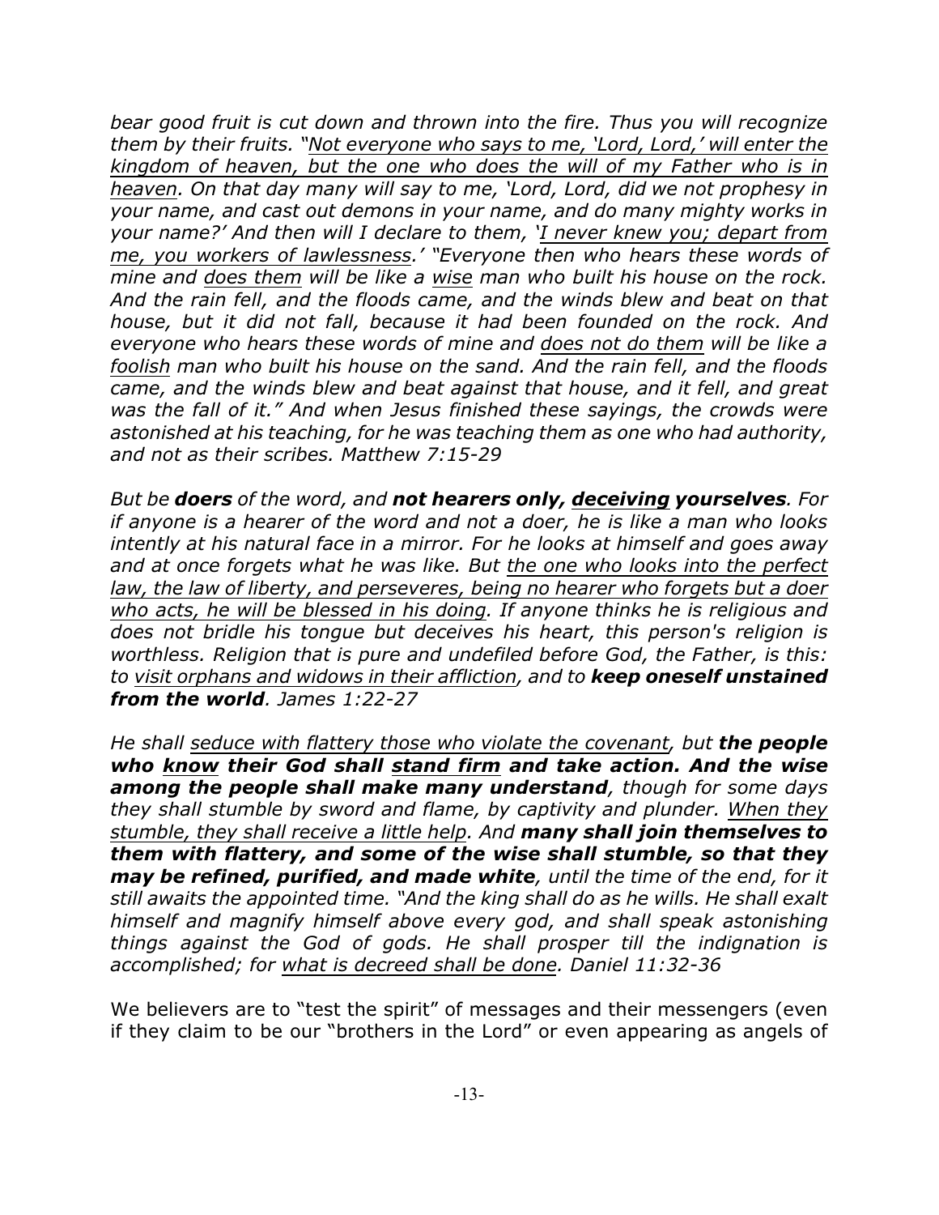*bear good fruit is cut down and thrown into the fire. Thus you will recognize them by their fruits. "<u>Not everyone who says to me, 'Lord, Lord,' will enter the kingdom of heaven, but the one who does the will of my Father who is in heaven</u>. On that day many will say to me, 'Lord, Lord, did we not prophesy in your name, and cast out demons in your name, and do many mighty works in your name?' And then will I declare to them, '<u>I never knew you; depart from me, you workers of lawlessness</u>.' "Everyone then who hears these words of mine and <u>does them</u> will be like a <u>wise</u> man who built his house on the rock. And the rain fell, and the floods came, and the winds blew and beat on that house, but it did not fall, because it had been founded on the rock. And everyone who hears these words of mine and <u>does not do them</u> will be like a <u>foolish</u> man who built his house on the sand. And the rain fell, and the floods came, and the winds blew and beat against that house, and it fell, and great was the fall of it." And when Jesus finished these sayings, the crowds were astonished at his teaching, for he was teaching them as one who had authority, and not as their scribes. Matthew 7:15-29*

*But be **doers** of the word, and **not hearers only, <u>deceiving</u> yourselves**. For if anyone is a hearer of the word and not a doer, he is like a man who looks intently at his natural face in a mirror. For he looks at himself and goes away and at once forgets what he was like. But <u>the one who looks into the perfect law, the law of liberty, and perseveres, being no hearer who forgets but a doer who acts, he will be blessed in his doing</u>. If anyone thinks he is religious and does not bridle his tongue but deceives his heart, this person's religion is worthless. Religion that is pure and undefiled before God, the Father, is this: to <u>visit orphans and widows in their affliction</u>, and to **keep oneself unstained from the world**. James 1:22-27*

*He shall <u>seduce with flattery those who violate the covenant</u>, but **the people who <u>know</u> their God shall <u>stand firm</u> and take action. And the wise among the people shall make many understand**, though for some days they shall stumble by sword and flame, by captivity and plunder. <u>When they stumble, they shall receive a little help</u>. And **many shall join themselves to them with flattery, and some of the wise shall stumble, so that they may be refined, purified, and made white**, until the time of the end, for it still awaits the appointed time. "And the king shall do as he wills. He shall exalt himself and magnify himself above every god, and shall speak astonishing things against the God of gods. He shall prosper till the indignation is accomplished; for <u>what is decreed shall be done</u>. Daniel 11:32-36*

We believers are to "test the spirit" of messages and their messengers (even if they claim to be our "brothers in the Lord" or even appearing as angels of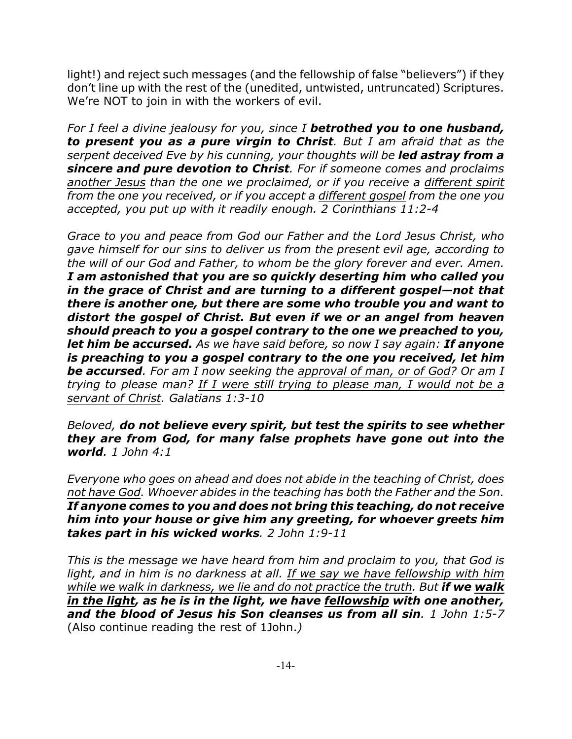light!) and reject such messages (and the fellowship of false "believers") if they don't line up with the rest of the (unedited, untwisted, untruncated) Scriptures. We're NOT to join in with the workers of evil.

*For I feel a divine jealousy for you, since I* ***betrothed you to one husband, to present you as a pure virgin to Christ****. But I am afraid that as the serpent deceived Eve by his cunning, your thoughts will be* ***led astray from a sincere and pure devotion to Christ****. For if someone comes and proclaims* <u>*another Jesus*</u> *than the one we proclaimed, or if you receive a* <u>*different spirit*</u> *from the one you received, or if you accept a* <u>*different gospel*</u> *from the one you accepted, you put up with it readily enough. 2 Corinthians 11:2-4*

*Grace to you and peace from God our Father and the Lord Jesus Christ, who gave himself for our sins to deliver us from the present evil age, according to the will of our God and Father, to whom be the glory forever and ever. Amen.* ***I am astonished that you are so quickly deserting him who called you in the grace of Christ and are turning to a different gospel—not that there is another one, but there are some who trouble you and want to distort the gospel of Christ. But even if we or an angel from heaven should preach to you a gospel contrary to the one we preached to you, let him be accursed.*** *As we have said before, so now I say again:* ***If anyone is preaching to you a gospel contrary to the one you received, let him be accursed****. For am I now seeking the* <u>*approval of man, or of God*</u>*? Or am I trying to please man?* <u>*If I were still trying to please man, I would not be a servant of Christ*</u>*. Galatians 1:3-10*

*Beloved,* ***do not believe every spirit, but test the spirits to see whether they are from God, for many false prophets have gone out into the world****. 1 John 4:1*

<u>*Everyone who goes on ahead and does not abide in the teaching of Christ, does not have God*</u>*. Whoever abides in the teaching has both the Father and the Son.* ***If anyone comes to you and does not bring this teaching, do not receive him into your house or give him any greeting, for whoever greets him takes part in his wicked works****. 2 John 1:9-11*

*This is the message we have heard from him and proclaim to you, that God is light, and in him is no darkness at all.* <u>*If we say we have fellowship with him while we walk in darkness, we lie and do not practice the truth*</u>*. But* ***if we*** <u>***walk in the light***</u>***, as he is in the light, we have*** <u>***fellowship***</u> ***with one another, and the blood of Jesus his Son cleanses us from all sin****. 1 John 1:5-7* (Also continue reading the rest of 1John.*)*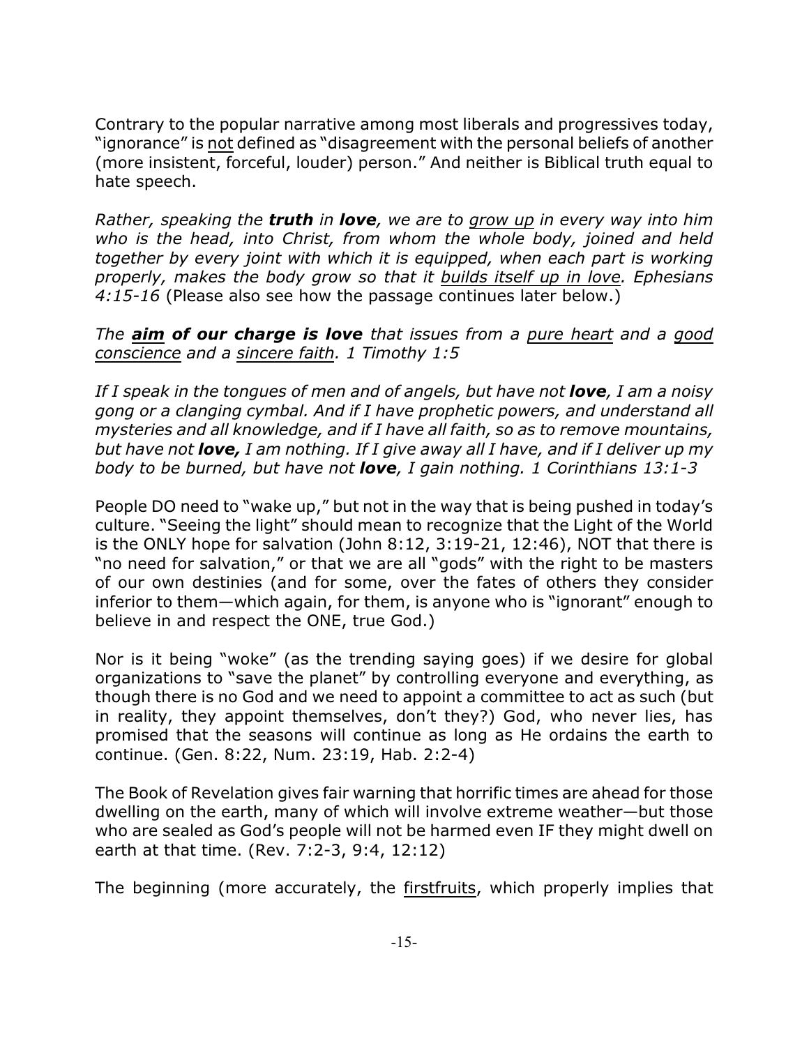Contrary to the popular narrative among most liberals and progressives today, "ignorance" is <u>not</u> defined as "disagreement with the personal beliefs of another (more insistent, forceful, louder) person." And neither is Biblical truth equal to hate speech.

*Rather, speaking the **truth** in **love**, we are to <u>grow up</u> in every way into him who is the head, into Christ, from whom the whole body, joined and held together by every joint with which it is equipped, when each part is working properly, makes the body grow so that it <u>builds itself up in love</u>. Ephesians 4:15-16* (Please also see how the passage continues later below.)

*The **<u>aim</u> of our charge is love** that issues from a <u>pure heart</u> and a <u>good conscience</u> and a <u>sincere faith</u>. 1 Timothy 1:5*

*If I speak in the tongues of men and of angels, but have not **love**, I am a noisy gong or a clanging cymbal. And if I have prophetic powers, and understand all mysteries and all knowledge, and if I have all faith, so as to remove mountains, but have not **love,** I am nothing. If I give away all I have, and if I deliver up my body to be burned, but have not **love**, I gain nothing. 1 Corinthians 13:1-3*

People DO need to "wake up," but not in the way that is being pushed in today's culture. "Seeing the light" should mean to recognize that the Light of the World is the ONLY hope for salvation (John 8:12, 3:19-21, 12:46), NOT that there is "no need for salvation," or that we are all "gods" with the right to be masters of our own destinies (and for some, over the fates of others they consider inferior to them—which again, for them, is anyone who is "ignorant" enough to believe in and respect the ONE, true God.)

Nor is it being "woke" (as the trending saying goes) if we desire for global organizations to "save the planet" by controlling everyone and everything, as though there is no God and we need to appoint a committee to act as such (but in reality, they appoint themselves, don't they?) God, who never lies, has promised that the seasons will continue as long as He ordains the earth to continue. (Gen. 8:22, Num. 23:19, Hab. 2:2-4)

The Book of Revelation gives fair warning that horrific times are ahead for those dwelling on the earth, many of which will involve extreme weather—but those who are sealed as God's people will not be harmed even IF they might dwell on earth at that time. (Rev. 7:2-3, 9:4, 12:12)

The beginning (more accurately, the <u>firstfruits</u>, which properly implies that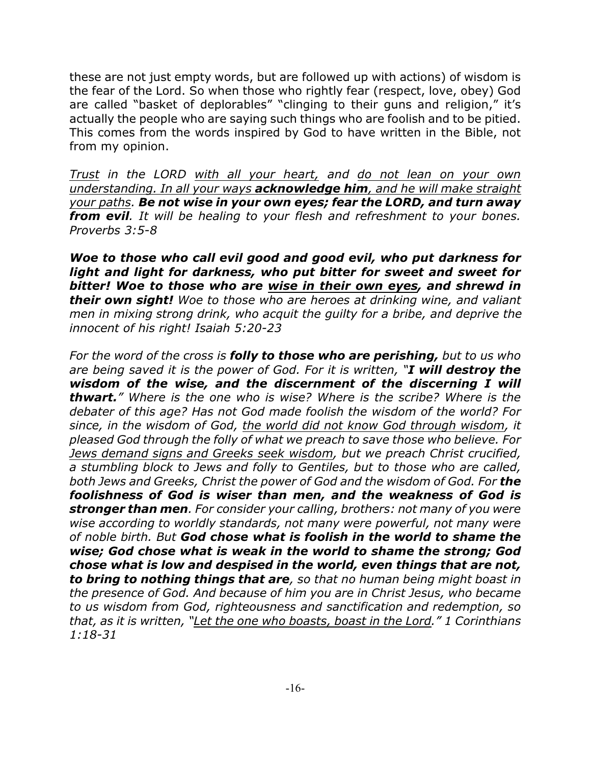these are not just empty words, but are followed up with actions) of wisdom is the fear of the Lord. So when those who rightly fear (respect, love, obey) God are called "basket of deplorables" "clinging to their guns and religion," it's actually the people who are saying such things who are foolish and to be pitied. This comes from the words inspired by God to have written in the Bible, not from my opinion.

*<u>Trust</u> in the LORD <u>with all your heart,</u> and <u>do not lean on your own understanding. In all your ways</u> **<u>acknowledge him</u>**<u>, and he will make straight your paths</u>. **Be not wise in your own eyes; fear the LORD, and turn away from evil**. It will be healing to your flesh and refreshment to your bones. Proverbs 3:5-8*

***Woe to those who call evil good and good evil, who put darkness for light and light for darkness, who put bitter for sweet and sweet for bitter! Woe to those who are <u>wise in their own eyes</u>, and shrewd in their own sight!** Woe to those who are heroes at drinking wine, and valiant men in mixing strong drink, who acquit the guilty for a bribe, and deprive the innocent of his right! Isaiah 5:20-23*

*For the word of the cross is **folly to those who are perishing,** but to us who are being saved it is the power of God. For it is written, "**I will destroy the wisdom of the wise, and the discernment of the discerning I will thwart.**" Where is the one who is wise? Where is the scribe? Where is the debater of this age? Has not God made foolish the wisdom of the world? For since, in the wisdom of God, <u>the world did not know God through wisdom</u>, it pleased God through the folly of what we preach to save those who believe. For <u>Jews demand signs and Greeks seek wisdom</u>, but we preach Christ crucified, a stumbling block to Jews and folly to Gentiles, but to those who are called, both Jews and Greeks, Christ the power of God and the wisdom of God. For **the foolishness of God is wiser than men, and the weakness of God is stronger than men**. For consider your calling, brothers: not many of you were wise according to worldly standards, not many were powerful, not many were of noble birth. But **God chose what is foolish in the world to shame the wise; God chose what is weak in the world to shame the strong; God chose what is low and despised in the world, even things that are not, to bring to nothing things that are**, so that no human being might boast in the presence of God. And because of him you are in Christ Jesus, who became to us wisdom from God, righteousness and sanctification and redemption, so that, as it is written, "<u>Let the one who boasts, boast in the Lord</u>." 1 Corinthians 1:18-31*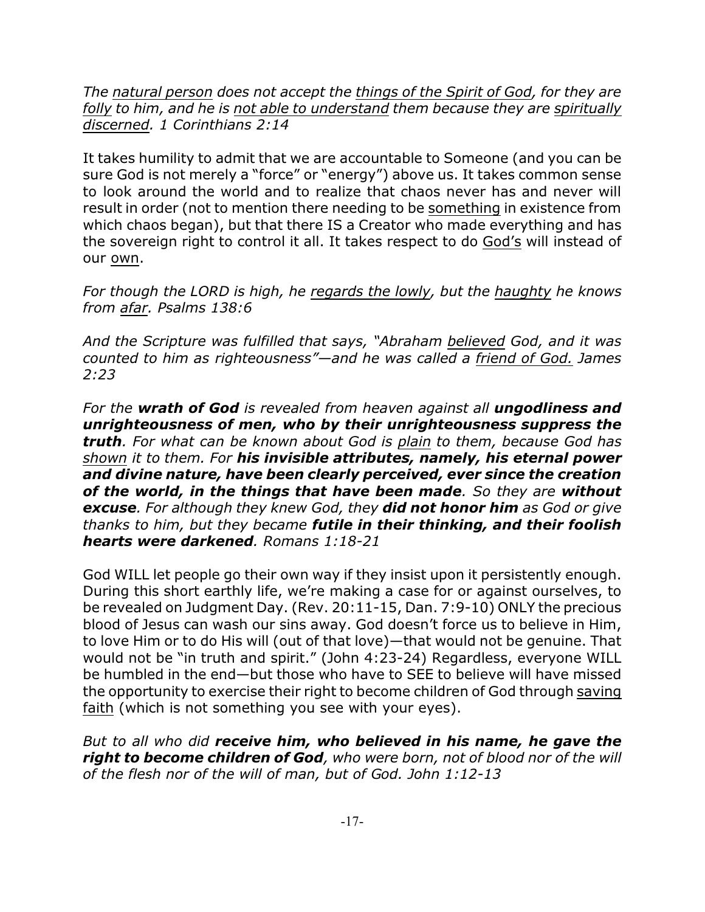*The natural person does not accept the things of the Spirit of God, for they are folly to him, and he is not able to understand them because they are spiritually discerned. 1 Corinthians 2:14*

It takes humility to admit that we are accountable to Someone (and you can be sure God is not merely a "force" or "energy") above us. It takes common sense to look around the world and to realize that chaos never has and never will result in order (not to mention there needing to be something in existence from which chaos began), but that there IS a Creator who made everything and has the sovereign right to control it all. It takes respect to do God's will instead of our own.

*For though the LORD is high, he regards the lowly, but the haughty he knows from afar. Psalms 138:6*

*And the Scripture was fulfilled that says, "Abraham believed God, and it was counted to him as righteousness"—and he was called a friend of God. James 2:23*

*For the* ***wrath of God*** *is revealed from heaven against all* ***ungodliness and unrighteousness of men, who by their unrighteousness suppress the truth****. For what can be known about God is plain to them, because God has shown it to them. For* ***his invisible attributes, namely, his eternal power and divine nature, have been clearly perceived, ever since the creation of the world, in the things that have been made****. So they are* ***without excuse****. For although they knew God, they* ***did not honor him*** *as God or give thanks to him, but they became* ***futile in their thinking, and their foolish hearts were darkened****. Romans 1:18-21*

God WILL let people go their own way if they insist upon it persistently enough. During this short earthly life, we're making a case for or against ourselves, to be revealed on Judgment Day. (Rev. 20:11-15, Dan. 7:9-10) ONLY the precious blood of Jesus can wash our sins away. God doesn't force us to believe in Him, to love Him or to do His will (out of that love)—that would not be genuine. That would not be "in truth and spirit." (John 4:23-24) Regardless, everyone WILL be humbled in the end—but those who have to SEE to believe will have missed the opportunity to exercise their right to become children of God through saving faith (which is not something you see with your eyes).

*But to all who did* ***receive him, who believed in his name, he gave the right to become children of God****, who were born, not of blood nor of the will of the flesh nor of the will of man, but of God. John 1:12-13*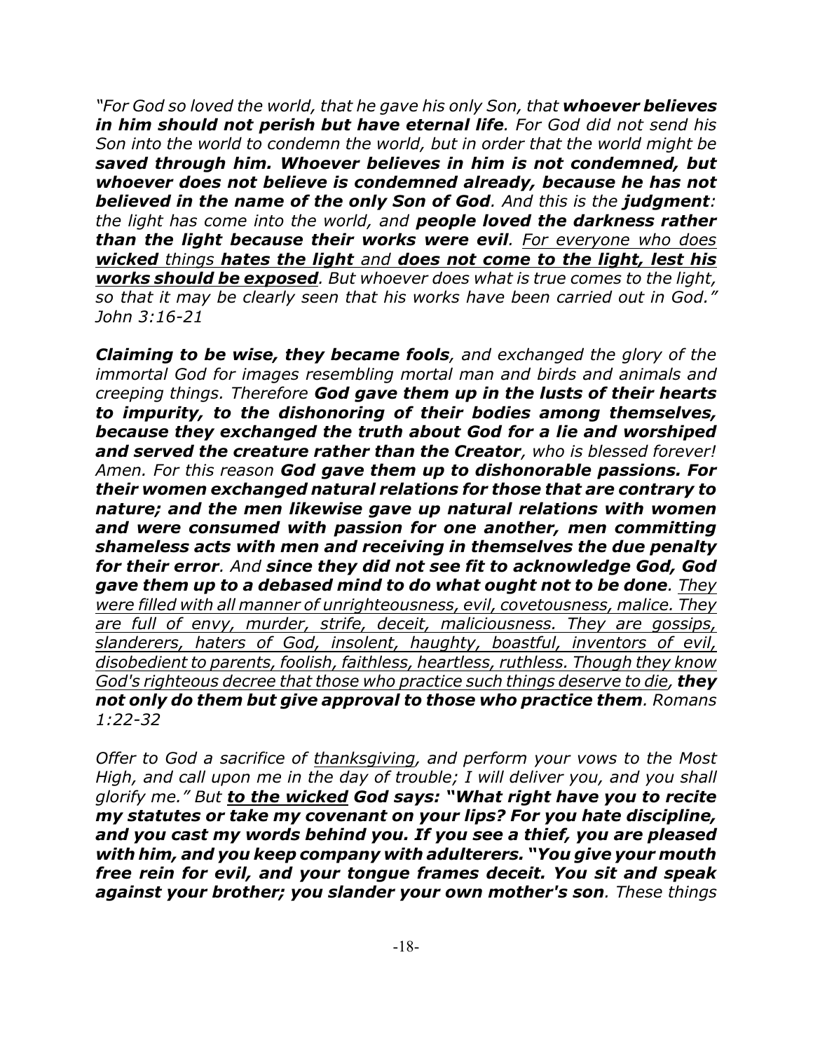*"For God so loved the world, that he gave his only Son, that **whoever believes in him should not perish but have eternal life**. For God did not send his Son into the world to condemn the world, but in order that the world might be **saved through him. Whoever believes in him is not condemned, but whoever does not believe is condemned already, because he has not believed in the name of the only Son of God**. And this is the **judgment**: the light has come into the world, and **people loved the darkness rather than the light because their works were evil**. <u>For everyone who does **wicked** things **hates the light** and **does not come to the light, lest his works should be exposed**</u>. But whoever does what is true comes to the light, so that it may be clearly seen that his works have been carried out in God." John 3:16-21*

***Claiming to be wise, they became fools**, and exchanged the glory of the immortal God for images resembling mortal man and birds and animals and creeping things. Therefore **God gave them up in the lusts of their hearts to impurity, to the dishonoring of their bodies among themselves, because they exchanged the truth about God for a lie and worshiped and served the creature rather than the Creator**, who is blessed forever! Amen. For this reason **God gave them up to dishonorable passions. For their women exchanged natural relations for those that are contrary to nature; and the men likewise gave up natural relations with women and were consumed with passion for one another, men committing shameless acts with men and receiving in themselves the due penalty for their error**. And **since they did not see fit to acknowledge God, God gave them up to a debased mind to do what ought not to be done**. <u>They were filled with all manner of unrighteousness, evil, covetousness, malice. They are full of envy, murder, strife, deceit, maliciousness. They are gossips, slanderers, haters of God, insolent, haughty, boastful, inventors of evil, disobedient to parents, foolish, faithless, heartless, ruthless. Though they know God's righteous decree that those who practice such things deserve to die</u>, **they not only do them but give approval to those who practice them**. Romans 1:22-32*

*Offer to God a sacrifice of <u>thanksgiving</u>, and perform your vows to the Most High, and call upon me in the day of trouble; I will deliver you, and you shall glorify me." But **<u>to the wicked</u> God says: "What right have you to recite my statutes or take my covenant on your lips? For you hate discipline, and you cast my words behind you. If you see a thief, you are pleased with him, and you keep company with adulterers. "You give your mouth free rein for evil, and your tongue frames deceit. You sit and speak against your brother; you slander your own mother's son**. These things*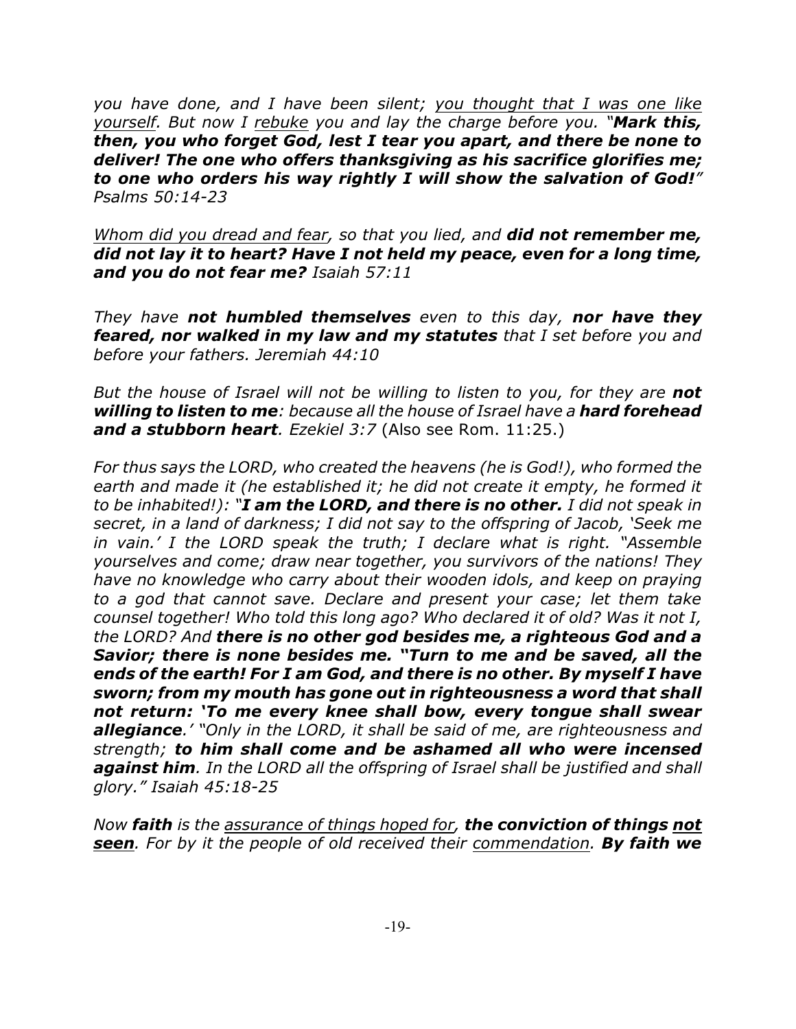*you have done, and I have been silent; <u>you thought that I was one like yourself</u>. But now I <u>rebuke</u> you and lay the charge before you. "**Mark this, then, you who forget God, lest I tear you apart, and there be none to deliver! The one who offers thanksgiving as his sacrifice glorifies me; to one who orders his way rightly I will show the salvation of God!**" Psalms 50:14-23*

*<u>Whom did you dread and fear</u>, so that you lied, and **did not remember me, did not lay it to heart? Have I not held my peace, even for a long time, and you do not fear me?** Isaiah 57:11*

*They have **not humbled themselves** even to this day, **nor have they feared, nor walked in my law and my statutes** that I set before you and before your fathers. Jeremiah 44:10*

*But the house of Israel will not be willing to listen to you, for they are **not willing to listen to me**: because all the house of Israel have a **hard forehead and a stubborn heart**. Ezekiel 3:7* (Also see Rom. 11:25.)

*For thus says the LORD, who created the heavens (he is God!), who formed the earth and made it (he established it; he did not create it empty, he formed it to be inhabited!): "**I am the LORD, and there is no other.** I did not speak in secret, in a land of darkness; I did not say to the offspring of Jacob, 'Seek me in vain.' I the LORD speak the truth; I declare what is right. "Assemble yourselves and come; draw near together, you survivors of the nations! They have no knowledge who carry about their wooden idols, and keep on praying to a god that cannot save. Declare and present your case; let them take counsel together! Who told this long ago? Who declared it of old? Was it not I, the LORD? And **there is no other god besides me, a righteous God and a Savior; there is none besides me. "Turn to me and be saved, all the ends of the earth! For I am God, and there is no other. By myself I have sworn; from my mouth has gone out in righteousness a word that shall not return: 'To me every knee shall bow, every tongue shall swear allegiance**.' "Only in the LORD, it shall be said of me, are righteousness and strength; **to him shall come and be ashamed all who were incensed against him**. In the LORD all the offspring of Israel shall be justified and shall glory." Isaiah 45:18-25*

*Now **faith** is the <u>assurance of things hoped for</u>, **the conviction of things <u>not seen</u>**. For by it the people of old received their <u>commendation</u>. **By faith we***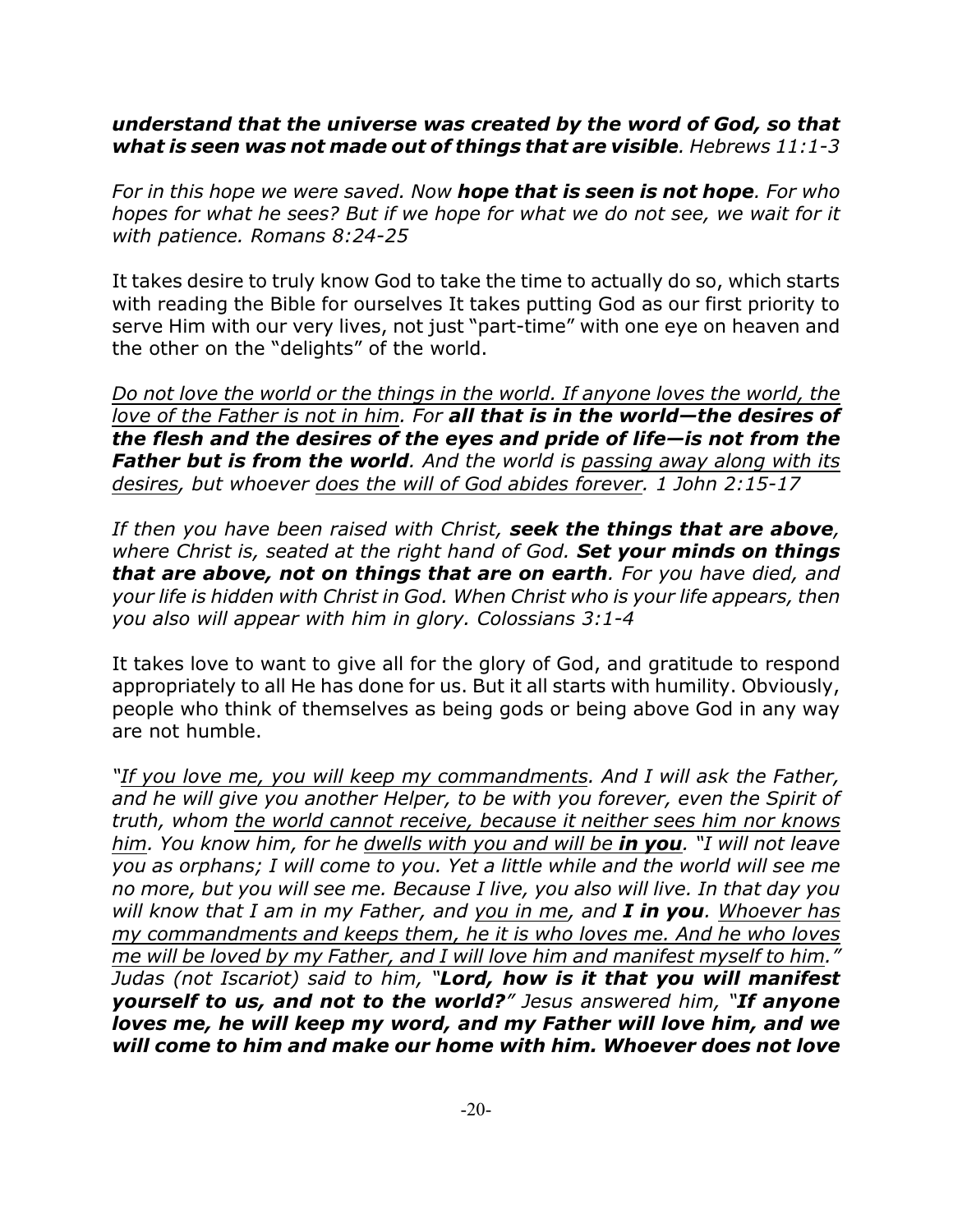***understand that the universe was created by the word of God, so that what is seen was not made out of things that are visible****. Hebrews 11:1-3*

*For in this hope we were saved. Now* ***hope that is seen is not hope****. For who hopes for what he sees? But if we hope for what we do not see, we wait for it with patience. Romans 8:24-25*

It takes desire to truly know God to take the time to actually do so, which starts with reading the Bible for ourselves It takes putting God as our first priority to serve Him with our very lives, not just "part-time" with one eye on heaven and the other on the "delights" of the world.

*<u>Do not love the world or the things in the world. If anyone loves the world, the love of the Father is not in him</u>. For* ***all that is in the world—the desires of the flesh and the desires of the eyes and pride of life—is not from the Father but is from the world****. And the world is <u>passing away along with its desires</u>, but whoever <u>does the will of God abides forever</u>. 1 John 2:15-17*

*If then you have been raised with Christ,* ***seek the things that are above****, where Christ is, seated at the right hand of God.* ***Set your minds on things that are above, not on things that are on earth****. For you have died, and your life is hidden with Christ in God. When Christ who is your life appears, then you also will appear with him in glory. Colossians 3:1-4*

It takes love to want to give all for the glory of God, and gratitude to respond appropriately to all He has done for us. But it all starts with humility. Obviously, people who think of themselves as being gods or being above God in any way are not humble.

*"<u>If you love me, you will keep my commandments</u>. And I will ask the Father, and he will give you another Helper, to be with you forever, even the Spirit of truth, whom <u>the world cannot receive, because it neither sees him nor knows him</u>. You know him, for he <u>dwells with you and will be</u>* ***<u>in you</u>****. "I will not leave you as orphans; I will come to you. Yet a little while and the world will see me no more, but you will see me. Because I live, you also will live. In that day you will know that I am in my Father, and <u>you in me</u>, and* ***I in you****. <u>Whoever has my commandments and keeps them, he it is who loves me. And he who loves me will be loved by my Father, and I will love him and manifest myself to him."</u> Judas (not Iscariot) said to him, "****Lord, how is it that you will manifest yourself to us, and not to the world?****" Jesus answered him, "****If anyone loves me, he will keep my word, and my Father will love him, and we will come to him and make our home with him. Whoever does not love***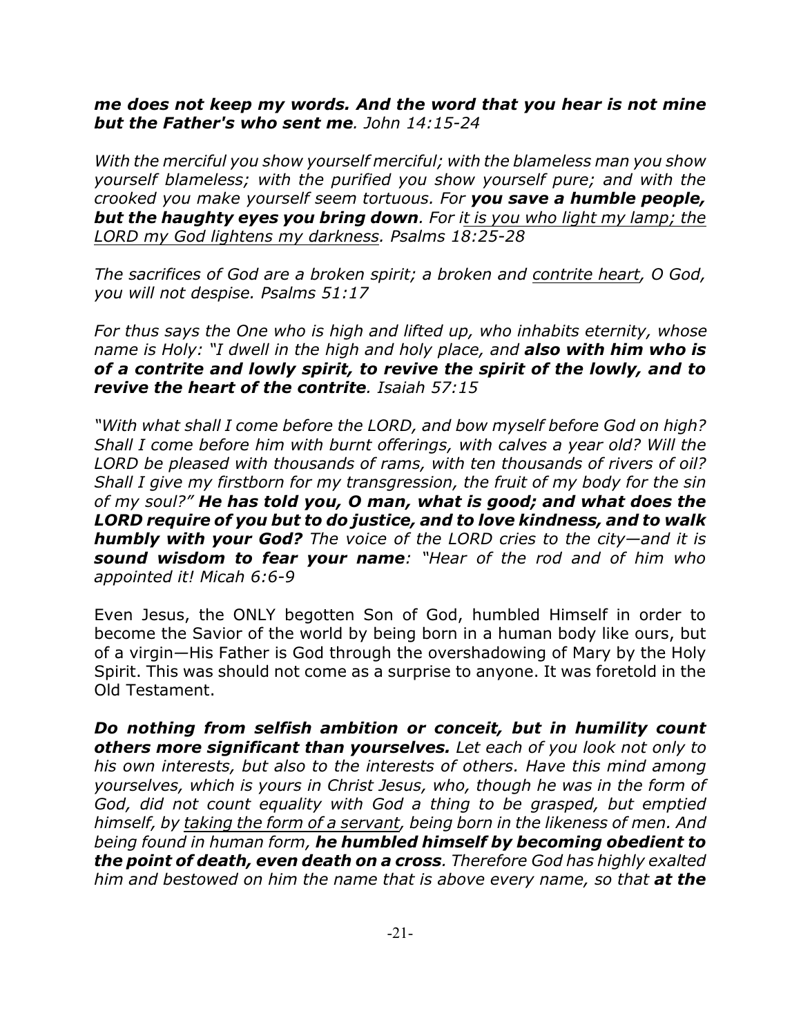*__me does not keep my words. And the word that you hear is not mine but the Father's who sent me__. John 14:15-24*

*With the merciful you show yourself merciful; with the blameless man you show yourself blameless; with the purified you show yourself pure; and with the crooked you make yourself seem tortuous. For __you save a humble people, but the haughty eyes you bring down__. For i<u>t is you who light my lamp; the LORD my God lightens my darkness</u>. Psalms 18:25-28*

*The sacrifices of God are a broken spirit; a broken and <u>contrite heart</u>, O God, you will not despise. Psalms 51:17*

*For thus says the One who is high and lifted up, who inhabits eternity, whose name is Holy: "I dwell in the high and holy place, and __also with him who is of a contrite and lowly spirit, to revive the spirit of the lowly, and to revive the heart of the contrite__. Isaiah 57:15*

*"With what shall I come before the LORD, and bow myself before God on high? Shall I come before him with burnt offerings, with calves a year old? Will the LORD be pleased with thousands of rams, with ten thousands of rivers of oil? Shall I give my firstborn for my transgression, the fruit of my body for the sin of my soul?" __He has told you, O man, what is good; and what does the LORD require of you but to do justice, and to love kindness, and to walk humbly with your God?__ The voice of the LORD cries to the city—and it is __sound wisdom to fear your name__: "Hear of the rod and of him who appointed it! Micah 6:6-9*

Even Jesus, the ONLY begotten Son of God, humbled Himself in order to become the Savior of the world by being born in a human body like ours, but of a virgin—His Father is God through the overshadowing of Mary by the Holy Spirit. This was should not come as a surprise to anyone. It was foretold in the Old Testament.

*__Do nothing from selfish ambition or conceit, but in humility count others more significant than yourselves.__ Let each of you look not only to his own interests, but also to the interests of others. Have this mind among yourselves, which is yours in Christ Jesus, who, though he was in the form of God, did not count equality with God a thing to be grasped, but emptied himself, by <u>taking the form of a servant</u>, being born in the likeness of men. And being found in human form, __he humbled himself by becoming obedient to the point of death, even death on a cross__. Therefore God has highly exalted him and bestowed on him the name that is above every name, so that __at the__*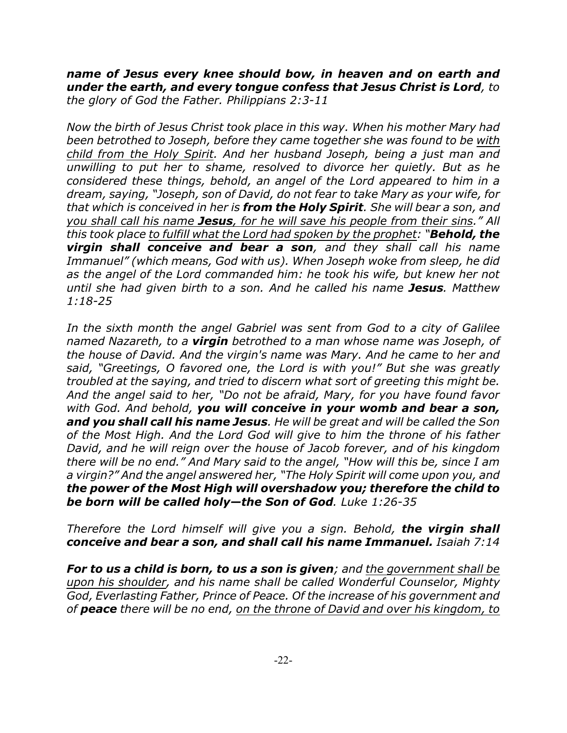***name of Jesus every knee should bow, in heaven and on earth and under the earth, and every tongue confess that Jesus Christ is Lord**, to the glory of God the Father. Philippians 2:3-11*

*Now the birth of Jesus Christ took place in this way. When his mother Mary had been betrothed to Joseph, before they came together she was found to be <u>with child from the Holy Spirit</u>. And her husband Joseph, being a just man and unwilling to put her to shame, resolved to divorce her quietly. But as he considered these things, behold, an angel of the Lord appeared to him in a dream, saying, "Joseph, son of David, do not fear to take Mary as your wife, for that which is conceived in her is **from the Holy Spirit**. She will bear a son, and <u>you shall call his name **Jesus**, for he will save his people from their sins</u>." All this took place <u>to fulfill what the Lord had spoken by the prophet</u>: "**Behold, the virgin shall <u>conceive and bear a son</u>**, and they shall call his name Immanuel" (which means, God with us). When Joseph woke from sleep, he did as the angel of the Lord commanded him: he took his wife, but knew her not until she had given birth to a son. And he called his name **Jesus**. Matthew 1:18-25*

*In the sixth month the angel Gabriel was sent from God to a city of Galilee named Nazareth, to a **virgin** betrothed to a man whose name was Joseph, of the house of David. And the virgin's name was Mary. And he came to her and said, "Greetings, O favored one, the Lord is with you!" But she was greatly troubled at the saying, and tried to discern what sort of greeting this might be. And the angel said to her, "Do not be afraid, Mary, for you have found favor with God. And behold, **you will conceive in your womb and bear a son, and you shall call his name Jesus**. He will be great and will be called the Son of the Most High. And the Lord God will give to him the throne of his father David, and he will reign over the house of Jacob forever, and of his kingdom there will be no end." And Mary said to the angel, "How will this be, since I am a virgin?" And the angel answered her, "The Holy Spirit will come upon you, and **the power of the Most High will overshadow you; therefore the child to be born will be called holy—the Son of God**. Luke 1:26-35*

*Therefore the Lord himself will give you a sign. Behold, **the virgin shall conceive and bear a son, and shall call his name Immanuel.** Isaiah 7:14*

***For to us a child is born, to us a son is given**; and <u>the government shall be upon his shoulder</u>, and his name shall be called Wonderful Counselor, Mighty God, Everlasting Father, Prince of Peace. Of the increase of his government and of **peace** there will be no end, <u>on the throne of David and over his kingdom, to</u>*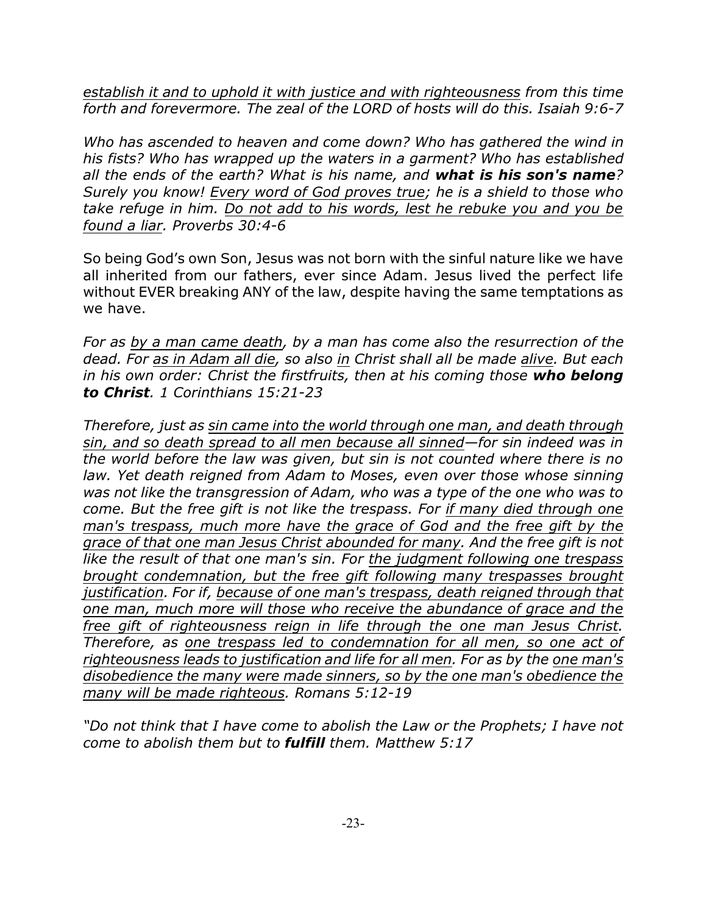*establish it and to uphold it with justice and with righteousness from this time forth and forevermore. The zeal of the LORD of hosts will do this. Isaiah 9:6-7*

*Who has ascended to heaven and come down? Who has gathered the wind in his fists? Who has wrapped up the waters in a garment? Who has established all the ends of the earth? What is his name, and **what is his son's name**? Surely you know! Every word of God proves true; he is a shield to those who take refuge in him. Do not add to his words, lest he rebuke you and you be found a liar. Proverbs 30:4-6*

So being God's own Son, Jesus was not born with the sinful nature like we have all inherited from our fathers, ever since Adam. Jesus lived the perfect life without EVER breaking ANY of the law, despite having the same temptations as we have.

*For as by a man came death, by a man has come also the resurrection of the dead. For as in Adam all die, so also in Christ shall all be made alive. But each in his own order: Christ the firstfruits, then at his coming those **who belong to Christ**. 1 Corinthians 15:21-23*

*Therefore, just as sin came into the world through one man, and death through sin, and so death spread to all men because all sinned—for sin indeed was in the world before the law was given, but sin is not counted where there is no law. Yet death reigned from Adam to Moses, even over those whose sinning was not like the transgression of Adam, who was a type of the one who was to come. But the free gift is not like the trespass. For if many died through one man's trespass, much more have the grace of God and the free gift by the grace of that one man Jesus Christ abounded for many. And the free gift is not like the result of that one man's sin. For the judgment following one trespass brought condemnation, but the free gift following many trespasses brought justification. For if, because of one man's trespass, death reigned through that one man, much more will those who receive the abundance of grace and the free gift of righteousness reign in life through the one man Jesus Christ. Therefore, as one trespass led to condemnation for all men, so one act of righteousness leads to justification and life for all men. For as by the one man's disobedience the many were made sinners, so by the one man's obedience the many will be made righteous. Romans 5:12-19*

*"Do not think that I have come to abolish the Law or the Prophets; I have not come to abolish them but to **fulfill** them. Matthew 5:17*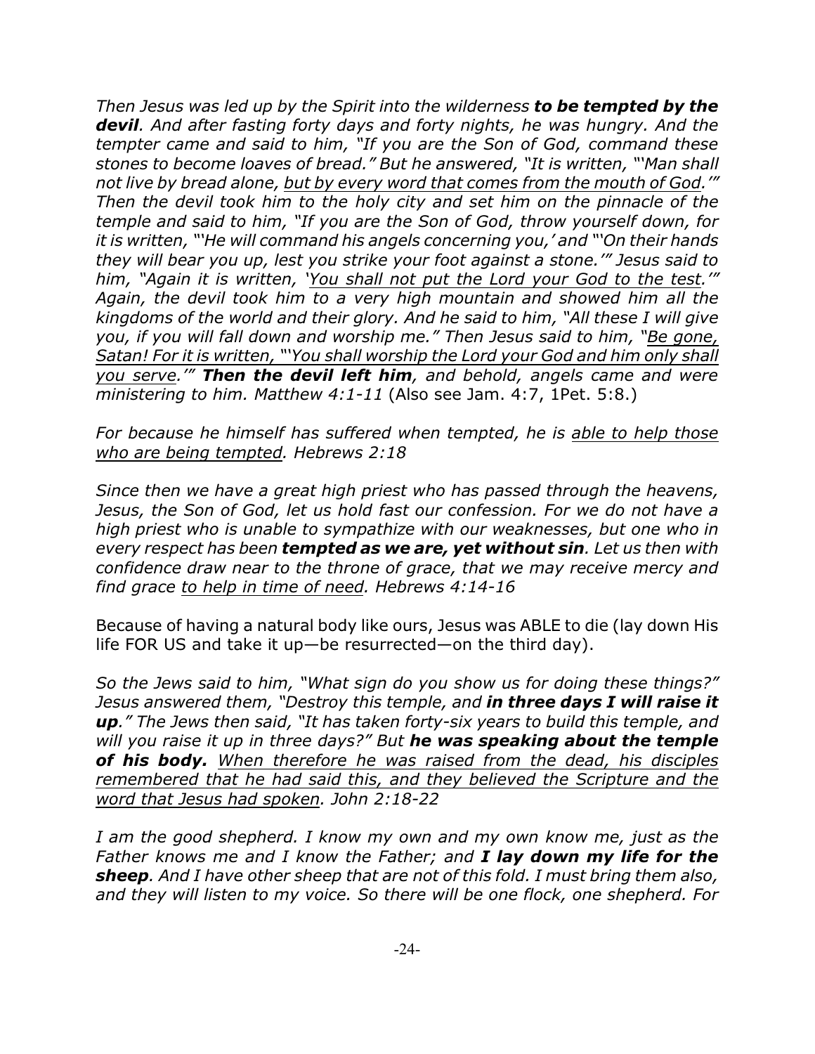*Then Jesus was led up by the Spirit into the wilderness **to be tempted by the devil**. And after fasting forty days and forty nights, he was hungry. And the tempter came and said to him, "If you are the Son of God, command these stones to become loaves of bread." But he answered, "It is written, "'Man shall not live by bread alone, <u>but by every word that comes from the mouth of God</u>.'" Then the devil took him to the holy city and set him on the pinnacle of the temple and said to him, "If you are the Son of God, throw yourself down, for it is written, "'He will command his angels concerning you,' and "'On their hands they will bear you up, lest you strike your foot against a stone.'" Jesus said to him, "Again it is written, '<u>You shall not put the Lord your God to the test</u>.'" Again, the devil took him to a very high mountain and showed him all the kingdoms of the world and their glory. And he said to him, "All these I will give you, if you will fall down and worship me." Then Jesus said to him, "<u>Be gone, Satan! For it is written, "'You shall worship the Lord your God and him only shall you serve</u>.'" **Then the devil left him**, and behold, angels came and were ministering to him. Matthew 4:1-11* (Also see Jam. 4:7, 1Pet. 5:8.)

*For because he himself has suffered when tempted, he is <u>able to help those who are being tempted</u>. Hebrews 2:18*

*Since then we have a great high priest who has passed through the heavens, Jesus, the Son of God, let us hold fast our confession. For we do not have a high priest who is unable to sympathize with our weaknesses, but one who in every respect has been **tempted as we are, yet without sin**. Let us then with confidence draw near to the throne of grace, that we may receive mercy and find grace <u>to help in time of need</u>. Hebrews 4:14-16*

Because of having a natural body like ours, Jesus was ABLE to die (lay down His life FOR US and take it up—be resurrected—on the third day).

*So the Jews said to him, "What sign do you show us for doing these things?" Jesus answered them, "Destroy this temple, and **in three days I will raise it up**." The Jews then said, "It has taken forty-six years to build this temple, and will you raise it up in three days?" But **he was speaking about the temple of his body.** <u>When therefore he was raised from the dead, his disciples remembered that he had said this, and they believed the Scripture and the word that Jesus had spoken</u>. John 2:18-22*

*I am the good shepherd. I know my own and my own know me, just as the Father knows me and I know the Father; and **I lay down my life for the sheep**. And I have other sheep that are not of this fold. I must bring them also, and they will listen to my voice. So there will be one flock, one shepherd. For*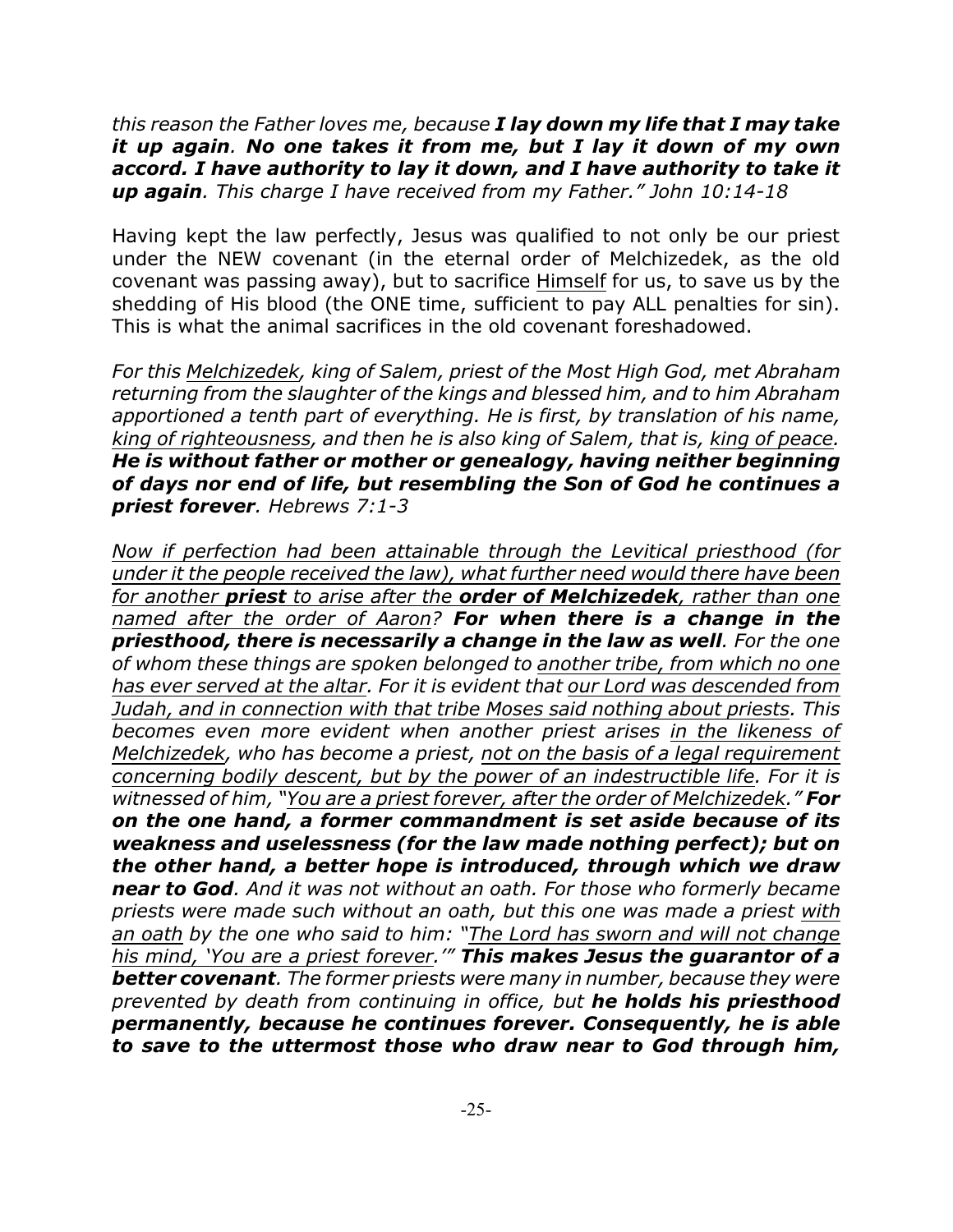*this reason the Father loves me, because* ***I lay down my life that I may take it up again****.* ***No one takes it from me, but I lay it down of my own accord. I have authority to lay it down, and I have authority to take it up again****. This charge I have received from my Father." John 10:14-18*

Having kept the law perfectly, Jesus was qualified to not only be our priest under the NEW covenant (in the eternal order of Melchizedek, as the old covenant was passing away), but to sacrifice <u>Himself</u> for us, to save us by the shedding of His blood (the ONE time, sufficient to pay ALL penalties for sin). This is what the animal sacrifices in the old covenant foreshadowed.

*For this <u>Melchizedek</u>, king of Salem, priest of the Most High God, met Abraham returning from the slaughter of the kings and blessed him, and to him Abraham apportioned a tenth part of everything. He is first, by translation of his name, <u>king of righteousness</u>, and then he is also king of Salem, that is, <u>king of peace.</u>* ***He is without father or mother or genealogy, having neither beginning of days nor end of life, but resembling the Son of God he continues a priest forever****. Hebrews 7:1-3*

*<u>Now if perfection had been attainable through the Levitical priesthood (for under it the people received the law), what further need would there have been for another</u>* ***<u>priest</u>*** *<u>to arise after the</u>* ***<u>order of Melchizedek</u>****<u>, rather than one named after the order of Aaron</u>?* ***For when there is a change in the priesthood, there is necessarily a change in the law as well****. For the one of whom these things are spoken belonged to <u>another tribe, from which no one has ever served at the altar</u>. For it is evident that <u>our Lord was descended from Judah, and in connection with that tribe Moses said nothing about priests</u>. This becomes even more evident when another priest arises <u>in the likeness of Melchizedek</u>, who has become a priest, <u>not on the basis of a legal requirement concerning bodily descent, but by the power of an indestructible life</u>. For it is witnessed of him, "<u>You are a priest forever, after the order of Melchizedek</u>."* ***For on the one hand, a former commandment is set aside because of its weakness and uselessness (for the law made nothing perfect); but on the other hand, a better hope is introduced, through which we draw near to God****. And it was not without an oath. For those who formerly became priests were made such without an oath, but this one was made a priest <u>with an oath</u> by the one who said to him: "<u>The Lord has sworn and will not change his mind, 'You are a priest forever.'</u>"* ***This makes Jesus the guarantor of a better covenant****. The former priests were many in number, because they were prevented by death from continuing in office, but* ***he holds his priesthood permanently, because he continues forever. Consequently, he is able to save to the uttermost those who draw near to God through him,***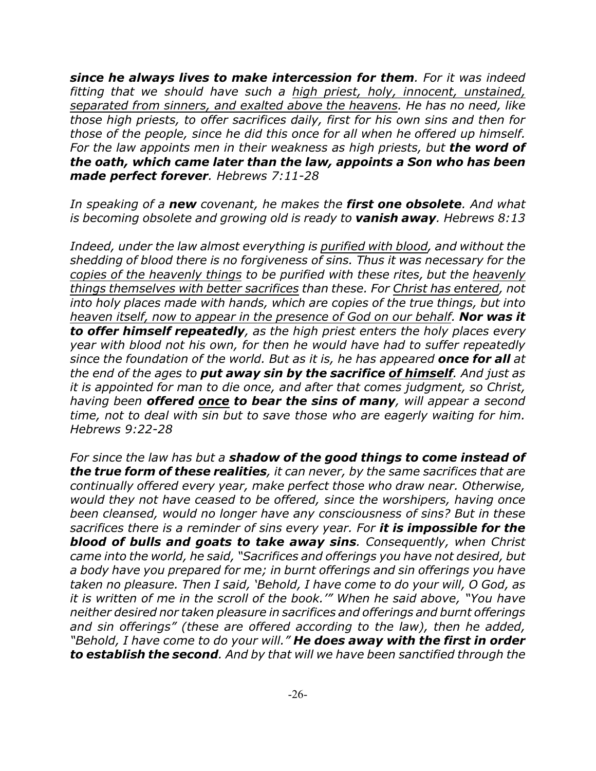*__since he always lives to make intercession for them__. For it was indeed fitting that we should have such a <u>high priest, holy, innocent, unstained, separated from sinners, and exalted above the heavens</u>. He has no need, like those high priests, to offer sacrifices daily, first for his own sins and then for those of the people, since he did this once for all when he offered up himself. For the law appoints men in their weakness as high priests, but __the word of the oath, which came later than the law, appoints a Son who has been made perfect forever__. Hebrews 7:11-28*

*In speaking of a __new__ covenant, he makes the __first one obsolete__. And what is becoming obsolete and growing old is ready to __vanish away__. Hebrews 8:13*

*Indeed, under the law almost everything is <u>purified with blood</u>, and without the shedding of blood there is no forgiveness of sins. Thus it was necessary for the <u>copies of the heavenly things</u> to be purified with these rites, but the <u>heavenly things themselves with better sacrifices</u> than these. For <u>Christ has entered</u>, not into holy places made with hands, which are copies of the true things, but into <u>heaven itself, now to appear in the presence of God on our behalf</u>. __Nor was it to offer himself repeatedly__, as the high priest enters the holy places every year with blood not his own, for then he would have had to suffer repeatedly since the foundation of the world. But as it is, he has appeared __once for all__ at the end of the ages to __put away sin by the sacrifice <u>of himself</u>__. And just as it is appointed for man to die once, and after that comes judgment, so Christ, having been __offered <u>once</u> to bear the sins of many__, will appear a second time, not to deal with sin but to save those who are eagerly waiting for him. Hebrews 9:22-28*

*For since the law has but a __shadow of the good things to come instead of the true form of these realities__, it can never, by the same sacrifices that are continually offered every year, make perfect those who draw near. Otherwise, would they not have ceased to be offered, since the worshipers, having once been cleansed, would no longer have any consciousness of sins? But in these sacrifices there is a reminder of sins every year. For __it is impossible for the blood of bulls and goats to take away sins__. Consequently, when Christ came into the world, he said, "Sacrifices and offerings you have not desired, but a body have you prepared for me; in burnt offerings and sin offerings you have taken no pleasure. Then I said, 'Behold, I have come to do your will, O God, as it is written of me in the scroll of the book.'" When he said above, "You have neither desired nor taken pleasure in sacrifices and offerings and burnt offerings and sin offerings" (these are offered according to the law), then he added, "Behold, I have come to do your will." __He does away with the first in order to establish the second__. And by that will we have been sanctified through the*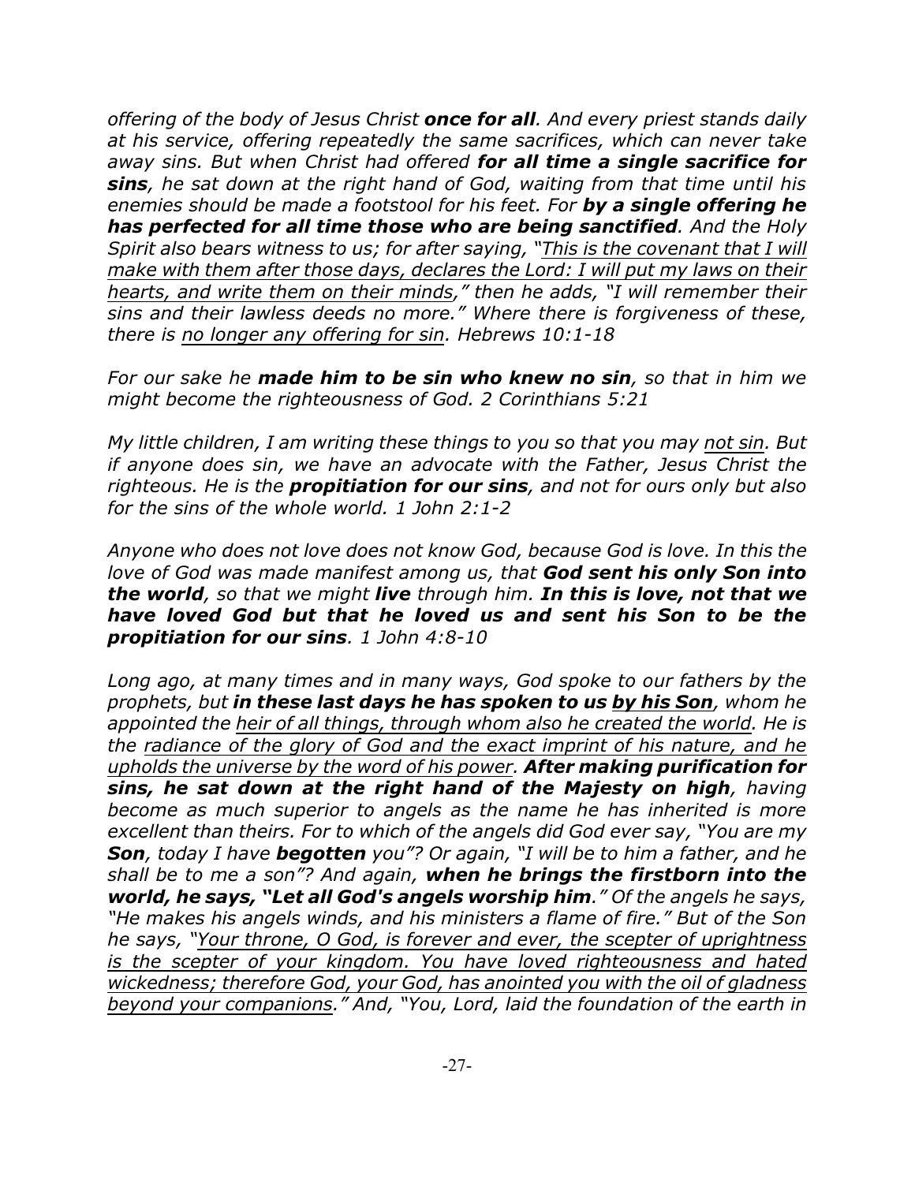*offering of the body of Jesus Christ **once for all**. And every priest stands daily at his service, offering repeatedly the same sacrifices, which can never take away sins. But when Christ had offered **for all time a single sacrifice for sins**, he sat down at the right hand of God, waiting from that time until his enemies should be made a footstool for his feet. For **by a single offering he has perfected for all time those who are being sanctified**. And the Holy Spirit also bears witness to us; for after saying, "<u>This is the covenant that I will make with them after those days, declares the Lord: I will put my laws on their hearts, and write them on their minds</u>," then he adds, "I will remember their sins and their lawless deeds no more." Where there is forgiveness of these, there is <u>no longer any offering for sin</u>. Hebrews 10:1-18*

*For our sake he **made him to be sin who knew no sin**, so that in him we might become the righteousness of God. 2 Corinthians 5:21*

*My little children, I am writing these things to you so that you may <u>not sin</u>. But if anyone does sin, we have an advocate with the Father, Jesus Christ the righteous. He is the **propitiation for our sins**, and not for ours only but also for the sins of the whole world. 1 John 2:1-2*

*Anyone who does not love does not know God, because God is love. In this the love of God was made manifest among us, that **God sent his only Son into the world**, so that we might **live** through him. **In this is love, not that we have loved God but that he loved us and sent his Son to be the propitiation for our sins**. 1 John 4:8-10*

*Long ago, at many times and in many ways, God spoke to our fathers by the prophets, but **in these last days he has spoken to us <u>by his Son</u>**, whom he appointed the <u>heir of all things, through whom also he created the world</u>. He is the <u>radiance of the glory of God and the exact imprint of his nature, and he upholds the universe by the word of his power</u>. **After making purification for sins, he sat down at the right hand of the Majesty on high**, having become as much superior to angels as the name he has inherited is more excellent than theirs. For to which of the angels did God ever say, "You are my **Son**, today I have **begotten** you"? Or again, "I will be to him a father, and he shall be to me a son"? And again, **when he brings the firstborn into the world, he says, "Let all God's angels worship him**." Of the angels he says, "He makes his angels winds, and his ministers a flame of fire." But of the Son he says, "<u>Your throne, O God, is forever and ever, the scepter of uprightness is the scepter of your kingdom. You have loved righteousness and hated wickedness; therefore God, your God, has anointed you with the oil of gladness beyond your companions</u>." And, "You, Lord, laid the foundation of the earth in*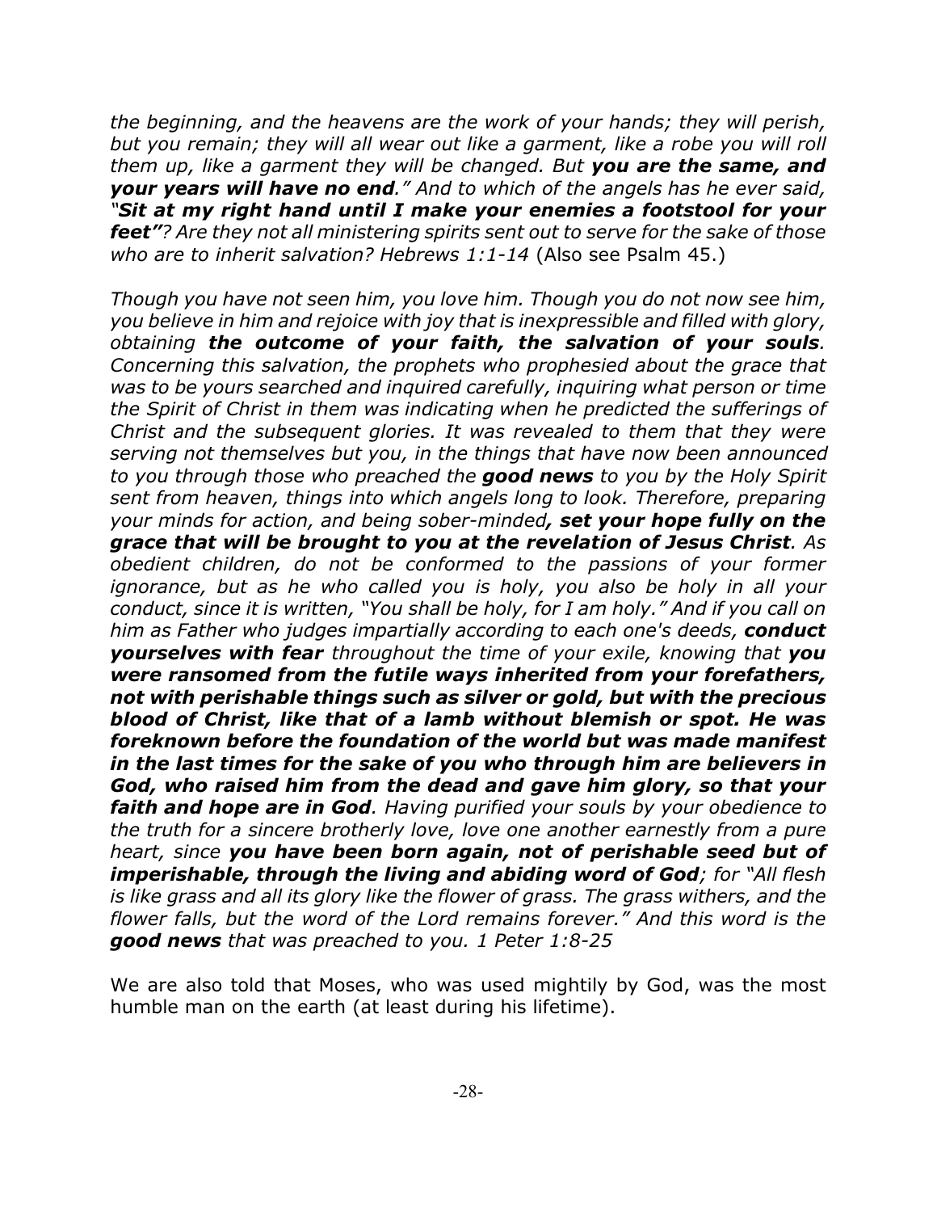*the beginning, and the heavens are the work of your hands; they will perish, but you remain; they will all wear out like a garment, like a robe you will roll them up, like a garment they will be changed. But **you are the same, and your years will have no end**." And to which of the angels has he ever said, "**Sit at my right hand until I make your enemies a footstool for your feet**"? Are they not all ministering spirits sent out to serve for the sake of those who are to inherit salvation? Hebrews 1:1-14* (Also see Psalm 45.)

*Though you have not seen him, you love him. Though you do not now see him, you believe in him and rejoice with joy that is inexpressible and filled with glory, obtaining **the outcome of your faith, the salvation of your souls**. Concerning this salvation, the prophets who prophesied about the grace that was to be yours searched and inquired carefully, inquiring what person or time the Spirit of Christ in them was indicating when he predicted the sufferings of Christ and the subsequent glories. It was revealed to them that they were serving not themselves but you, in the things that have now been announced to you through those who preached the **good news** to you by the Holy Spirit sent from heaven, things into which angels long to look. Therefore, preparing your minds for action, and being sober-minded**, set your hope fully on the grace that will be brought to you at the revelation of Jesus Christ**. As obedient children, do not be conformed to the passions of your former ignorance, but as he who called you is holy, you also be holy in all your conduct, since it is written, "You shall be holy, for I am holy." And if you call on him as Father who judges impartially according to each one's deeds, **conduct yourselves with fear** throughout the time of your exile, knowing that **you were ransomed from the futile ways inherited from your forefathers, not with perishable things such as silver or gold, but with the precious blood of Christ, like that of a lamb without blemish or spot. He was foreknown before the foundation of the world but was made manifest in the last times for the sake of you who through him are believers in God, who raised him from the dead and gave him glory, so that your faith and hope are in God**. Having purified your souls by your obedience to the truth for a sincere brotherly love, love one another earnestly from a pure heart, since **you have been born again, not of perishable seed but of imperishable, through the living and abiding word of God**; for "All flesh is like grass and all its glory like the flower of grass. The grass withers, and the flower falls, but the word of the Lord remains forever." And this word is the **good news** that was preached to you. 1 Peter 1:8-25*

We are also told that Moses, who was used mightily by God, was the most humble man on the earth (at least during his lifetime).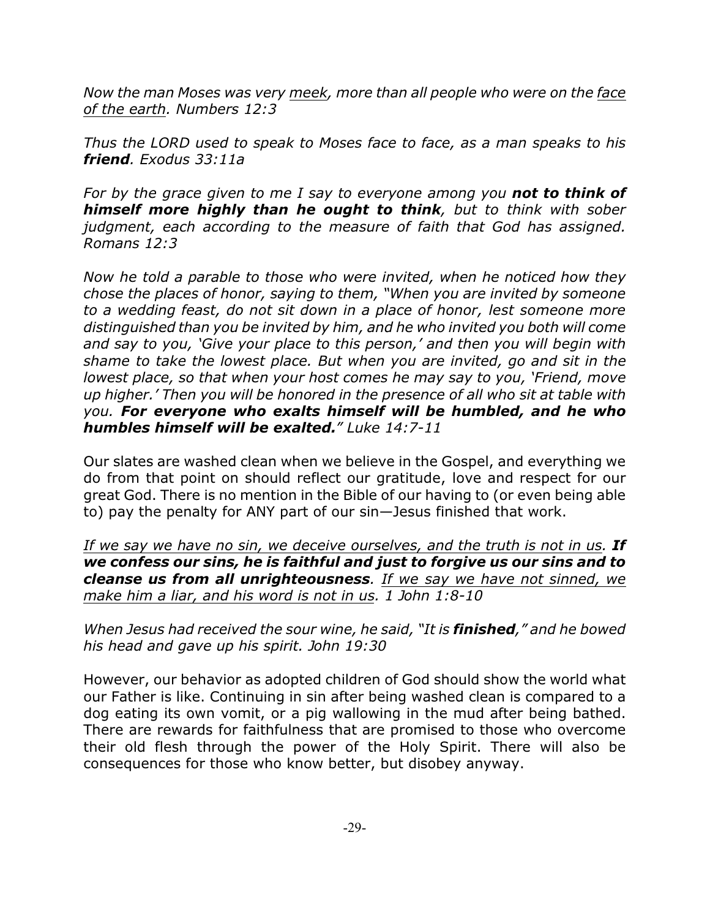*Now the man Moses was very <u>meek</u>, more than all people who were on the <u>face of the earth</u>. Numbers 12:3*

*Thus the LORD used to speak to Moses face to face, as a man speaks to his **friend**. Exodus 33:11a*

*For by the grace given to me I say to everyone among you **not to think of himself more highly than he ought to think**, but to think with sober judgment, each according to the measure of faith that God has assigned. Romans 12:3*

*Now he told a parable to those who were invited, when he noticed how they chose the places of honor, saying to them, "When you are invited by someone to a wedding feast, do not sit down in a place of honor, lest someone more distinguished than you be invited by him, and he who invited you both will come and say to you, 'Give your place to this person,' and then you will begin with shame to take the lowest place. But when you are invited, go and sit in the lowest place, so that when your host comes he may say to you, 'Friend, move up higher.' Then you will be honored in the presence of all who sit at table with you. **For everyone who exalts himself will be humbled, and he who humbles himself will be exalted.**" Luke 14:7-11*

Our slates are washed clean when we believe in the Gospel, and everything we do from that point on should reflect our gratitude, love and respect for our great God. There is no mention in the Bible of our having to (or even being able to) pay the penalty for ANY part of our sin—Jesus finished that work.

*<u>If we say we have no sin, we deceive ourselves, and the truth is not in us</u>. **If we confess our sins, he is faithful and just to forgive us our sins and to cleanse us from all unrighteousness**. <u>If we say we have not sinned, we make him a liar, and his word is not in us</u>. 1 John 1:8-10*

*When Jesus had received the sour wine, he said, "It is **finished**," and he bowed his head and gave up his spirit. John 19:30*

However, our behavior as adopted children of God should show the world what our Father is like. Continuing in sin after being washed clean is compared to a dog eating its own vomit, or a pig wallowing in the mud after being bathed. There are rewards for faithfulness that are promised to those who overcome their old flesh through the power of the Holy Spirit. There will also be consequences for those who know better, but disobey anyway.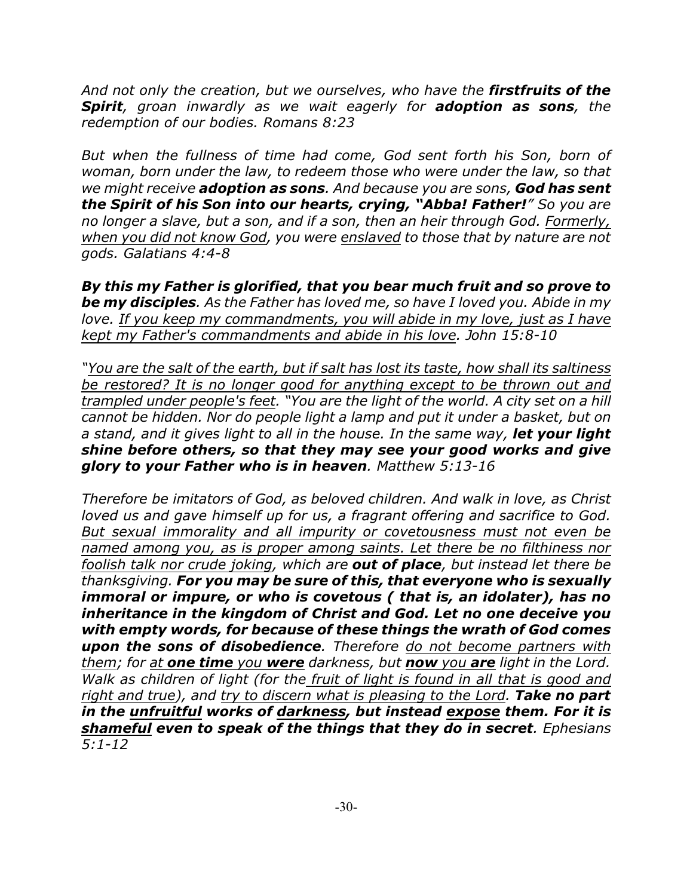*And not only the creation, but we ourselves, who have the **firstfruits of the Spirit**, groan inwardly as we wait eagerly for **adoption as sons**, the redemption of our bodies. Romans 8:23*

*But when the fullness of time had come, God sent forth his Son, born of woman, born under the law, to redeem those who were under the law, so that we might receive **adoption as sons**. And because you are sons, **God has sent the Spirit of his Son into our hearts, crying, "Abba! Father!"** So you are no longer a slave, but a son, and if a son, then an heir through God. <u>Formerly, when you did not know God</u>, you were <u>enslaved</u> to those that by nature are not gods. Galatians 4:4-8*

***By this my Father is glorified, that you bear much fruit and so prove to be my disciples**. As the Father has loved me, so have I loved you. Abide in my love. <u>If you keep my commandments, you will abide in my love, just as I have kept my Father's commandments and abide in his love</u>. John 15:8-10*

*"<u>You are the salt of the earth, but if salt has lost its taste, how shall its saltiness be restored? It is no longer good for anything except to be thrown out and trampled under people's feet</u>. "You are the light of the world. A city set on a hill cannot be hidden. Nor do people light a lamp and put it under a basket, but on a stand, and it gives light to all in the house. In the same way, **let your light shine before others, so that they may see your good works and give glory to your Father who is in heaven**. Matthew 5:13-16*

*Therefore be imitators of God, as beloved children. And walk in love, as Christ loved us and gave himself up for us, a fragrant offering and sacrifice to God. <u>But sexual immorality and all impurity or covetousness must not even be named among you, as is proper among saints. Let there be no filthiness nor foolish talk nor crude joking</u>, which are **out of place**, but instead let there be thanksgiving. **For you may be sure of this, that everyone who is sexually immoral or impure, or who is covetous ( that is, an idolater), has no inheritance in the kingdom of Christ and God. Let no one deceive you with empty words, for because of these things the wrath of God comes upon the sons of disobedience**. Therefore <u>do not become partners with them</u>; for <u>at **one time** you **were**</u> darkness, but <u>**now** you **are**</u> light in the Lord. Walk as children of light (for the <u>fruit of light is found in all that is good and right and true</u>), and <u>try to discern what is pleasing to the Lord</u>. **Take no part in the <u>unfruitful</u> works of <u>darkness</u>, but instead <u>expose</u> them. For it is <u>shameful</u> even to speak of the things that they do in secret**. Ephesians 5:1-12*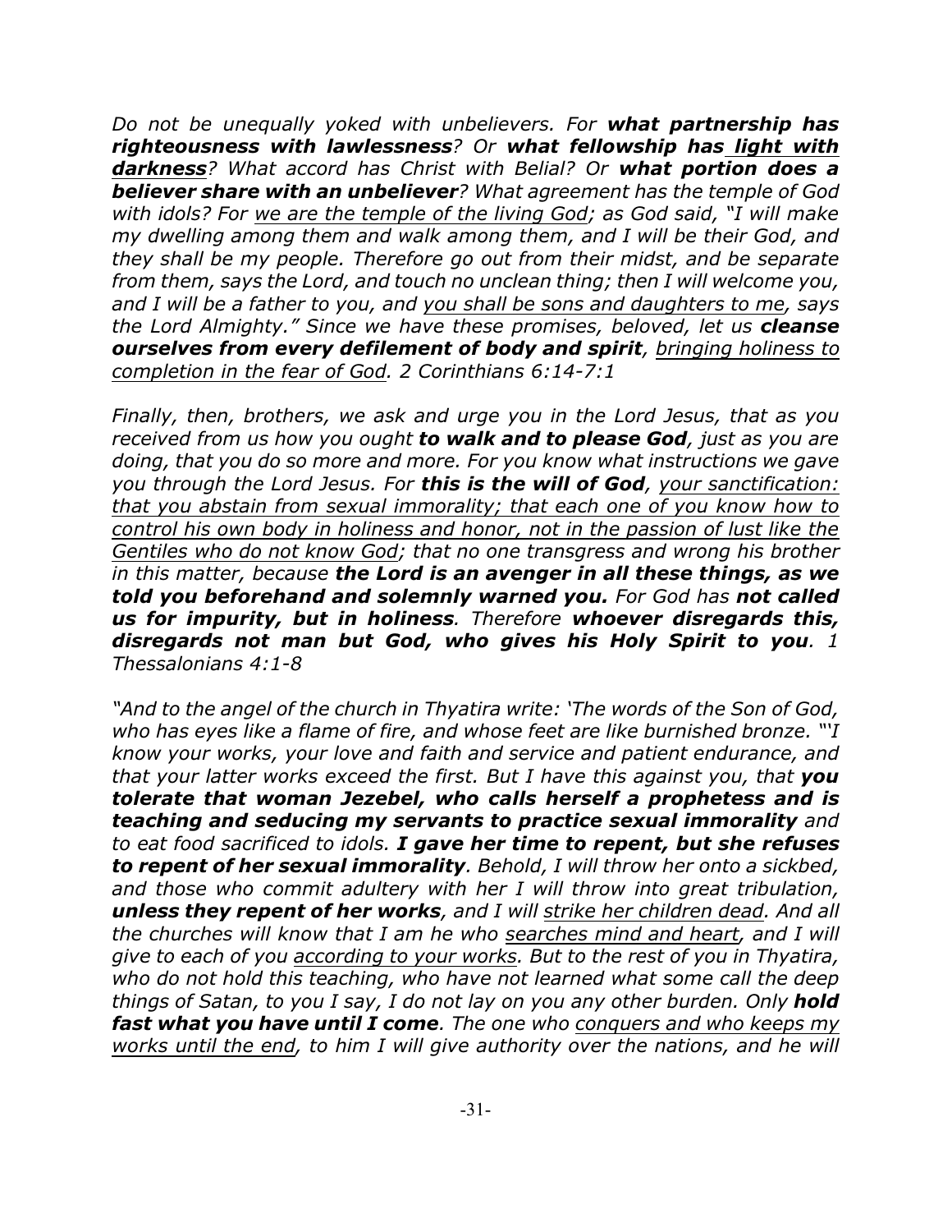*Do not be unequally yoked with unbelievers. For **what partnership has righteousness with lawlessness**? Or **what fellowship has <u>light with darkness</u>**? What accord has Christ with Belial? Or **what portion does a believer share with an unbeliever**? What agreement has the temple of God with idols? For <u>we are the temple of the living God</u>; as God said, "I will make my dwelling among them and walk among them, and I will be their God, and they shall be my people. Therefore go out from their midst, and be separate from them, says the Lord, and touch no unclean thing; then I will welcome you, and I will be a father to you, and <u>you shall be sons and daughters to me</u>, says the Lord Almighty." Since we have these promises, beloved, let us **cleanse ourselves from every defilement of body and spirit**, <u>bringing holiness to completion in the fear of God</u>. 2 Corinthians 6:14-7:1*

*Finally, then, brothers, we ask and urge you in the Lord Jesus, that as you received from us how you ought **to walk and to please God**, just as you are doing, that you do so more and more. For you know what instructions we gave you through the Lord Jesus. For **this is the will of God**, <u>your sanctification: that you abstain from sexual immorality; that each one of you know how to control his own body in holiness and honor, not in the passion of lust like the Gentiles who do not know God</u>; that no one transgress and wrong his brother in this matter, because **the Lord is an avenger in all these things, as we told you beforehand and solemnly warned you.** For God has **not called us for impurity, but in holiness**. Therefore **whoever disregards this, disregards not man but God, who gives his Holy Spirit to you**. 1 Thessalonians 4:1-8*

*"And to the angel of the church in Thyatira write: 'The words of the Son of God, who has eyes like a flame of fire, and whose feet are like burnished bronze. "'I know your works, your love and faith and service and patient endurance, and that your latter works exceed the first. But I have this against you, that **you tolerate that woman Jezebel, who calls herself a prophetess and is teaching and seducing my servants to practice sexual immorality** and to eat food sacrificed to idols. **I gave her time to repent, but she refuses to repent of her sexual immorality**. Behold, I will throw her onto a sickbed, and those who commit adultery with her I will throw into great tribulation, **unless they repent of her works**, and I will <u>strike her children dead</u>. And all the churches will know that I am he who <u>searches mind and heart</u>, and I will give to each of you <u>according to your works</u>. But to the rest of you in Thyatira, who do not hold this teaching, who have not learned what some call the deep things of Satan, to you I say, I do not lay on you any other burden. Only **hold fast what you have until I come**. The one who <u>conquers and who keeps my works until the end</u>, to him I will give authority over the nations, and he will*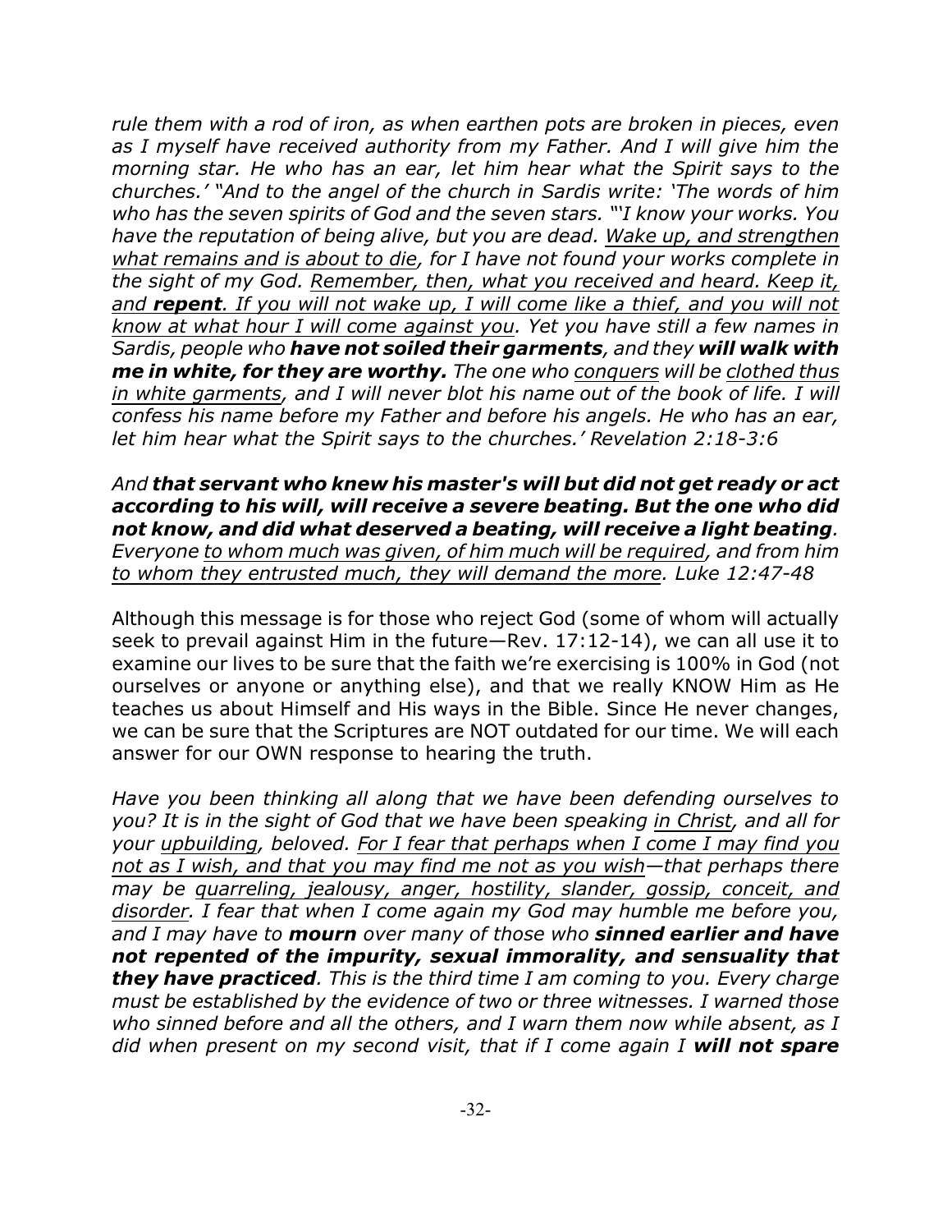*rule them with a rod of iron, as when earthen pots are broken in pieces, even as I myself have received authority from my Father. And I will give him the morning star. He who has an ear, let him hear what the Spirit says to the churches.' "And to the angel of the church in Sardis write: 'The words of him who has the seven spirits of God and the seven stars. "'I know your works. You have the reputation of being alive, but you are dead. <u>Wake up, and strengthen what remains and is about to die</u>, for I have not found your works complete in the sight of my God. <u>Remember, then, what you received and heard. Keep it, and</u> **repent**<u>. If you will not wake up, I will come like a thief, and you will not know at what hour I will come against you</u>. Yet you have still a few names in Sardis, people who* ***have not soiled their garments****, and they* ***will walk with me in white, for they are worthy.*** *The one who <u>conquers</u> will be <u>clothed thus in white garments</u>, and I will never blot his name out of the book of life. I will confess his name before my Father and before his angels. He who has an ear, let him hear what the Spirit says to the churches.' Revelation 2:18-3:6*

*And* ***that servant who knew his master's will but did not get ready or act according to his will, will receive a severe beating. But the one who did not know, and did what deserved a beating, will receive a light beating****. Everyone <u>to whom much was given, of him much will be required</u>, and from him <u>to whom they entrusted much, they will demand the more</u>. Luke 12:47-48*

Although this message is for those who reject God (some of whom will actually seek to prevail against Him in the future—Rev. 17:12-14), we can all use it to examine our lives to be sure that the faith we're exercising is 100% in God (not ourselves or anyone or anything else), and that we really KNOW Him as He teaches us about Himself and His ways in the Bible. Since He never changes, we can be sure that the Scriptures are NOT outdated for our time. We will each answer for our OWN response to hearing the truth.

*Have you been thinking all along that we have been defending ourselves to you? It is in the sight of God that we have been speaking <u>in Christ</u>, and all for your <u>upbuilding</u>, beloved. <u>For I fear that perhaps when I come I may find you not as I wish, and that you may find me not as you wish</u>—that perhaps there may be <u>quarreling, jealousy, anger, hostility, slander, gossip, conceit, and disorder</u>. I fear that when I come again my God may humble me before you, and I may have to* ***mourn*** *over many of those who* ***sinned earlier and have not repented of the impurity, sexual immorality, and sensuality that they have practiced****. This is the third time I am coming to you. Every charge must be established by the evidence of two or three witnesses. I warned those who sinned before and all the others, and I warn them now while absent, as I did when present on my second visit, that if I come again I* ***will not spare***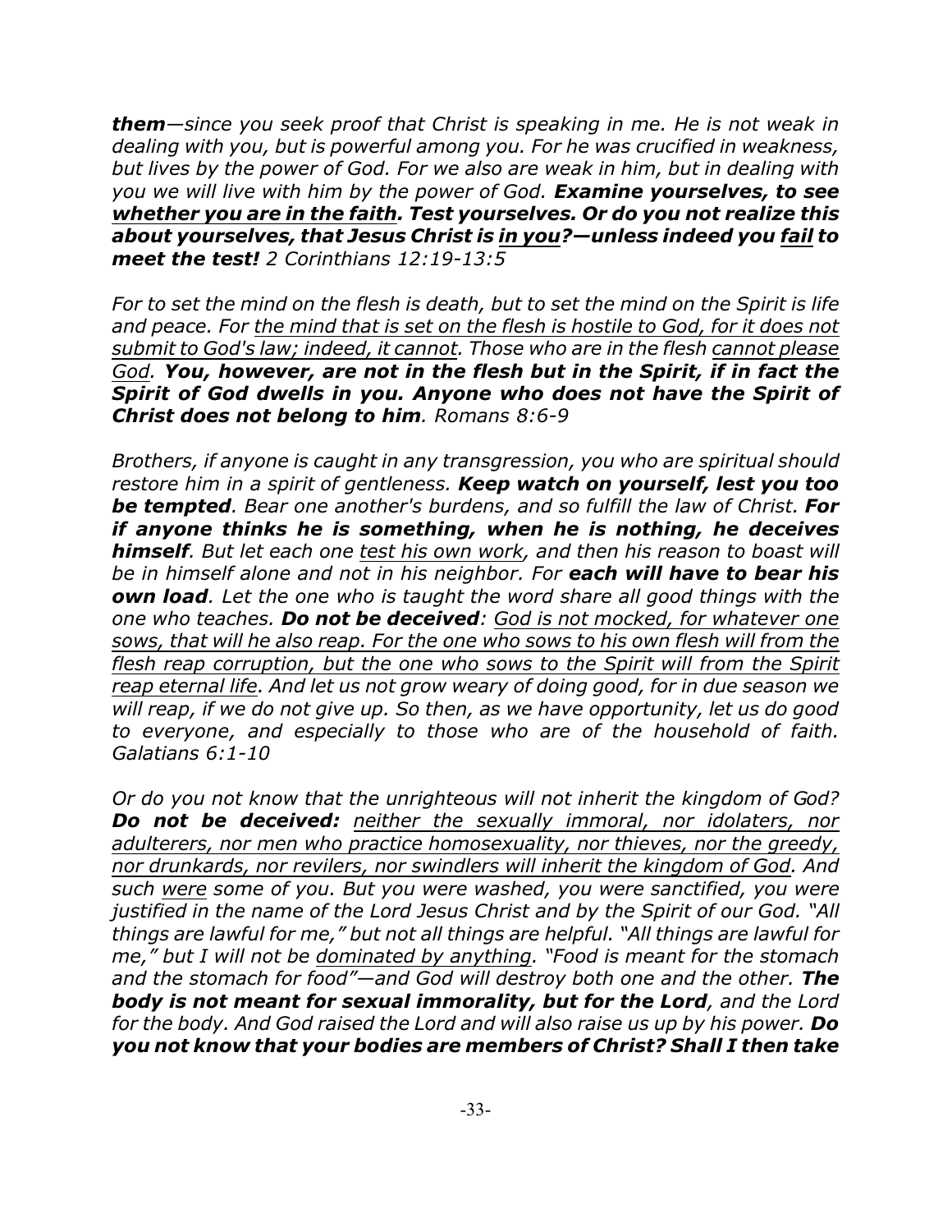***them***—*since you seek proof that Christ is speaking in me. He is not weak in dealing with you, but is powerful among you. For he was crucified in weakness, but lives by the power of God. For we also are weak in him, but in dealing with you we will live with him by the power of God.* ***Examine yourselves, to see <u>whether you are in the faith</u>. Test yourselves. Or do you not realize this about yourselves, that Jesus Christ is <u>in you</u>?—unless indeed you <u>fail</u> to meet the test!*** *2 Corinthians 12:19-13:5*

*For to set the mind on the flesh is death, but to set the mind on the Spirit is life and peace. For <u>the mind that is set on the flesh is hostile to God, for it does not submit to God's law; indeed, it cannot</u>. Those who are in the flesh <u>cannot please God</u>.* ***You, however, are not in the flesh but in the Spirit, if in fact the Spirit of God dwells in you. Anyone who does not have the Spirit of Christ does not belong to him****. Romans 8:6-9*

*Brothers, if anyone is caught in any transgression, you who are spiritual should restore him in a spirit of gentleness.* ***Keep watch on yourself, lest you too be tempted****. Bear one another's burdens, and so fulfill the law of Christ.* ***For if anyone thinks he is something, when he is nothing, he deceives himself****. But let each one <u>test his own work</u>, and then his reason to boast will be in himself alone and not in his neighbor. For* ***each will have to bear his own load****. Let the one who is taught the word share all good things with the one who teaches.* ***Do not be deceived****: <u>God is not mocked, for whatever one sows, that will he also reap. For the one who sows to his own flesh will from the flesh reap corruption, but the one who sows to the Spirit will from the Spirit reap eternal life</u>. And let us not grow weary of doing good, for in due season we will reap, if we do not give up. So then, as we have opportunity, let us do good to everyone, and especially to those who are of the household of faith. Galatians 6:1-10*

*Or do you not know that the unrighteous will not inherit the kingdom of God?* ***Do not be deceived:*** *<u>neither the sexually immoral, nor idolaters, nor adulterers, nor men who practice homosexuality, nor thieves, nor the greedy, nor drunkards, nor revilers, nor swindlers will inherit the kingdom of God</u>. And such <u>were</u> some of you. But you were washed, you were sanctified, you were justified in the name of the Lord Jesus Christ and by the Spirit of our God. "All things are lawful for me," but not all things are helpful. "All things are lawful for me," but I will not be <u>dominated by anything</u>. "Food is meant for the stomach and the stomach for food"—and God will destroy both one and the other.* ***The body is not meant for sexual immorality, but for the Lord****, and the Lord for the body. And God raised the Lord and will also raise us up by his power.* ***Do you not know that your bodies are members of Christ? Shall I then take***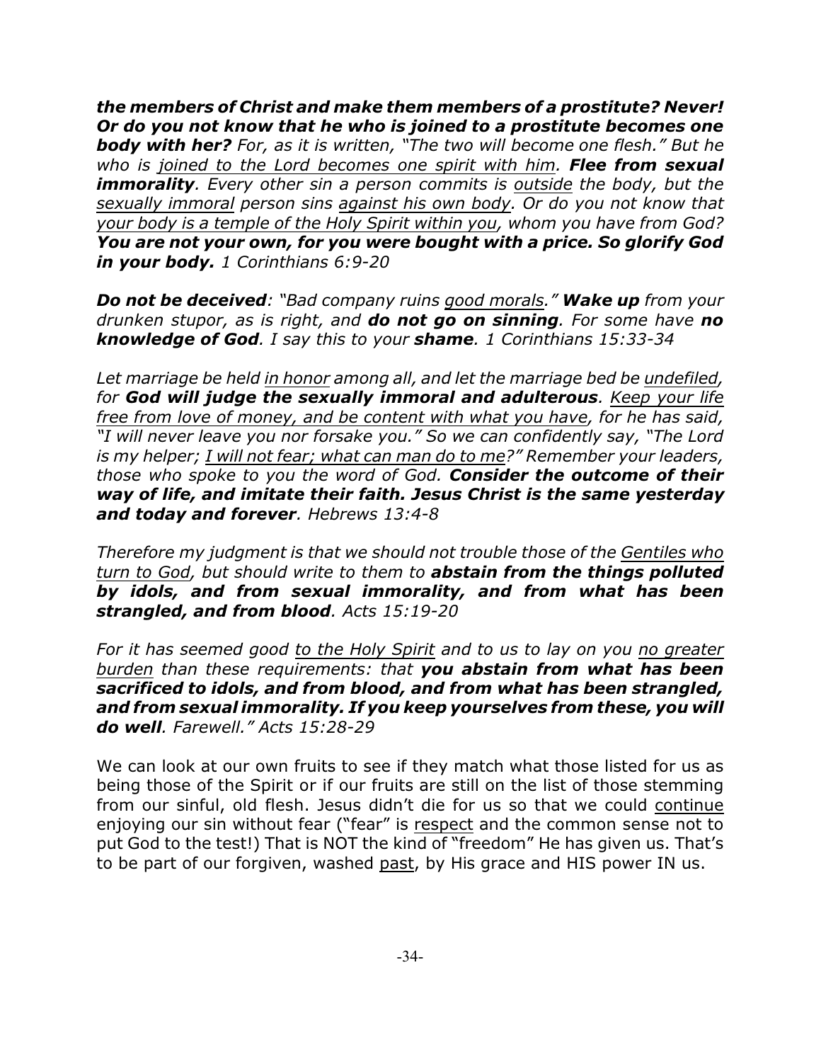***the members of Christ and make them members of a prostitute? Never! Or do you not know that he who is joined to a prostitute becomes one body with her?*** *For, as it is written, "The two will become one flesh." But he who is <u>joined to the Lord becomes one spirit with him</u>.* ***Flee from sexual immorality****. Every other sin a person commits is <u>outside</u> the body, but the <u>sexually immoral</u> person sins <u>against his own body</u>. Or do you not know that <u>your body is a temple of the Holy Spirit within you</u>, whom you have from God?* ***You are not your own, for you were bought with a price. So glorify God in your body.*** *1 Corinthians 6:9-20*

***Do not be deceived****: "Bad company ruins <u>good morals</u>."* ***Wake up*** *from your drunken stupor, as is right, and* ***do not go on sinning****. For some have* ***no knowledge of God****. I say this to your* ***shame****. 1 Corinthians 15:33-34*

*Let marriage be held <u>in honor</u> among all, and let the marriage bed be <u>undefiled</u>, for* ***God will judge the sexually immoral and adulterous****. <u>Keep your life free from love of money, and be content with what you have</u>, for he has said, "I will never leave you nor forsake you." So we can confidently say, "The Lord is my helper; <u>I will not fear; what can man do to me</u>?" Remember your leaders, those who spoke to you the word of God.* ***Consider the outcome of their way of life, and imitate their faith. Jesus Christ is the same yesterday and today and forever****. Hebrews 13:4-8*

*Therefore my judgment is that we should not trouble those of the <u>Gentiles who turn to God</u>, but should write to them to* ***abstain from the things polluted by idols, and from sexual immorality, and from what has been strangled, and from blood****. Acts 15:19-20*

*For it has seemed good <u>to the Holy Spirit</u> and to us to lay on you <u>no greater burden</u> than these requirements: that* ***you abstain from what has been sacrificed to idols, and from blood, and from what has been strangled, and from sexual immorality. If you keep yourselves from these, you will do well****. Farewell." Acts 15:28-29*

We can look at our own fruits to see if they match what those listed for us as being those of the Spirit or if our fruits are still on the list of those stemming from our sinful, old flesh. Jesus didn't die for us so that we could <u>continue</u> enjoying our sin without fear ("fear" is <u>respect</u> and the common sense not to put God to the test!) That is NOT the kind of "freedom" He has given us. That's to be part of our forgiven, washed <u>past</u>, by His grace and HIS power IN us.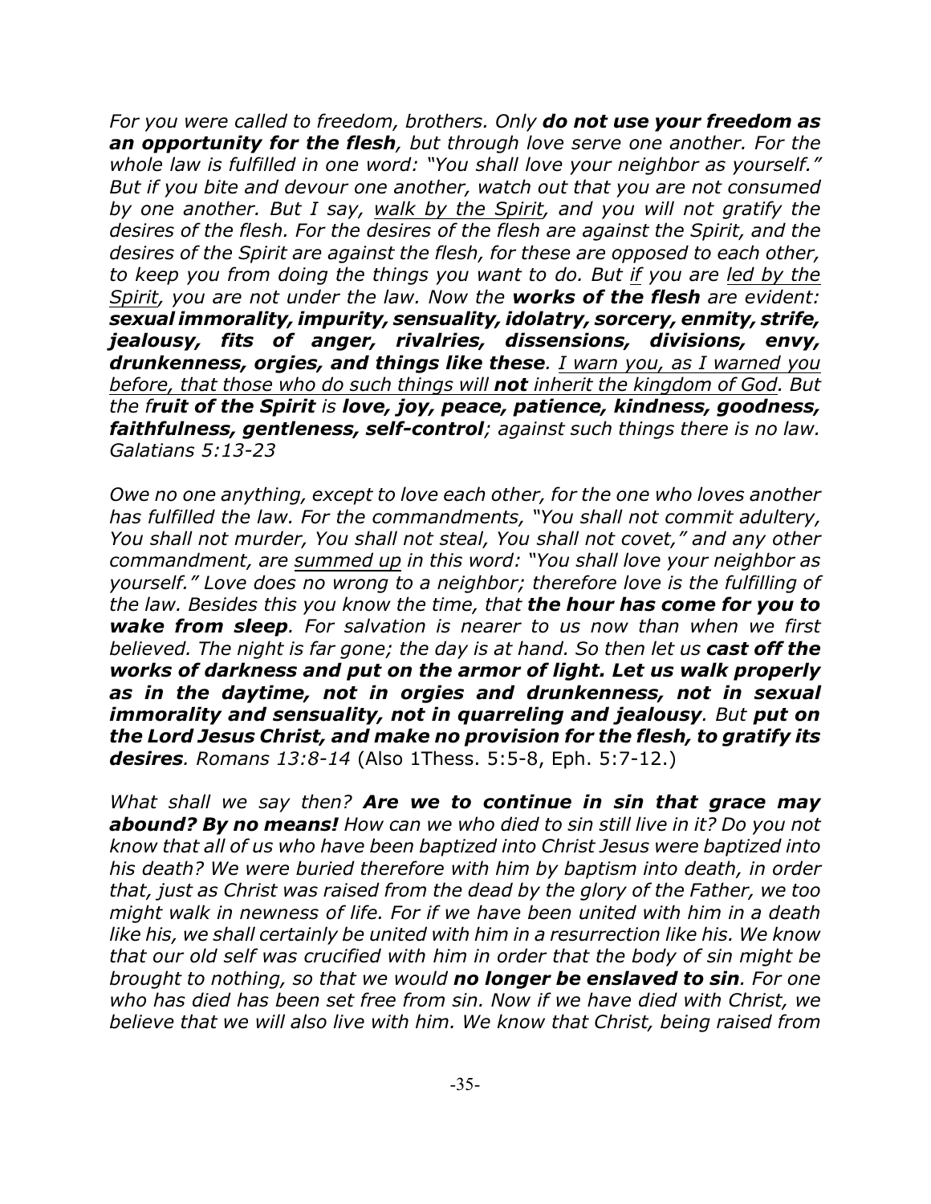*For you were called to freedom, brothers. Only **do not use your freedom as an opportunity for the flesh**, but through love serve one another. For the whole law is fulfilled in one word: "You shall love your neighbor as yourself." But if you bite and devour one another, watch out that you are not consumed by one another. But I say, <u>walk by the Spirit</u>, and you will not gratify the desires of the flesh. For the desires of the flesh are against the Spirit, and the desires of the Spirit are against the flesh, for these are opposed to each other, to keep you from doing the things you want to do. But <u>if</u> you are <u>led by the Spirit</u>, you are not under the law. Now the **works of the flesh** are evident: **sexual immorality, impurity, sensuality, idolatry, sorcery, enmity, strife, jealousy, fits of anger, rivalries, dissensions, divisions, envy, drunkenness, orgies, and things like these**. <u>I warn you, as I warned you before, that those who do such things will **not** inherit the kingdom of God</u>. But the f**ruit of the Spirit** is **love, joy, peace, patience, kindness, goodness, faithfulness, gentleness, self-control**; against such things there is no law. Galatians 5:13-23*

*Owe no one anything, except to love each other, for the one who loves another has fulfilled the law. For the commandments, "You shall not commit adultery, You shall not murder, You shall not steal, You shall not covet," and any other commandment, are <u>summed up</u> in this word: "You shall love your neighbor as yourself." Love does no wrong to a neighbor; therefore love is the fulfilling of the law. Besides this you know the time, that **the hour has come for you to wake from sleep**. For salvation is nearer to us now than when we first believed. The night is far gone; the day is at hand. So then let us **cast off the works of darkness and put on the armor of light. Let us walk properly as in the daytime, not in orgies and drunkenness, not in sexual immorality and sensuality, not in quarreling and jealousy**. But **put on the Lord Jesus Christ, and make no provision for the flesh, to gratify its desires**. Romans 13:8-14* (Also 1Thess. 5:5-8, Eph. 5:7-12.)

*What shall we say then? **Are we to continue in sin that grace may abound? By no means!** How can we who died to sin still live in it? Do you not know that all of us who have been baptized into Christ Jesus were baptized into his death? We were buried therefore with him by baptism into death, in order that, just as Christ was raised from the dead by the glory of the Father, we too might walk in newness of life. For if we have been united with him in a death like his, we shall certainly be united with him in a resurrection like his. We know that our old self was crucified with him in order that the body of sin might be brought to nothing, so that we would **no longer be enslaved to sin**. For one who has died has been set free from sin. Now if we have died with Christ, we believe that we will also live with him. We know that Christ, being raised from*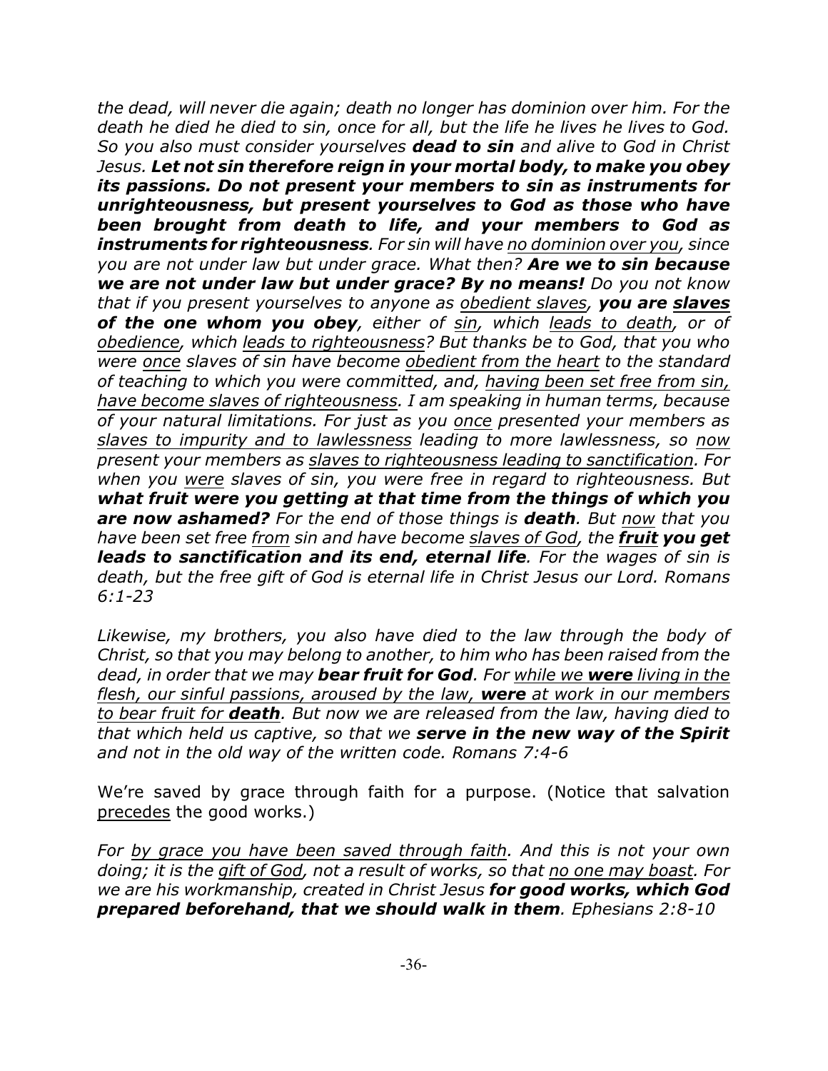*the dead, will never die again; death no longer has dominion over him. For the death he died he died to sin, once for all, but the life he lives he lives to God. So you also must consider yourselves **dead to sin** and alive to God in Christ Jesus. **Let not sin therefore reign in your mortal body, to make you obey its passions. Do not present your members to sin as instruments for unrighteousness, but present yourselves to God as those who have been brought from death to life, and your members to God as instruments for righteousness**. For sin will have <u>no dominion over you</u>, since you are not under law but under grace. What then? **Are we to sin because we are not under law but under grace? By no means!** Do you not know that if you present yourselves to anyone as <u>obedient slaves</u>, **you are <u>slaves</u> of the one whom you obey**, either of <u>sin</u>, which <u>leads to death</u>, or of <u>obedience</u>, which <u>leads to righteousness</u>? But thanks be to God, that you who were <u>once</u> slaves of sin have become <u>obedient from the heart</u> to the standard of teaching to which you were committed, and, <u>having been set free from sin, have become slaves of righteousness</u>. I am speaking in human terms, because of your natural limitations. For just as you <u>once</u> presented your members as <u>slaves to impurity and to lawlessness</u> leading to more lawlessness, so <u>now</u> present your members as <u>slaves to righteousness leading to sanctification</u>. For when you <u>were</u> slaves of sin, you were free in regard to righteousness. But **what fruit were you getting at that time from the things of which you are now ashamed?** For the end of those things is **death**. But <u>now</u> that you have been set free <u>from</u> sin and have become <u>slaves of God</u>, the **<u>fruit</u> you get leads to sanctification and its end, eternal life**. For the wages of sin is death, but the free gift of God is eternal life in Christ Jesus our Lord. Romans 6:1-23*

*Likewise, my brothers, you also have died to the law through the body of Christ, so that you may belong to another, to him who has been raised from the dead, in order that we may **bear fruit for God**. For <u>while we **were** living in the flesh, our sinful passions, aroused by the law, **were** at work in our members to bear fruit for **death**</u>. But now we are released from the law, having died to that which held us captive, so that we **serve in the new way of the Spirit** and not in the old way of the written code. Romans 7:4-6*

We're saved by grace through faith for a purpose. (Notice that salvation <u>precedes</u> the good works.)

*For <u>by grace you have been saved through faith</u>. And this is not your own doing; it is the <u>gift of God</u>, not a result of works, so that <u>no one may boast</u>. For we are his workmanship, created in Christ Jesus **for good works, which God prepared beforehand, that we should walk in them**. Ephesians 2:8-10*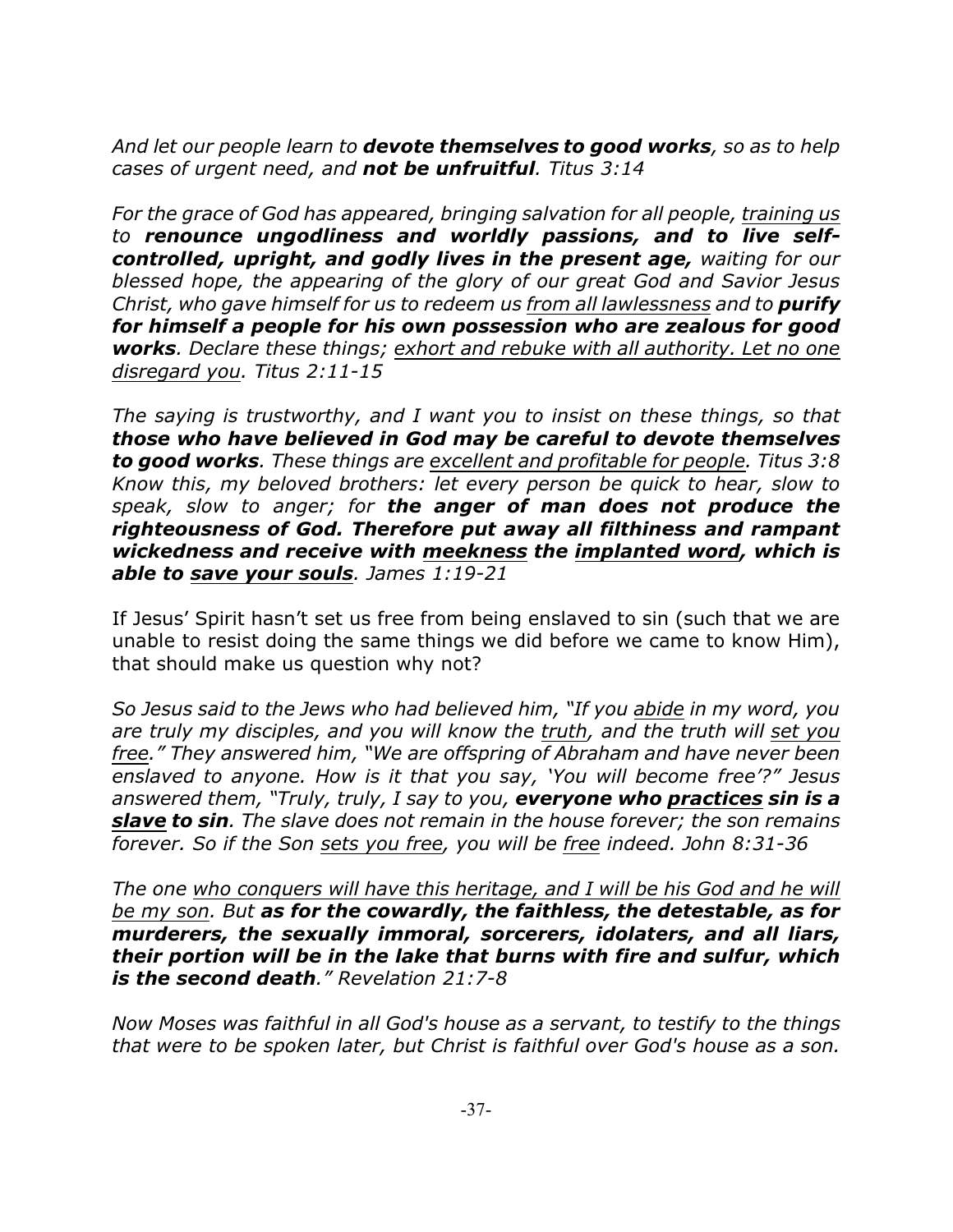*And let our people learn to* ***devote themselves to good works****, so as to help cases of urgent need, and* ***not be unfruitful****. Titus 3:14*

*For the grace of God has appeared, bringing salvation for all people, <u>training us</u> to* ***renounce ungodliness and worldly passions, and to live self-controlled, upright, and godly lives in the present age,*** *waiting for our blessed hope, the appearing of the glory of our great God and Savior Jesus Christ, who gave himself for us to redeem us <u>from all lawlessness</u> and to* ***purify for himself a people for his own possession who are zealous for good works****. Declare these things; <u>exhort and rebuke with all authority. Let no one disregard you</u>. Titus 2:11-15*

*The saying is trustworthy, and I want you to insist on these things, so that* ***those who have believed in God may be careful to devote themselves to good works****. These things are <u>excellent and profitable for people</u>. Titus 3:8*
*Know this, my beloved brothers: let every person be quick to hear, slow to speak, slow to anger; for* ***the anger of man does not produce the righteousness of God. Therefore put away all filthiness and rampant wickedness and receive with <u>meekness</u> the <u>implanted word</u>, which is able to <u>save your souls</u>****. James 1:19-21*

If Jesus' Spirit hasn't set us free from being enslaved to sin (such that we are unable to resist doing the same things we did before we came to know Him), that should make us question why not?

*So Jesus said to the Jews who had believed him, "If you <u>abide</u> in my word, you are truly my disciples, and you will know the <u>truth</u>, and the truth will <u>set you free</u>." They answered him, "We are offspring of Abraham and have never been enslaved to anyone. How is it that you say, 'You will become free'?" Jesus answered them, "Truly, truly, I say to you,* ***everyone who <u>practices</u> sin is a <u>slave</u> to sin****. The slave does not remain in the house forever; the son remains forever. So if the Son <u>sets you free</u>, you will be <u>free</u> indeed. John 8:31-36*

*The one <u>who conquers will have this heritage, and I will be his God and he will be my son</u>. But* ***as for the cowardly, the faithless, the detestable, as for murderers, the sexually immoral, sorcerers, idolaters, and all liars, their portion will be in the lake that burns with fire and sulfur, which is the second death****." Revelation 21:7-8*

*Now Moses was faithful in all God's house as a servant, to testify to the things that were to be spoken later, but Christ is faithful over God's house as a son.*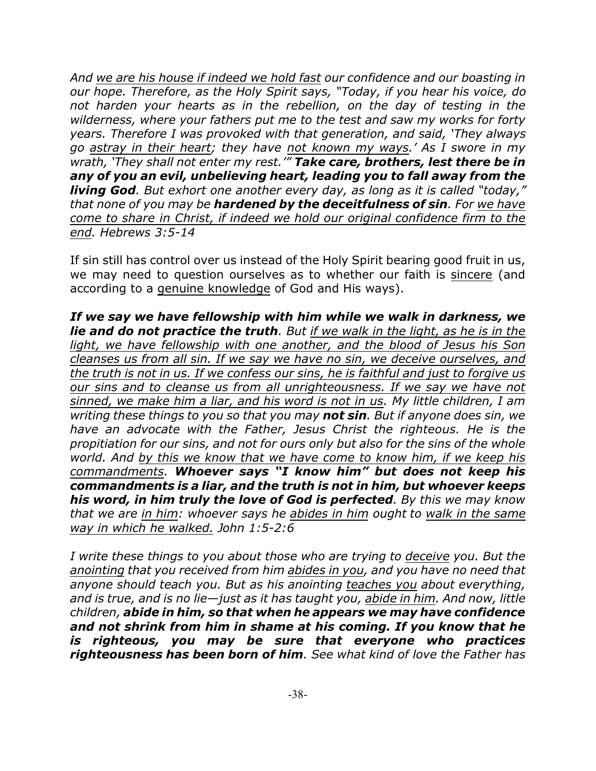*And <u>we are his house if indeed we hold fast</u> our confidence and our boasting in our hope. Therefore, as the Holy Spirit says, "Today, if you hear his voice, do not harden your hearts as in the rebellion, on the day of testing in the wilderness, where your fathers put me to the test and saw my works for forty years. Therefore I was provoked with that generation, and said, 'They always go <u>astray in their heart</u>; they have <u>not known my ways</u>.' As I swore in my wrath, 'They shall not enter my rest.'"* ***Take care, brothers, lest there be in any of you an evil, unbelieving heart, leading you to fall away from the living God****. But exhort one another every day, as long as it is called "today," that none of you may be* ***hardened by the deceitfulness of sin****. For <u>we have come to share in Christ, if indeed we hold our original confidence firm to the end</u>. Hebrews 3:5-14*

If sin still has control over us instead of the Holy Spirit bearing good fruit in us, we may need to question ourselves as to whether our faith is <u>sincere</u> (and according to a <u>genuine knowledge</u> of God and His ways).

***If we say we have fellowship with him while we walk in darkness, we lie and do not practice the truth****. But <u>if we walk in the light, as he is in the light, we have fellowship with one another, and the blood of Jesus his Son cleanses us from all sin. If we say we have no sin, we deceive ourselves, and the truth is not in us. If we confess our sins, he is faithful and just to forgive us our sins and to cleanse us from all unrighteousness. If we say we have not sinned, we make him a liar, and his word is not in us</u>. My little children, I am writing these things to you so that you may* ***not sin****. But if anyone does sin, we have an advocate with the Father, Jesus Christ the righteous. He is the propitiation for our sins, and not for ours only but also for the sins of the whole world. And <u>by this we know that we have come to know him, if we keep his commandments</u>.* ***Whoever says "I know him" but does not keep his commandments is a liar, and the truth is not in him, but whoever keeps his word, in him truly the love of God is perfected****. By this we may know that we are <u>in him</u>: whoever says he <u>abides in him</u> ought to <u>walk in the same way in which he walked.</u> John 1:5-2:6*

*I write these things to you about those who are trying to <u>deceive</u> you. But the <u>anointing</u> that you received from him <u>abides in you</u>, and you have no need that anyone should teach you. But as his anointing <u>teaches you</u> about everything, and is true, and is no lie—just as it has taught you, <u>abide in him</u>. And now, little children,* ***abide in him, so that when he appears we may have confidence and not shrink from him in shame at his coming. If you know that he is righteous, you may be sure that everyone who practices righteousness has been born of him****. See what kind of love the Father has*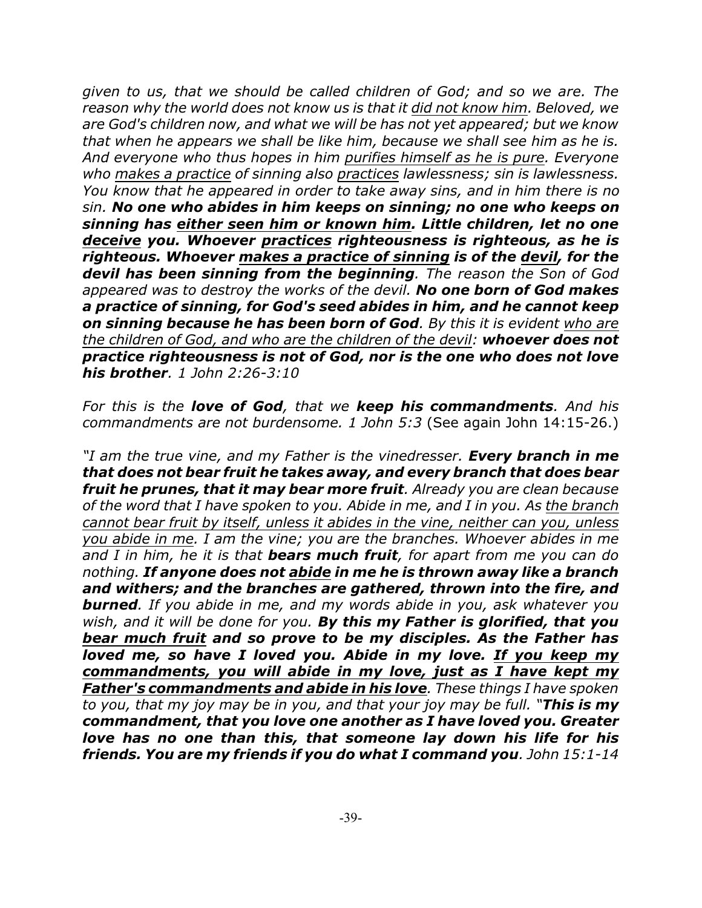*given to us, that we should be called children of God; and so we are. The reason why the world does not know us is that it <u>did not know him</u>. Beloved, we are God's children now, and what we will be has not yet appeared; but we know that when he appears we shall be like him, because we shall see him as he is. And everyone who thus hopes in him <u>purifies himself as he is pure</u>. Everyone who <u>makes a practice</u> of sinning also <u>practices</u> lawlessness; sin is lawlessness. You know that he appeared in order to take away sins, and in him there is no sin.* ***No one who abides in him keeps on sinning; no one who keeps on sinning has <u>either seen him or known him</u>. Little children, let no one <u>deceive</u> you. Whoever <u>practices</u> righteousness is righteous, as he is righteous. Whoever <u>makes a practice of sinning</u> is of the <u>devil</u>, for the devil has been sinning from the beginning****. The reason the Son of God appeared was to destroy the works of the devil.* ***No one born of God makes a practice of sinning, for God's seed abides in him, and he cannot keep on sinning because he has been born of God****. By this it is evident <u>who are the children of God, and who are the children of the devil</u>:* ***whoever does not practice righteousness is not of God, nor is the one who does not love his brother****. 1 John 2:26-3:10*

*For this is the* ***love of God****, that we* ***keep his commandments****. And his commandments are not burdensome. 1 John 5:3* (See again John 14:15-26.)

*"I am the true vine, and my Father is the vinedresser.* ***Every branch in me that does not bear fruit he takes away, and every branch that does bear fruit he prunes, that it may bear more fruit****. Already you are clean because of the word that I have spoken to you. Abide in me, and I in you. As <u>the branch cannot bear fruit by itself, unless it abides in the vine, neither can you, unless you abide in me</u>. I am the vine; you are the branches. Whoever abides in me and I in him, he it is that* ***bears much fruit****, for apart from me you can do nothing.* ***If anyone does not <u>abide</u> in me he is thrown away like a branch and withers; and the branches are gathered, thrown into the fire, and burned****. If you abide in me, and my words abide in you, ask whatever you wish, and it will be done for you.* ***By this my Father is glorified, that you <u>bear much fruit</u> and so prove to be my disciples. As the Father has loved me, so have I loved you. Abide in my love. <u>If you keep my commandments, you will abide in my love, just as I have kept my Father's commandments and abide in his love</u>****. These things I have spoken to you, that my joy may be in you, and that your joy may be full. "****This is my commandment, that you love one another as I have loved you. Greater love has no one than this, that someone lay down his life for his friends. You are my friends if you do what I command you****. John 15:1-14*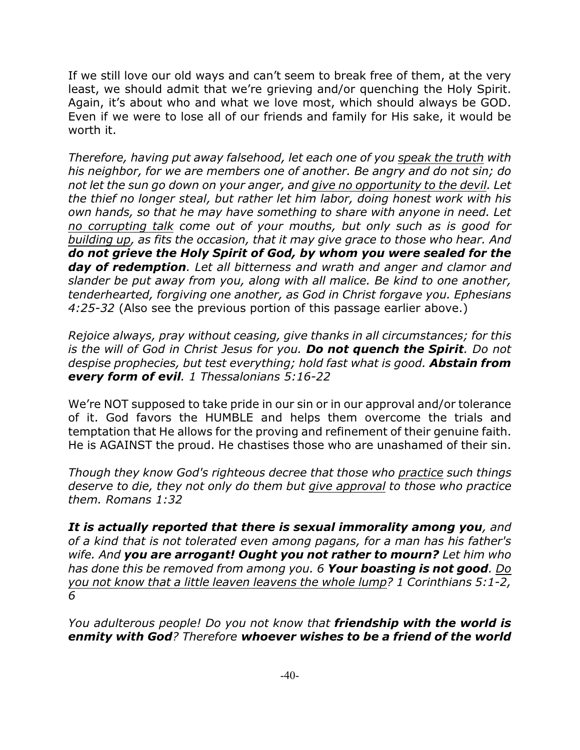If we still love our old ways and can't seem to break free of them, at the very least, we should admit that we're grieving and/or quenching the Holy Spirit. Again, it's about who and what we love most, which should always be GOD. Even if we were to lose all of our friends and family for His sake, it would be worth it.

*Therefore, having put away falsehood, let each one of you <u>speak the truth</u> with his neighbor, for we are members one of another. Be angry and do not sin; do not let the sun go down on your anger, and <u>give no opportunity to the devil</u>. Let the thief no longer steal, but rather let him labor, doing honest work with his own hands, so that he may have something to share with anyone in need. Let <u>no corrupting talk</u> come out of your mouths, but only such as is good for <u>building up</u>, as fits the occasion, that it may give grace to those who hear. And* ***do not grieve the Holy Spirit of God, by whom you were sealed for the day of redemption****. Let all bitterness and wrath and anger and clamor and slander be put away from you, along with all malice. Be kind to one another, tenderhearted, forgiving one another, as God in Christ forgave you. Ephesians 4:25-32* (Also see the previous portion of this passage earlier above.)

*Rejoice always, pray without ceasing, give thanks in all circumstances; for this is the will of God in Christ Jesus for you.* ***Do not quench the Spirit****. Do not despise prophecies, but test everything; hold fast what is good.* ***Abstain from every form of evil****. 1 Thessalonians 5:16-22*

We're NOT supposed to take pride in our sin or in our approval and/or tolerance of it. God favors the HUMBLE and helps them overcome the trials and temptation that He allows for the proving and refinement of their genuine faith. He is AGAINST the proud. He chastises those who are unashamed of their sin.

*Though they know God's righteous decree that those who <u>practice</u> such things deserve to die, they not only do them but <u>give approval</u> to those who practice them. Romans 1:32*

***It is actually reported that there is sexual immorality among you****, and of a kind that is not tolerated even among pagans, for a man has his father's wife. And* ***you are arrogant! Ought you not rather to mourn?*** *Let him who has done this be removed from among you. 6* ***Your boasting is not good****. <u>Do you not know that a little leaven leavens the whole lump?</u> 1 Corinthians 5:1-2, 6*

*You adulterous people! Do you not know that* ***friendship with the world is enmity with God****? Therefore* ***whoever wishes to be a friend of the world***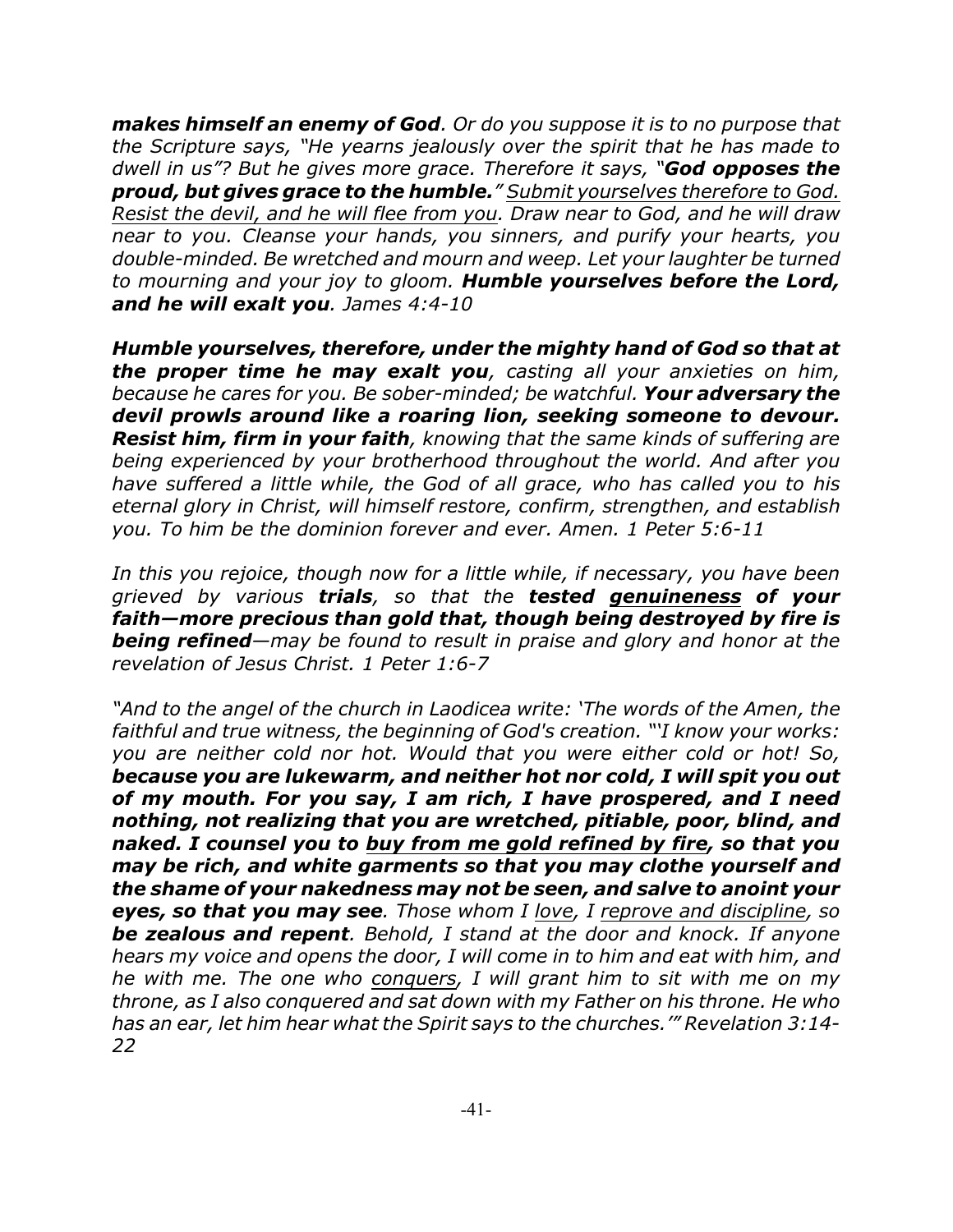***makes himself an enemy of God**. Or do you suppose it is to no purpose that the Scripture says, "He yearns jealously over the spirit that he has made to dwell in us"? But he gives more grace. Therefore it says, "**God opposes the proud, but gives grace to the humble.**" <u>Submit yourselves therefore to God. Resist the devil, and he will flee from you</u>. Draw near to God, and he will draw near to you. Cleanse your hands, you sinners, and purify your hearts, you double-minded. Be wretched and mourn and weep. Let your laughter be turned to mourning and your joy to gloom. **Humble yourselves before the Lord, and he will exalt you**. James 4:4-10*

***Humble yourselves, therefore, under the mighty hand of God so that at the proper time he may exalt you**, casting all your anxieties on him, because he cares for you. Be sober-minded; be watchful. **Your adversary the devil prowls around like a roaring lion, seeking someone to devour. Resist him, firm in your faith**, knowing that the same kinds of suffering are being experienced by your brotherhood throughout the world. And after you have suffered a little while, the God of all grace, who has called you to his eternal glory in Christ, will himself restore, confirm, strengthen, and establish you. To him be the dominion forever and ever. Amen. 1 Peter 5:6-11*

*In this you rejoice, though now for a little while, if necessary, you have been grieved by various **trials**, so that the **tested <u>genuineness</u> of your faith—more precious than gold that, though being destroyed by fire is being refined**—may be found to result in praise and glory and honor at the revelation of Jesus Christ. 1 Peter 1:6-7*

*"And to the angel of the church in Laodicea write: 'The words of the Amen, the faithful and true witness, the beginning of God's creation. "'I know your works: you are neither cold nor hot. Would that you were either cold or hot! So, **because you are lukewarm, and neither hot nor cold, I will spit you out of my mouth. For you say, I am rich, I have prospered, and I need nothing, not realizing that you are wretched, pitiable, poor, blind, and naked. I counsel you to <u>buy from me gold refined by fire</u>, so that you may be rich, and white garments so that you may clothe yourself and the shame of your nakedness may not be seen, and salve to anoint your eyes, so that you may see**. Those whom I <u>love</u>, I <u>reprove and discipline</u>, so **be zealous and repent**. Behold, I stand at the door and knock. If anyone hears my voice and opens the door, I will come in to him and eat with him, and he with me. The one who <u>conquers</u>, I will grant him to sit with me on my throne, as I also conquered and sat down with my Father on his throne. He who has an ear, let him hear what the Spirit says to the churches.'" Revelation 3:14-22*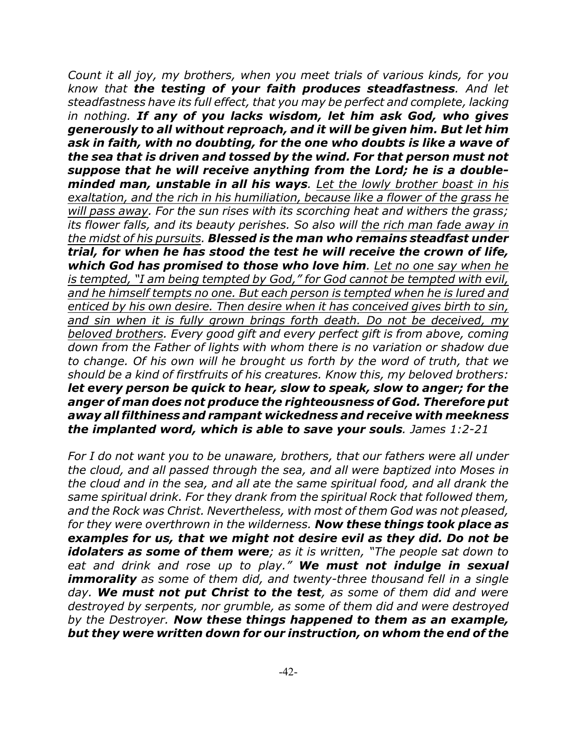*Count it all joy, my brothers, when you meet trials of various kinds, for you know that* ***the testing of your faith produces steadfastness****. And let steadfastness have its full effect, that you may be perfect and complete, lacking in nothing.* ***If any of you lacks wisdom, let him ask God, who gives generously to all without reproach, and it will be given him. But let him ask in faith, with no doubting, for the one who doubts is like a wave of the sea that is driven and tossed by the wind. For that person must not suppose that he will receive anything from the Lord; he is a double-minded man, unstable in all his ways****.* <u>*Let the lowly brother boast in his exaltation, and the rich in his humiliation, because like a flower of the grass he will pass away*</u>*. For the sun rises with its scorching heat and withers the grass; its flower falls, and its beauty perishes. So also will* <u>*the rich man fade away in the midst of his pursuits*</u>*.* ***Blessed is the man who remains steadfast under trial, for when he has stood the test he will receive the crown of life, which God has promised to those who love him****.* <u>*Let no one say when he is tempted, "I am being tempted by God," for God cannot be tempted with evil, and he himself tempts no one. But each person is tempted when he is lured and enticed by his own desire. Then desire when it has conceived gives birth to sin, and sin when it is fully grown brings forth death. Do not be deceived, my beloved brothers*</u>*. Every good gift and every perfect gift is from above, coming down from the Father of lights with whom there is no variation or shadow due to change. Of his own will he brought us forth by the word of truth, that we should be a kind of firstfruits of his creatures. Know this, my beloved brothers:* ***let every person be quick to hear, slow to speak, slow to anger; for the anger of man does not produce the righteousness of God. Therefore put away all filthiness and rampant wickedness and receive with meekness the implanted word, which is able to save your souls****. James 1:2-21*

*For I do not want you to be unaware, brothers, that our fathers were all under the cloud, and all passed through the sea, and all were baptized into Moses in the cloud and in the sea, and all ate the same spiritual food, and all drank the same spiritual drink. For they drank from the spiritual Rock that followed them, and the Rock was Christ. Nevertheless, with most of them God was not pleased, for they were overthrown in the wilderness.* ***Now these things took place as examples for us, that we might not desire evil as they did. Do not be idolaters as some of them were****; as it is written, "The people sat down to eat and drink and rose up to play."* ***We must not indulge in sexual immorality*** *as some of them did, and twenty-three thousand fell in a single day.* ***We must not put Christ to the test****, as some of them did and were destroyed by serpents, nor grumble, as some of them did and were destroyed by the Destroyer.* ***Now these things happened to them as an example, but they were written down for our instruction, on whom the end of the***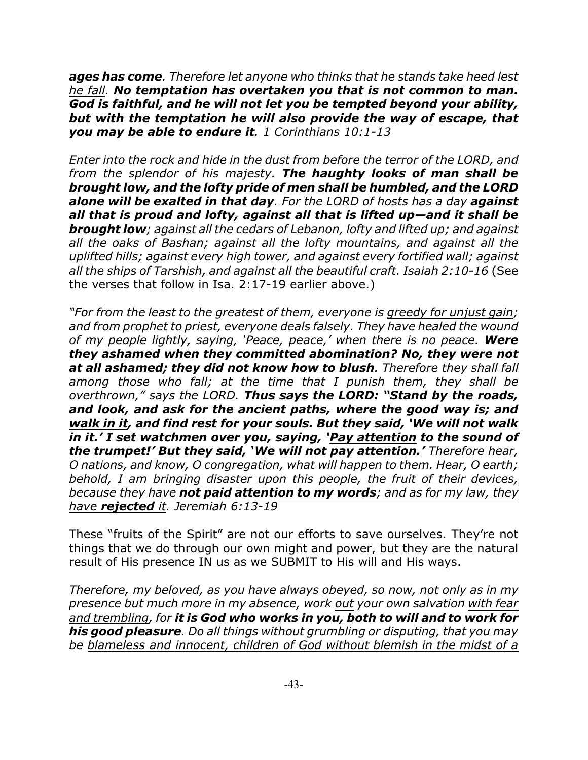***ages has come****. Therefore <u>let anyone who thinks that he stands take heed lest he fall</u>.* ***No temptation has overtaken you that is not common to man. God is faithful, and he will not let you be tempted beyond your ability, but with the temptation he will also provide the way of escape, that you may be able to endure it****. 1 Corinthians 10:1-13*

*Enter into the rock and hide in the dust from before the terror of the LORD, and from the splendor of his majesty.* ***The haughty looks of man shall be brought low, and the lofty pride of men shall be humbled, and the LORD alone will be exalted in that day****. For the LORD of hosts has a day* ***against all that is proud and lofty, against all that is lifted up—and it shall be brought low****; against all the cedars of Lebanon, lofty and lifted up; and against all the oaks of Bashan; against all the lofty mountains, and against all the uplifted hills; against every high tower, and against every fortified wall; against all the ships of Tarshish, and against all the beautiful craft. Isaiah 2:10-16* (See the verses that follow in Isa. 2:17-19 earlier above.)

*"For from the least to the greatest of them, everyone is <u>greedy for unjust gain</u>; and from prophet to priest, everyone deals falsely. They have healed the wound of my people lightly, saying, 'Peace, peace,' when there is no peace.* ***Were they ashamed when they committed abomination? No, they were not at all ashamed; they did not know how to blush****. Therefore they shall fall among those who fall; at the time that I punish them, they shall be overthrown," says the LORD.* ***Thus says the LORD: "Stand by the roads, and look, and ask for the ancient paths, where the good way is; and <u>walk in it</u>, and find rest for your souls. But they said, 'We will not walk in it.' I set watchmen over you, saying, '<u>Pay attention</u> to the sound of the trumpet!' But they said, 'We will not pay attention.'*** *Therefore hear, O nations, and know, O congregation, what will happen to them. Hear, O earth; behold, <u>I am bringing disaster upon this people, the fruit of their devices, because they have</u>* ***<u>not paid attention to my words</u>****<u>; and as for my law, they have</u>* ***<u>rejected</u>*** *<u>it</u>. Jeremiah 6:13-19*

These "fruits of the Spirit" are not our efforts to save ourselves. They're not things that we do through our own might and power, but they are the natural result of His presence IN us as we SUBMIT to His will and His ways.

*Therefore, my beloved, as you have always <u>obeyed</u>, so now, not only as in my presence but much more in my absence, work <u>out</u> your own salvation <u>with fear and trembling</u>, for* ***it is God who works in you, both to will and to work for his good pleasure****. Do all things without grumbling or disputing, that you may be <u>blameless and innocent, children of God without blemish in the midst of a</u>*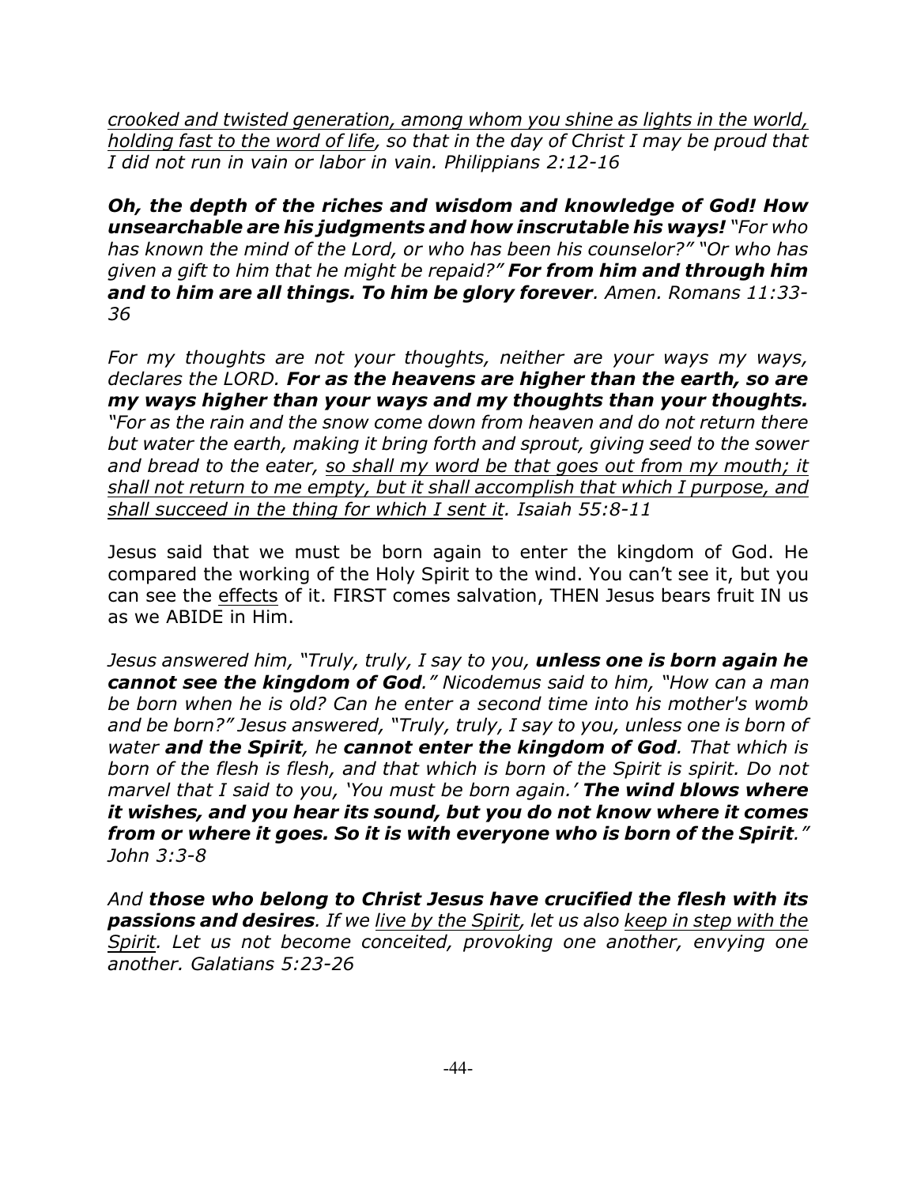<u>*crooked and twisted generation, among whom you shine as lights in the world, holding fast to the word of life*</u>*, so that in the day of Christ I may be proud that I did not run in vain or labor in vain. Philippians 2:12-16*

***Oh, the depth of the riches and wisdom and knowledge of God! How unsearchable are his judgments and how inscrutable his ways!*** *"For who has known the mind of the Lord, or who has been his counselor?" "Or who has given a gift to him that he might be repaid?"* ***For from him and through him and to him are all things. To him be glory forever****. Amen. Romans 11:33-36*

*For my thoughts are not your thoughts, neither are your ways my ways, declares the LORD.* ***For as the heavens are higher than the earth, so are my ways higher than your ways and my thoughts than your thoughts.*** *"For as the rain and the snow come down from heaven and do not return there but water the earth, making it bring forth and sprout, giving seed to the sower and bread to the eater,* <u>*so shall my word be that goes out from my mouth; it shall not return to me empty, but it shall accomplish that which I purpose, and shall succeed in the thing for which I sent it*</u>*. Isaiah 55:8-11*

Jesus said that we must be born again to enter the kingdom of God. He compared the working of the Holy Spirit to the wind. You can't see it, but you can see the <u>effects</u> of it. FIRST comes salvation, THEN Jesus bears fruit IN us as we ABIDE in Him.

*Jesus answered him, "Truly, truly, I say to you,* ***unless one is born again he cannot see the kingdom of God****." Nicodemus said to him, "How can a man be born when he is old? Can he enter a second time into his mother's womb and be born?" Jesus answered, "Truly, truly, I say to you, unless one is born of water* ***and the Spirit****, he* ***cannot enter the kingdom of God****. That which is born of the flesh is flesh, and that which is born of the Spirit is spirit. Do not marvel that I said to you, 'You must be born again.'* ***The wind blows where it wishes, and you hear its sound, but you do not know where it comes from or where it goes. So it is with everyone who is born of the Spirit****." John 3:3-8*

*And* ***those who belong to Christ Jesus have crucified the flesh with its passions and desires****. If we* <u>*live by the Spirit*</u>*, let us also* <u>*keep in step with the Spirit*</u>*. Let us not become conceited, provoking one another, envying one another. Galatians 5:23-26*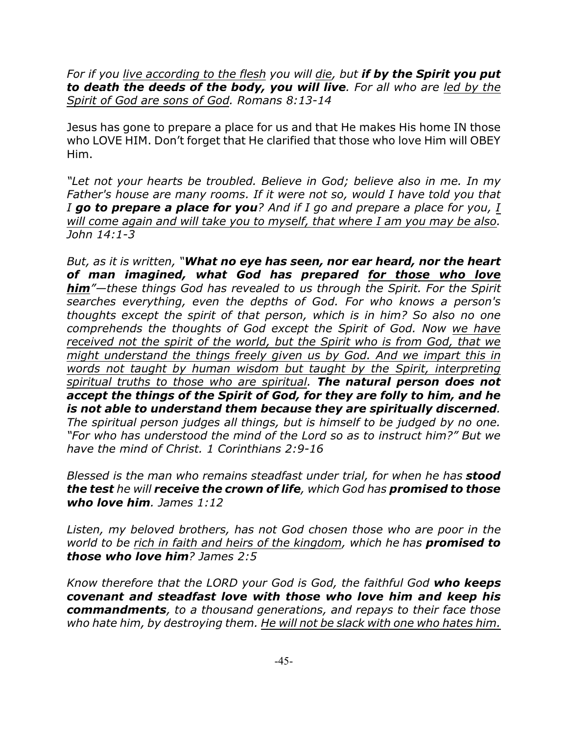*For if you <u>live according to the flesh</u> you will <u>die</u>, but **if by the Spirit you put to death the deeds of the body, you will live**. For all who are <u>led by the Spirit of God are sons of God.</u> Romans 8:13-14*

Jesus has gone to prepare a place for us and that He makes His home IN those who LOVE HIM. Don't forget that He clarified that those who love Him will OBEY Him.

*"Let not your hearts be troubled. Believe in God; believe also in me. In my Father's house are many rooms. If it were not so, would I have told you that I **go to prepare a place for you**? And if I go and prepare a place for you, <u>I will come again and will take you to myself, that where I am you may be also.</u> John 14:1-3*

*But, as it is written, "**What no eye has seen, nor ear heard, nor the heart of man imagined, what God has prepared <u>for those who love him</u>**"—these things God has revealed to us through the Spirit. For the Spirit searches everything, even the depths of God. For who knows a person's thoughts except the spirit of that person, which is in him? So also no one comprehends the thoughts of God except the Spirit of God. Now <u>we have received not the spirit of the world, but the Spirit who is from God, that we might understand the things freely given us by God. And we impart this in words not taught by human wisdom but taught by the Spirit, interpreting spiritual truths to those who are spiritual</u>. **The natural person does not accept the things of the Spirit of God, for they are folly to him, and he is not able to understand them because they are spiritually discerned**. The spiritual person judges all things, but is himself to be judged by no one. "For who has understood the mind of the Lord so as to instruct him?" But we have the mind of Christ. 1 Corinthians 2:9-16*

*Blessed is the man who remains steadfast under trial, for when he has **stood the test** he will **receive the crown of life**, which God has **promised to those who love him**. James 1:12*

*Listen, my beloved brothers, has not God chosen those who are poor in the world to be <u>rich in faith and heirs of the kingdom</u>, which he has **promised to those who love him**? James 2:5*

*Know therefore that the LORD your God is God, the faithful God **who keeps covenant and steadfast love with those who love him and keep his commandments**, to a thousand generations, and repays to their face those who hate him, by destroying them. <u>He will not be slack with one who hates him.</u>*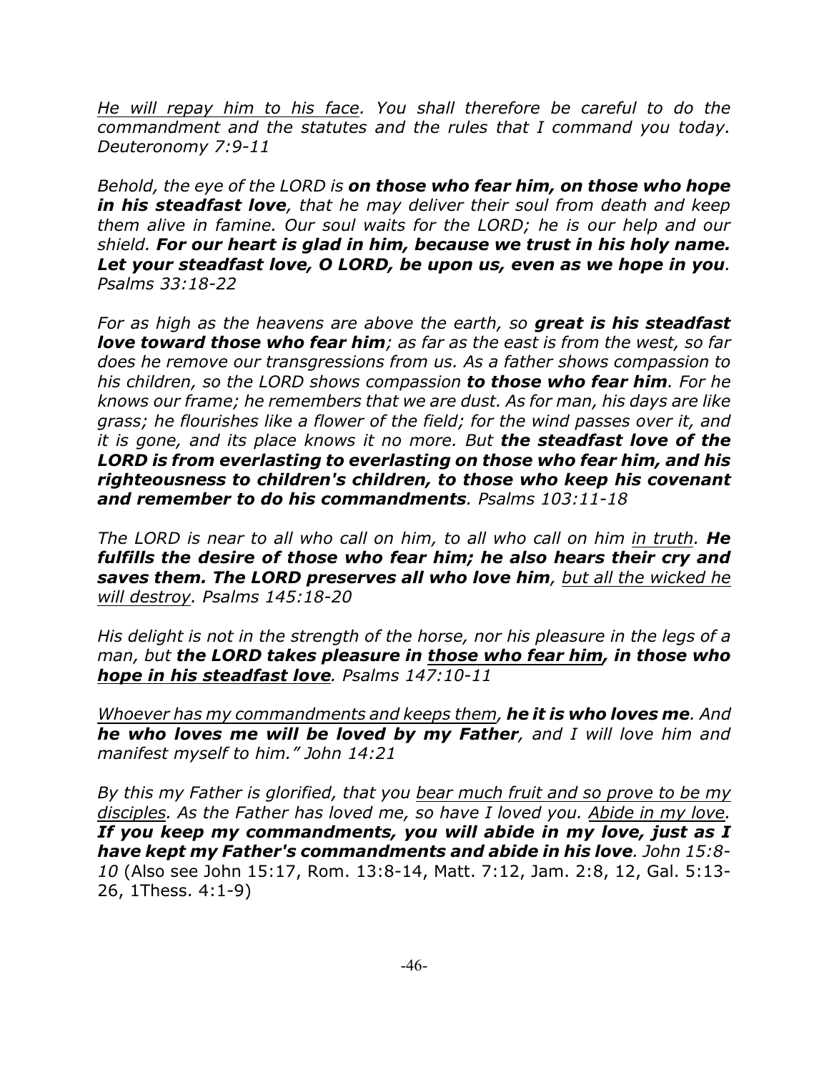<u>*He will repay him to his face*</u>*. You shall therefore be careful to do the commandment and the statutes and the rules that I command you today. Deuteronomy 7:9-11*

*Behold, the eye of the LORD is* ***on those who fear him, on those who hope in his steadfast love****, that he may deliver their soul from death and keep them alive in famine. Our soul waits for the LORD; he is our help and our shield.* ***For our heart is glad in him, because we trust in his holy name. Let your steadfast love, O LORD, be upon us, even as we hope in you****. Psalms 33:18-22*

*For as high as the heavens are above the earth, so* ***great is his steadfast love toward those who fear him****; as far as the east is from the west, so far does he remove our transgressions from us. As a father shows compassion to his children, so the LORD shows compassion* ***to those who fear him****. For he knows our frame; he remembers that we are dust. As for man, his days are like grass; he flourishes like a flower of the field; for the wind passes over it, and it is gone, and its place knows it no more. But* ***the steadfast love of the LORD is from everlasting to everlasting on those who fear him, and his righteousness to children's children, to those who keep his covenant and remember to do his commandments****. Psalms 103:11-18*

*The LORD is near to all who call on him, to all who call on him* <u>*in truth*</u>*.* ***He fulfills the desire of those who fear him; he also hears their cry and saves them. The LORD preserves all who love him****,* <u>*but all the wicked he will destroy*</u>*. Psalms 145:18-20*

*His delight is not in the strength of the horse, nor his pleasure in the legs of a man, but* ***the LORD takes pleasure in*** <u>***those who fear him***</u>***, in those who*** <u>***hope in his steadfast love***</u>*. Psalms 147:10-11*

<u>*Whoever has my commandments and keeps them*</u>*,* ***he it is who loves me****. And* ***he who loves me will be loved by my Father****, and I will love him and manifest myself to him." John 14:21*

*By this my Father is glorified, that you* <u>*bear much fruit and so prove to be my disciples*</u>*. As the Father has loved me, so have I loved you.* <u>*Abide in my love.*</u> ***If you keep my commandments, you will abide in my love, just as I have kept my Father's commandments and abide in his love****. John 15:8-10* (Also see John 15:17, Rom. 13:8-14, Matt. 7:12, Jam. 2:8, 12, Gal. 5:13-26, 1Thess. 4:1-9)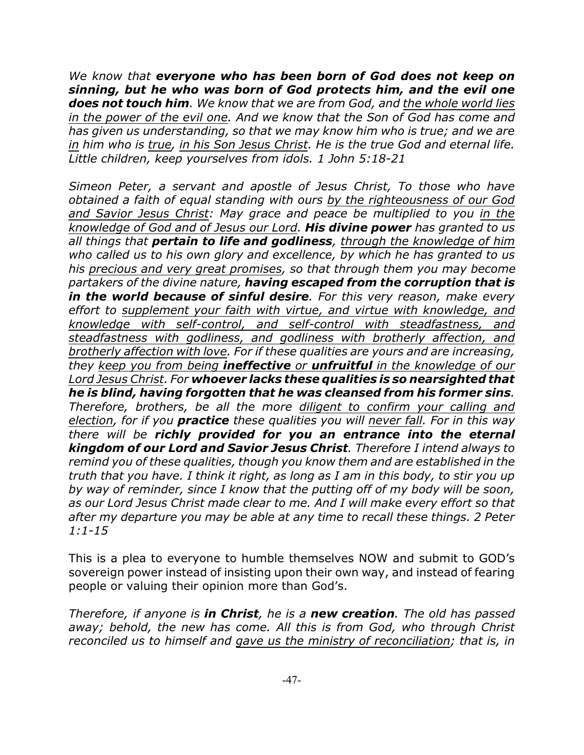*We know that **everyone who has been born of God does not keep on sinning, but he who was born of God protects him, and the evil one does not touch him**. We know that we are from God, and <u>the whole world lies in the power of the evil one</u>. And we know that the Son of God has come and has given us understanding, so that we may know him who is true; and we are <u>in</u> him who is <u>true</u>, <u>in his Son Jesus Christ</u>. He is the true God and eternal life. Little children, keep yourselves from idols. 1 John 5:18-21*

*Simeon Peter, a servant and apostle of Jesus Christ, To those who have obtained a faith of equal standing with ours <u>by the righteousness of our God and Savior Jesus Christ</u>: May grace and peace be multiplied to you <u>in the knowledge of God and of Jesus our Lord</u>. **His divine power** has granted to us all things that **pertain to life and godliness**, <u>through the knowledge of him</u> who called us to his own glory and excellence, by which he has granted to us his <u>precious and very great promises</u>, so that through them you may become partakers of the divine nature, **having escaped from the corruption that is in the world because of sinful desire**. For this very reason, make every effort to <u>supplement your faith with virtue, and virtue with knowledge, and knowledge with self-control, and self-control with steadfastness, and steadfastness with godliness, and godliness with brotherly affection, and brotherly affection with love</u>. For if these qualities are yours and are increasing, they <u>keep you from being **ineffective** or **unfruitful** in the knowledge of our Lord Jesus Christ</u>. For **whoever lacks these qualities is so nearsighted that he is blind, having forgotten that he was cleansed from his former sins**. Therefore, brothers, be all the more <u>diligent to confirm your calling and election</u>, for if you **practice** these qualities you will <u>never fall</u>. For in this way there will be **richly provided for you an entrance into the eternal kingdom of our Lord and Savior Jesus Christ**. Therefore I intend always to remind you of these qualities, though you know them and are established in the truth that you have. I think it right, as long as I am in this body, to stir you up by way of reminder, since I know that the putting off of my body will be soon, as our Lord Jesus Christ made clear to me. And I will make every effort so that after my departure you may be able at any time to recall these things. 2 Peter 1:1-15*

This is a plea to everyone to humble themselves NOW and submit to GOD's sovereign power instead of insisting upon their own way, and instead of fearing people or valuing their opinion more than God's.

*Therefore, if anyone is **in Christ**, he is a **new creation**. The old has passed away; behold, the new has come. All this is from God, who through Christ reconciled us to himself and <u>gave us the ministry of reconciliation</u>; that is, in*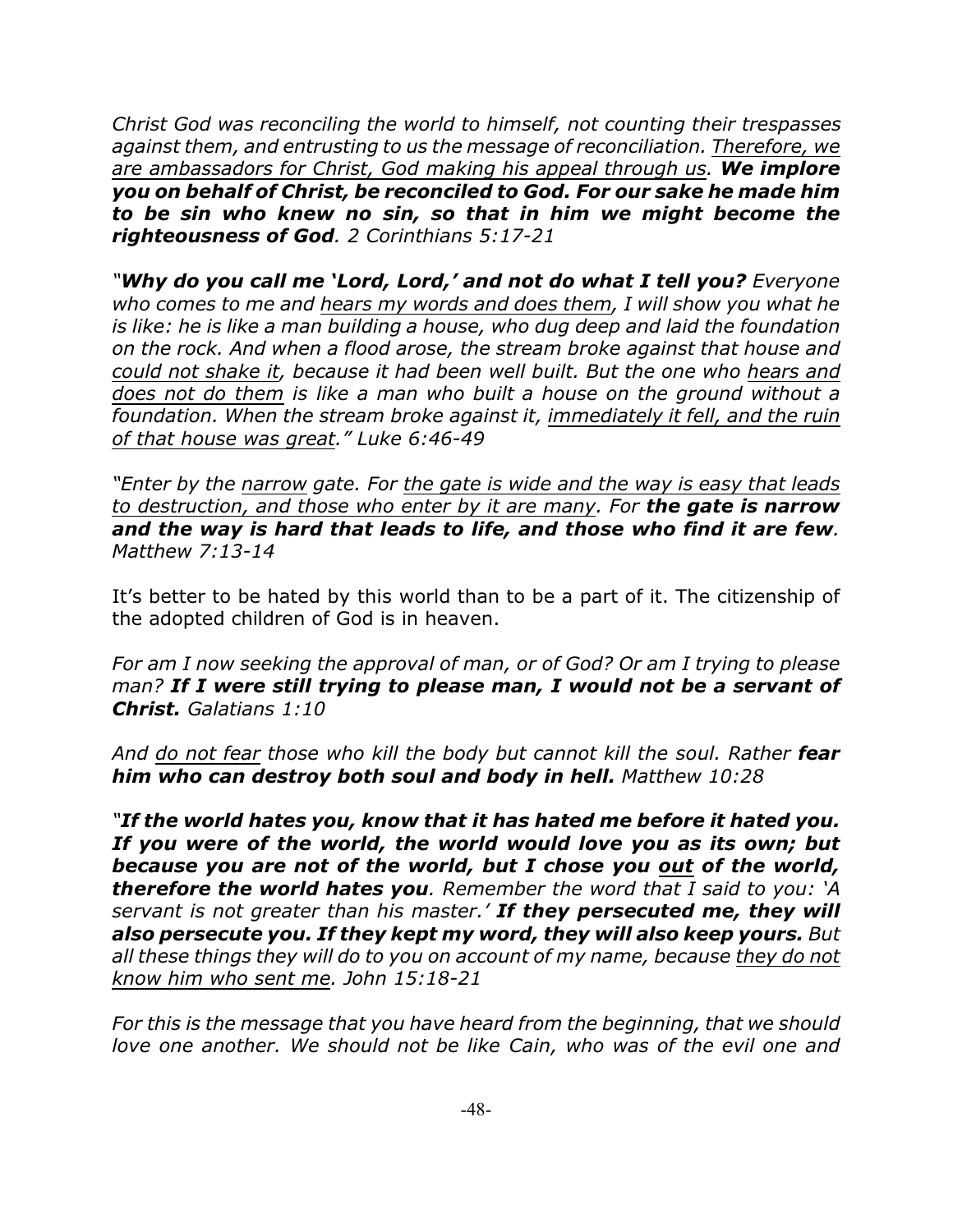*Christ God was reconciling the world to himself, not counting their trespasses against them, and entrusting to us the message of reconciliation. <u>Therefore, we are ambassadors for Christ, God making his appeal through us</u>.* ***We implore you on behalf of Christ, be reconciled to God. For our sake he made him to be sin who knew no sin, so that in him we might become the righteousness of God****. 2 Corinthians 5:17-21*

*"**Why do you call me 'Lord, Lord,' and not do what I tell you?** Everyone who comes to me and <u>hears my words and does them</u>, I will show you what he is like: he is like a man building a house, who dug deep and laid the foundation on the rock. And when a flood arose, the stream broke against that house and <u>could not shake it</u>, because it had been well built. But the one who <u>hears and does not do them</u> is like a man who built a house on the ground without a foundation. When the stream broke against it, <u>immediately it fell, and the ruin of that house was great</u>." Luke 6:46-49*

*"Enter by the <u>narrow</u> gate. For <u>the gate is wide and the way is easy that leads to destruction, and those who enter by it are many</u>. For **the gate is narrow and the way is hard that leads to life, and those who find it are few**. Matthew 7:13-14*

It's better to be hated by this world than to be a part of it. The citizenship of the adopted children of God is in heaven.

*For am I now seeking the approval of man, or of God? Or am I trying to please man? **If I were still trying to please man, I would not be a servant of Christ.** Galatians 1:10*

*And <u>do not fear</u> those who kill the body but cannot kill the soul. Rather **fear him who can destroy both soul and body in hell.** Matthew 10:28*

*"**If the world hates you, know that it has hated me before it hated you. If you were of the world, the world would love you as its own; but because you are not of the world, but I chose you <u>out</u> of the world, therefore the world hates you**. Remember the word that I said to you: 'A servant is not greater than his master.' **If they persecuted me, they will also persecute you. If they kept my word, they will also keep yours.** But all these things they will do to you on account of my name, because <u>they do not know him who sent me</u>. John 15:18-21*

*For this is the message that you have heard from the beginning, that we should love one another. We should not be like Cain, who was of the evil one and*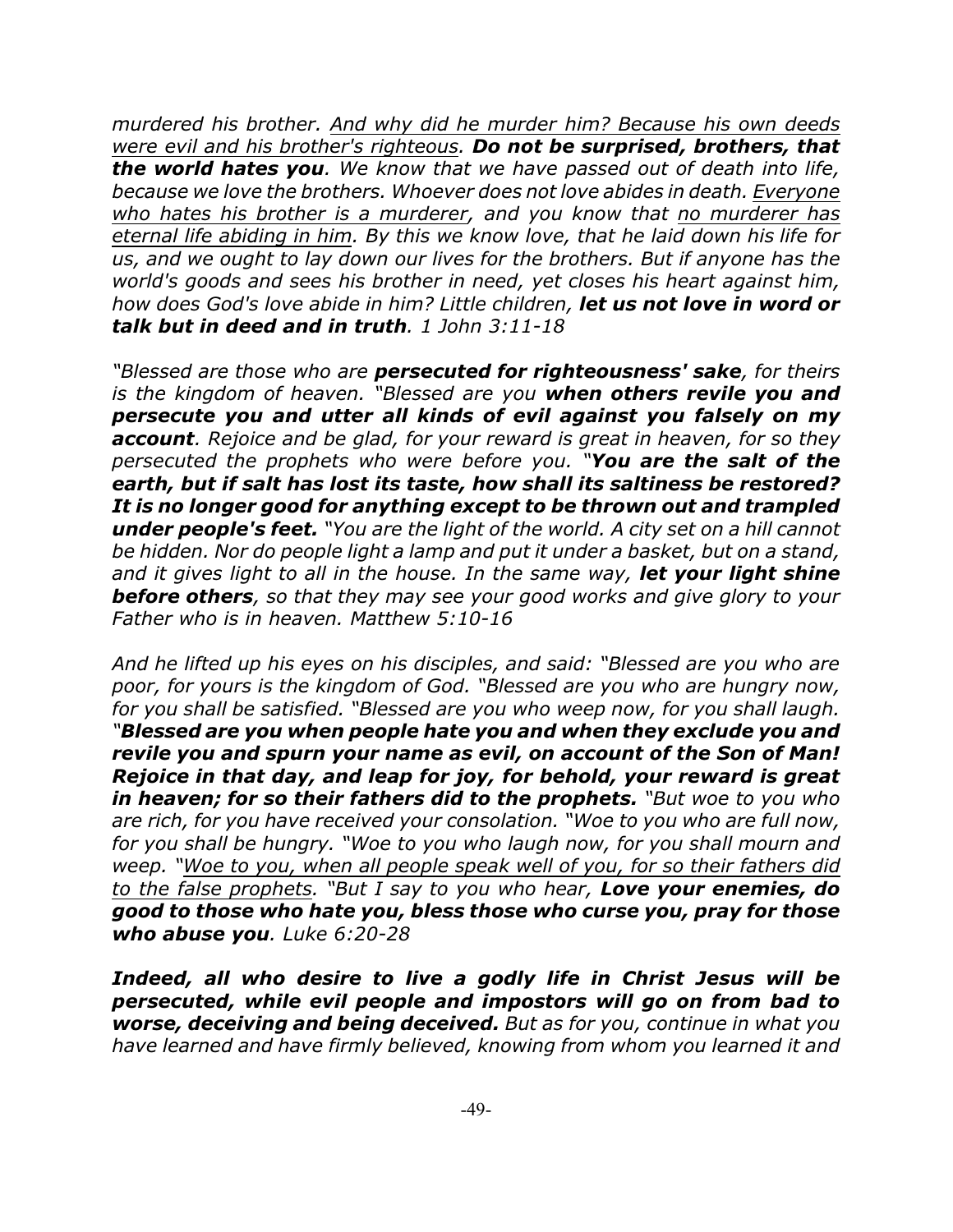*murdered his brother. <u>And why did he murder him? Because his own deeds were evil and his brother's righteous</u>.* ***Do not be surprised, brothers, that the world hates you****. We know that we have passed out of death into life, because we love the brothers. Whoever does not love abides in death. <u>Everyone who hates his brother is a murderer</u>, and you know that <u>no murderer has eternal life abiding in him</u>. By this we know love, that he laid down his life for us, and we ought to lay down our lives for the brothers. But if anyone has the world's goods and sees his brother in need, yet closes his heart against him, how does God's love abide in him? Little children,* ***let us not love in word or talk but in deed and in truth****. 1 John 3:11-18*

*"Blessed are those who are* ***persecuted for righteousness' sake****, for theirs is the kingdom of heaven. "Blessed are you* ***when others revile you and persecute you and utter all kinds of evil against you falsely on my account****. Rejoice and be glad, for your reward is great in heaven, for so they persecuted the prophets who were before you. "****You are the salt of the earth, but if salt has lost its taste, how shall its saltiness be restored? It is no longer good for anything except to be thrown out and trampled under people's feet.*** *"You are the light of the world. A city set on a hill cannot be hidden. Nor do people light a lamp and put it under a basket, but on a stand, and it gives light to all in the house. In the same way,* ***let your light shine before others****, so that they may see your good works and give glory to your Father who is in heaven. Matthew 5:10-16*

*And he lifted up his eyes on his disciples, and said: "Blessed are you who are poor, for yours is the kingdom of God. "Blessed are you who are hungry now, for you shall be satisfied. "Blessed are you who weep now, for you shall laugh. "****Blessed are you when people hate you and when they exclude you and revile you and spurn your name as evil, on account of the Son of Man! Rejoice in that day, and leap for joy, for behold, your reward is great in heaven; for so their fathers did to the prophets.*** *"But woe to you who are rich, for you have received your consolation. "Woe to you who are full now, for you shall be hungry. "Woe to you who laugh now, for you shall mourn and weep. "<u>Woe to you, when all people speak well of you, for so their fathers did to the false prophets</u>. "But I say to you who hear,* ***Love your enemies, do good to those who hate you, bless those who curse you, pray for those who abuse you****. Luke 6:20-28*

***Indeed, all who desire to live a godly life in Christ Jesus will be persecuted, while evil people and impostors will go on from bad to worse, deceiving and being deceived.*** *But as for you, continue in what you have learned and have firmly believed, knowing from whom you learned it and*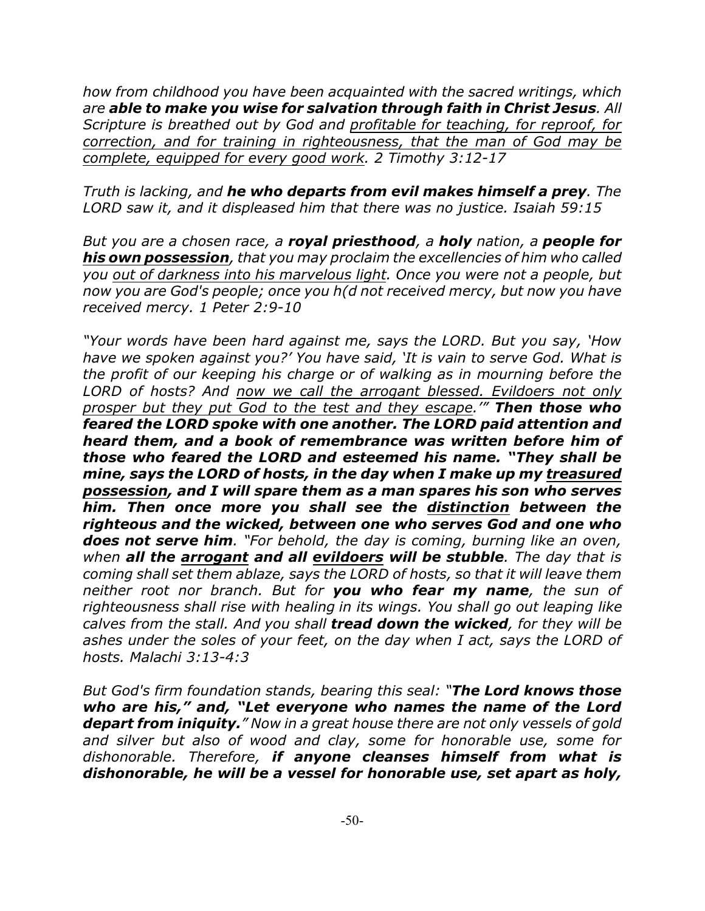*how from childhood you have been acquainted with the sacred writings, which are* ***able to make you wise for salvation through faith in Christ Jesus****. All Scripture is breathed out by God and* <u>*profitable for teaching, for reproof, for correction, and for training in righteousness, that the man of God may be complete, equipped for every good work*</u>*. 2 Timothy 3:12-17*

*Truth is lacking, and* ***he who departs from evil makes himself a prey****. The LORD saw it, and it displeased him that there was no justice. Isaiah 59:15*

*But you are a chosen race, a* ***royal priesthood****, a* ***holy*** *nation, a* ***people for*** ***<u>his own possession</u>****, that you may proclaim the excellencies of him who called you* <u>*out of darkness into his marvelous light*</u>*. Once you were not a people, but now you are God's people; once you h(d not received mercy, but now you have received mercy. 1 Peter 2:9-10*

*"Your words have been hard against me, says the LORD. But you say, 'How have we spoken against you?' You have said, 'It is vain to serve God. What is the profit of our keeping his charge or of walking as in mourning before the LORD of hosts? And* <u>*now we call the arrogant blessed. Evildoers not only prosper but they put God to the test and they escape*</u>*.'"* ***Then those who feared the LORD spoke with one another. The LORD paid attention and heard them, and a book of remembrance was written before him of those who feared the LORD and esteemed his name. "They shall be mine, says the LORD of hosts, in the day when I make up my <u>treasured possession</u>, and I will spare them as a man spares his son who serves him. Then once more you shall see the <u>distinction</u> between the righteous and the wicked, between one who serves God and one who does not serve him****. "For behold, the day is coming, burning like an oven, when* ***all the <u>arrogant</u> and all <u>evildoers</u> will be stubble****. The day that is coming shall set them ablaze, says the LORD of hosts, so that it will leave them neither root nor branch. But for* ***you who fear my name****, the sun of righteousness shall rise with healing in its wings. You shall go out leaping like calves from the stall. And you shall* ***tread down the wicked****, for they will be ashes under the soles of your feet, on the day when I act, says the LORD of hosts. Malachi 3:13-4:3*

*But God's firm foundation stands, bearing this seal: "****The Lord knows those who are his,****" and, "****Let everyone who names the name of the Lord depart from iniquity.****" Now in a great house there are not only vessels of gold and silver but also of wood and clay, some for honorable use, some for dishonorable. Therefore,* ***if anyone cleanses himself from what is dishonorable, he will be a vessel for honorable use, set apart as holy,***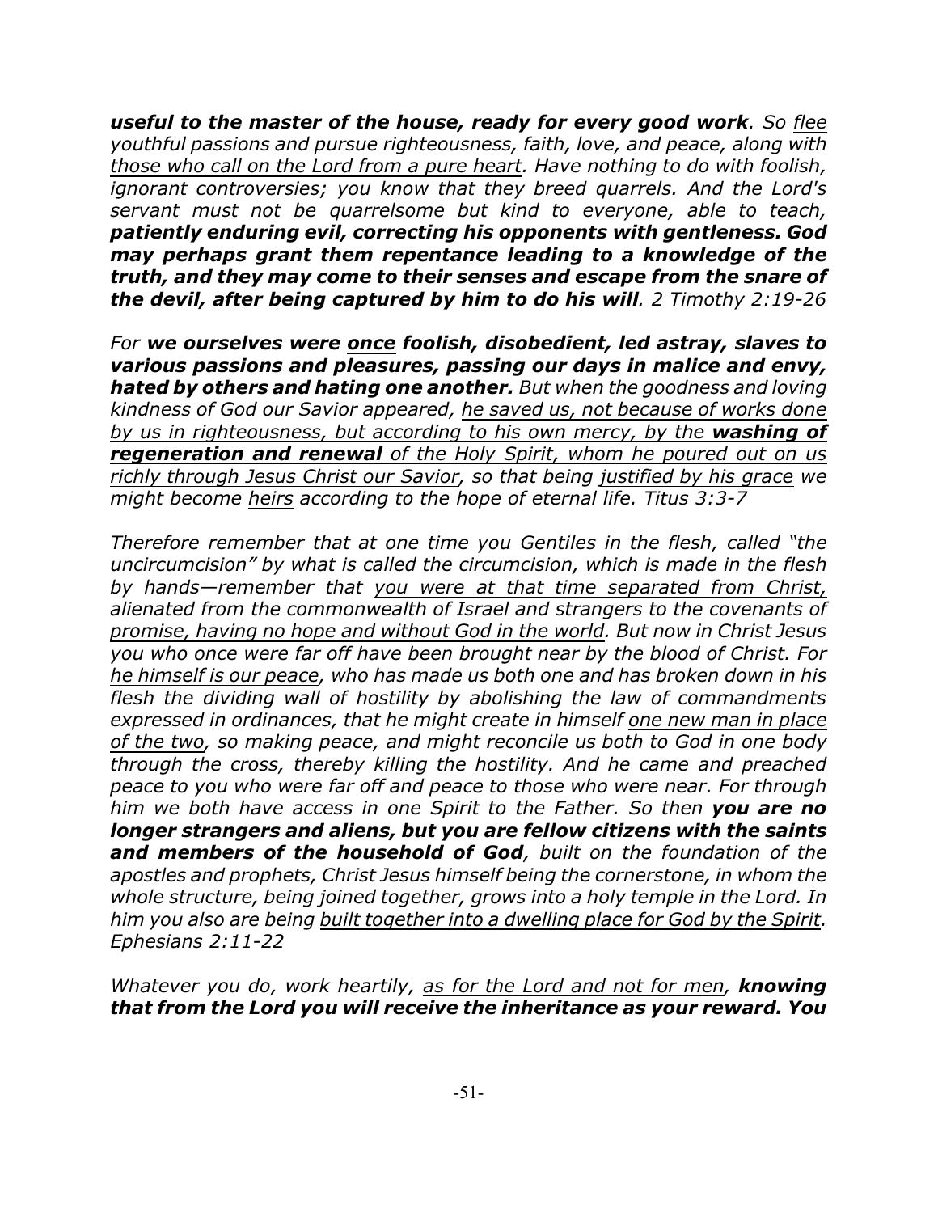***useful to the master of the house, ready for every good work**. So <u>flee youthful passions and pursue righteousness, faith, love, and peace, along with those who call on the Lord from a pure heart</u>. Have nothing to do with foolish, ignorant controversies; you know that they breed quarrels. And the Lord's servant must not be quarrelsome but kind to everyone, able to teach, **patiently enduring evil, correcting his opponents with gentleness. God may perhaps grant them repentance leading to a knowledge of the truth, and they may come to their senses and escape from the snare of the devil, after being captured by him to do his will**. 2 Timothy 2:19-26*

*For **we ourselves were <u>once</u> foolish, disobedient, led astray, slaves to various passions and pleasures, passing our days in malice and envy, hated by others and hating one another.** But when the goodness and loving kindness of God our Savior appeared, <u>he saved us, not because of works done by us in righteousness, but according to his own mercy, by the **washing of regeneration and renewal** of the Holy Spirit, whom he poured out on us richly through Jesus Christ our Savior</u>, so that being <u>justified by his grace</u> we might become <u>heirs</u> according to the hope of eternal life. Titus 3:3-7*

*Therefore remember that at one time you Gentiles in the flesh, called "the uncircumcision" by what is called the circumcision, which is made in the flesh by hands—remember that <u>you were at that time separated from Christ, alienated from the commonwealth of Israel and strangers to the covenants of promise, having no hope and without God in the world</u>. But now in Christ Jesus you who once were far off have been brought near by the blood of Christ. For <u>he himself is our peace</u>, who has made us both one and has broken down in his flesh the dividing wall of hostility by abolishing the law of commandments expressed in ordinances, that he might create in himself <u>one new man in place of the two</u>, so making peace, and might reconcile us both to God in one body through the cross, thereby killing the hostility. And he came and preached peace to you who were far off and peace to those who were near. For through him we both have access in one Spirit to the Father. So then **you are no longer strangers and aliens, but you are fellow citizens with the saints and members of the household of God**, built on the foundation of the apostles and prophets, Christ Jesus himself being the cornerstone, in whom the whole structure, being joined together, grows into a holy temple in the Lord. In him you also are being <u>built together into a dwelling place for God by the Spirit</u>. Ephesians 2:11-22*

*Whatever you do, work heartily, <u>as for the Lord and not for men</u>, **knowing that from the Lord you will receive the inheritance as your reward. You***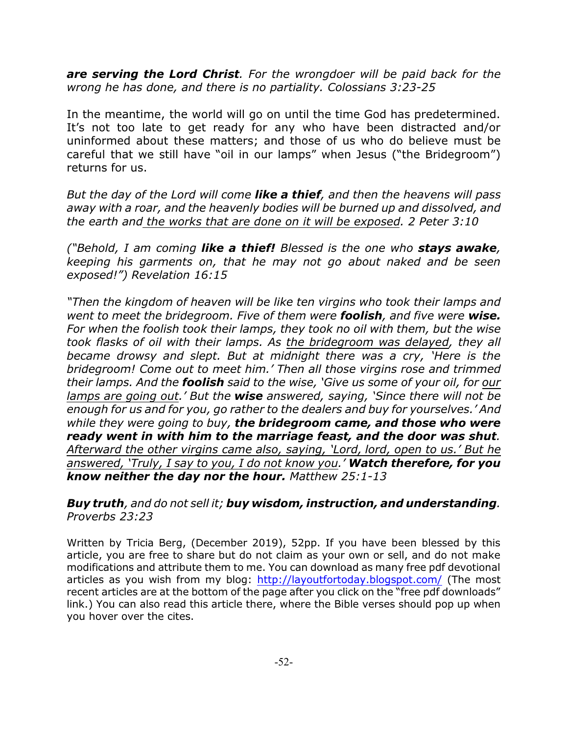***are serving the Lord Christ****. For the wrongdoer will be paid back for the wrong he has done, and there is no partiality. Colossians 3:23-25*

In the meantime, the world will go on until the time God has predetermined. It's not too late to get ready for any who have been distracted and/or uninformed about these matters; and those of us who do believe must be careful that we still have "oil in our lamps" when Jesus ("the Bridegroom") returns for us.

*But the day of the Lord will come* ***like a thief****, and then the heavens will pass away with a roar, and the heavenly bodies will be burned up and dissolved, and the earth and <u>the works that are done on it will be exposed</u>. 2 Peter 3:10*

*("Behold, I am coming* ***like a thief!*** *Blessed is the one who* ***stays awake****, keeping his garments on, that he may not go about naked and be seen exposed!") Revelation 16:15*

*"Then the kingdom of heaven will be like ten virgins who took their lamps and went to meet the bridegroom. Five of them were* ***foolish****, and five were* ***wise.*** *For when the foolish took their lamps, they took no oil with them, but the wise took flasks of oil with their lamps. As <u>the bridegroom was delayed</u>, they all became drowsy and slept. But at midnight there was a cry, 'Here is the bridegroom! Come out to meet him.' Then all those virgins rose and trimmed their lamps. And the* ***foolish*** *said to the wise, 'Give us some of your oil, for <u>our lamps are going out</u>.' But the* ***wise*** *answered, saying, 'Since there will not be enough for us and for you, go rather to the dealers and buy for yourselves.' And while they were going to buy,* ***the bridegroom came, and those who were ready went in with him to the marriage feast, and the door was shut****. <u>Afterward the other virgins came also, saying, 'Lord, lord, open to us.' But he answered, 'Truly, I say to you, I do not know you</u>.'* ***Watch therefore, for you know neither the day nor the hour.*** *Matthew 25:1-13*

***Buy truth****, and do not sell it;* ***buy wisdom, instruction, and understanding****. Proverbs 23:23*

Written by Tricia Berg, (December 2019), 52pp. If you have been blessed by this article, you are free to share but do not claim as your own or sell, and do not make modifications and attribute them to me. You can download as many free pdf devotional articles as you wish from my blog: http://layoutfortoday.blogspot.com/ (The most recent articles are at the bottom of the page after you click on the "free pdf downloads" link.) You can also read this article there, where the Bible verses should pop up when you hover over the cites.